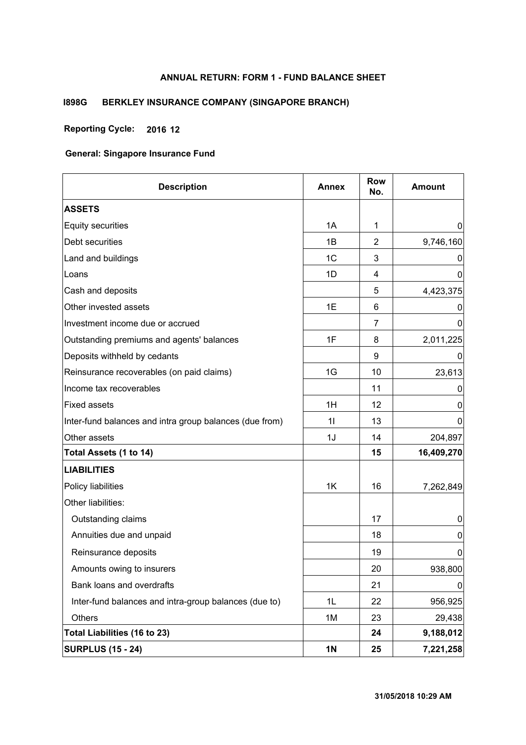# ANNUAL RETURN: FORM 1 - FUND BALANCE SHEET

## I898G BERKLEY INSURANCE COMPANY (SINGAPORE BRANCH)

**Reporting Cycle: 2016 12**

**General: Singapore Insurance Fund**

| Description | Annex | Row No. | Amount |
|---|---|---|---|
| **ASSETS** | | | |
| Equity securities | 1A | 1 | 0 |
| Debt securities | 1B | 2 | 9,746,160 |
| Land and buildings | 1C | 3 | 0 |
| Loans | 1D | 4 | 0 |
| Cash and deposits | | 5 | 4,423,375 |
| Other invested assets | 1E | 6 | 0 |
| Investment income due or accrued | | 7 | 0 |
| Outstanding premiums and agents' balances | 1F | 8 | 2,011,225 |
| Deposits withheld by cedants | | 9 | 0 |
| Reinsurance recoverables (on paid claims) | 1G | 10 | 23,613 |
| Income tax recoverables | | 11 | 0 |
| Fixed assets | 1H | 12 | 0 |
| Inter-fund balances and intra group balances (due from) | 1I | 13 | 0 |
| Other assets | 1J | 14 | 204,897 |
| **Total Assets (1 to 14)** | | **15** | **16,409,270** |
| **LIABILITIES** | | | |
| Policy liabilities | 1K | 16 | 7,262,849 |
| Other liabilities: | | | |
| Outstanding claims | | 17 | 0 |
| Annuities due and unpaid | | 18 | 0 |
| Reinsurance deposits | | 19 | 0 |
| Amounts owing to insurers | | 20 | 938,800 |
| Bank loans and overdrafts | | 21 | 0 |
| Inter-fund balances and intra-group balances (due to) | 1L | 22 | 956,925 |
| Others | 1M | 23 | 29,438 |
| **Total Liabilities (16 to 23)** | | **24** | **9,188,012** |
| **SURPLUS (15 - 24)** | **1N** | **25** | **7,221,258** |

**31/05/2018 10:29 AM**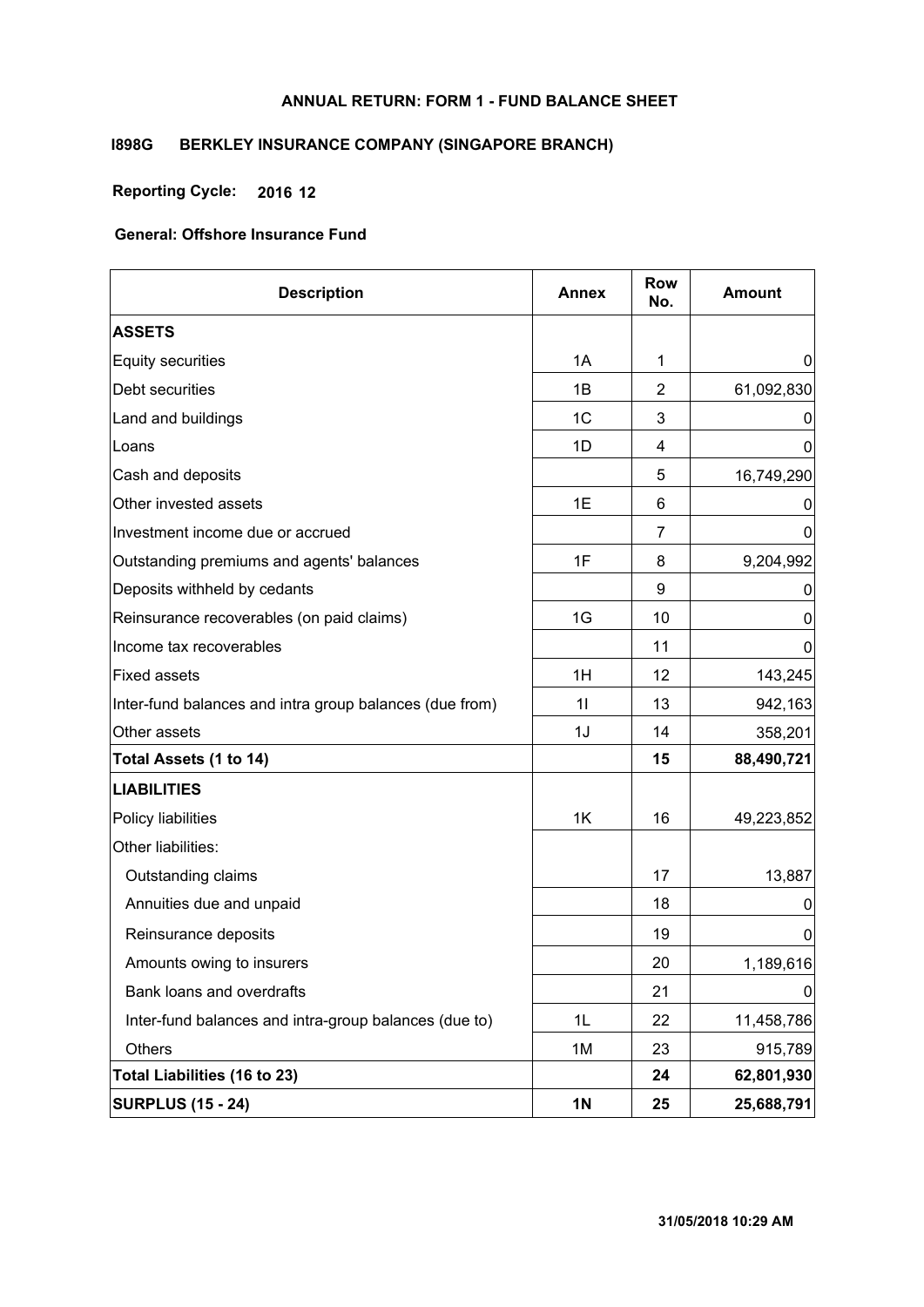# ANNUAL RETURN: FORM 1 - FUND BALANCE SHEET

## I898G BERKLEY INSURANCE COMPANY (SINGAPORE BRANCH)

**Reporting Cycle: 2016 12**

**General: Offshore Insurance Fund**

| Description | Annex | Row No. | Amount |
|---|---|---|---|
| **ASSETS** | | | |
| Equity securities | 1A | 1 | 0 |
| Debt securities | 1B | 2 | 61,092,830 |
| Land and buildings | 1C | 3 | 0 |
| Loans | 1D | 4 | 0 |
| Cash and deposits | | 5 | 16,749,290 |
| Other invested assets | 1E | 6 | 0 |
| Investment income due or accrued | | 7 | 0 |
| Outstanding premiums and agents' balances | 1F | 8 | 9,204,992 |
| Deposits withheld by cedants | | 9 | 0 |
| Reinsurance recoverables (on paid claims) | 1G | 10 | 0 |
| Income tax recoverables | | 11 | 0 |
| Fixed assets | 1H | 12 | 143,245 |
| Inter-fund balances and intra group balances (due from) | 1I | 13 | 942,163 |
| Other assets | 1J | 14 | 358,201 |
| **Total Assets (1 to 14)** | | **15** | **88,490,721** |
| **LIABILITIES** | | | |
| Policy liabilities | 1K | 16 | 49,223,852 |
| Other liabilities: | | | |
| Outstanding claims | | 17 | 13,887 |
| Annuities due and unpaid | | 18 | 0 |
| Reinsurance deposits | | 19 | 0 |
| Amounts owing to insurers | | 20 | 1,189,616 |
| Bank loans and overdrafts | | 21 | 0 |
| Inter-fund balances and intra-group balances (due to) | 1L | 22 | 11,458,786 |
| Others | 1M | 23 | 915,789 |
| **Total Liabilities (16 to 23)** | | **24** | **62,801,930** |
| **SURPLUS (15 - 24)** | **1N** | **25** | **25,688,791** |

**31/05/2018 10:29 AM**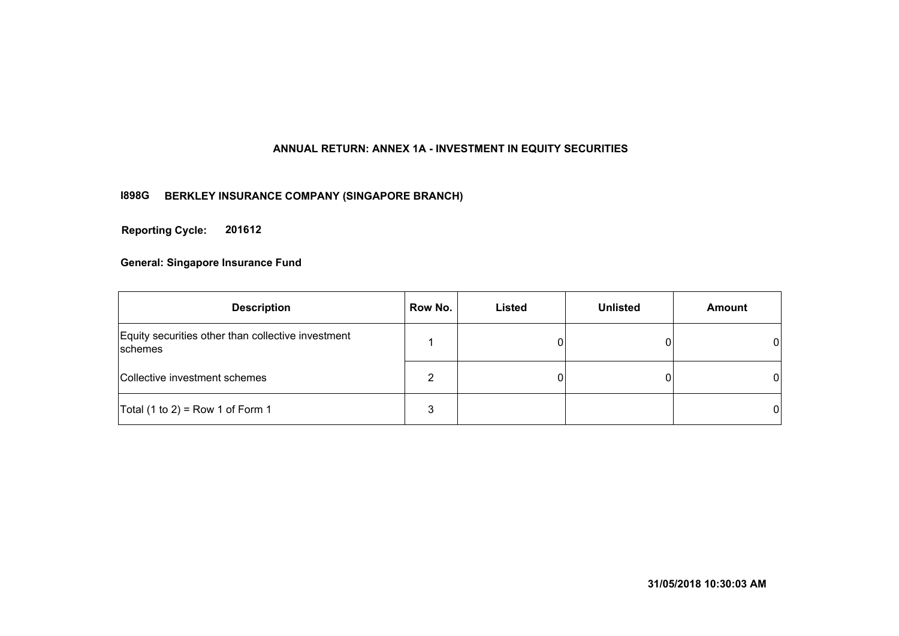# ANNUAL RETURN: ANNEX 1A - INVESTMENT IN EQUITY SECURITIES

**I898G BERKLEY INSURANCE COMPANY (SINGAPORE BRANCH)**

**Reporting Cycle: 201612**

**General: Singapore Insurance Fund**

| Description | Row No. | Listed | Unlisted | Amount |
|---|---|---|---|---|
| Equity securities other than collective investment schemes | 1 | 0 | 0 | 0 |
| Collective investment schemes | 2 | 0 | 0 | 0 |
| Total (1 to 2) = Row 1 of Form 1 | 3 | | | 0 |

**31/05/2018 10:30:03 AM**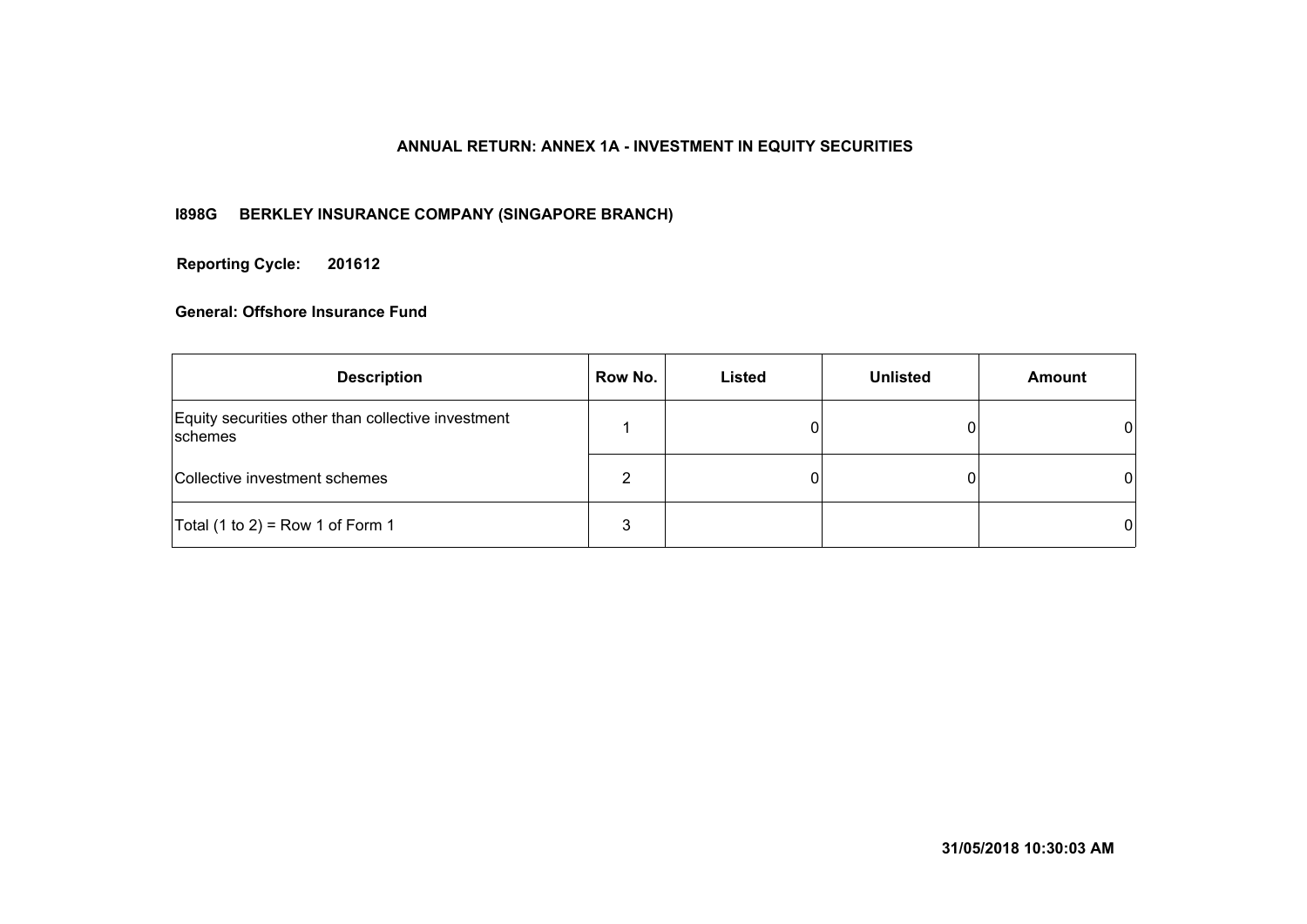**ANNUAL RETURN: ANNEX 1A - INVESTMENT IN EQUITY SECURITIES**

**I898G BERKLEY INSURANCE COMPANY (SINGAPORE BRANCH)**

**Reporting Cycle: 201612**

**General: Offshore Insurance Fund**

| Description | Row No. | Listed | Unlisted | Amount |
|---|---|---|---|---|
| Equity securities other than collective investment schemes | 1 | 0 | 0 | 0 |
| Collective investment schemes | 2 | 0 | 0 | 0 |
| Total (1 to 2) = Row 1 of Form 1 | 3 | | | 0 |

**31/05/2018 10:30:03 AM**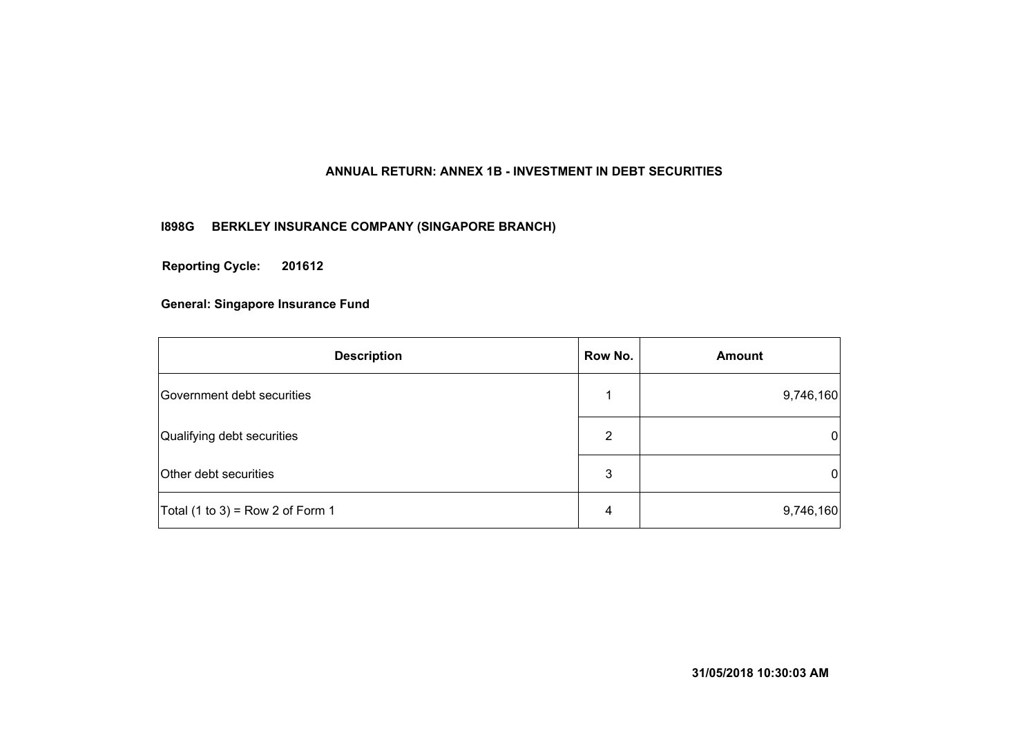# ANNUAL RETURN: ANNEX 1B - INVESTMENT IN DEBT SECURITIES

**I898G BERKLEY INSURANCE COMPANY (SINGAPORE BRANCH)**

**Reporting Cycle: 201612**

**General: Singapore Insurance Fund**

| Description | Row No. | Amount |
|---|---|---|
| Government debt securities | 1 | 9,746,160 |
| Qualifying debt securities | 2 | 0 |
| Other debt securities | 3 | 0 |
| Total (1 to 3) = Row 2 of Form 1 | 4 | 9,746,160 |

**31/05/2018 10:30:03 AM**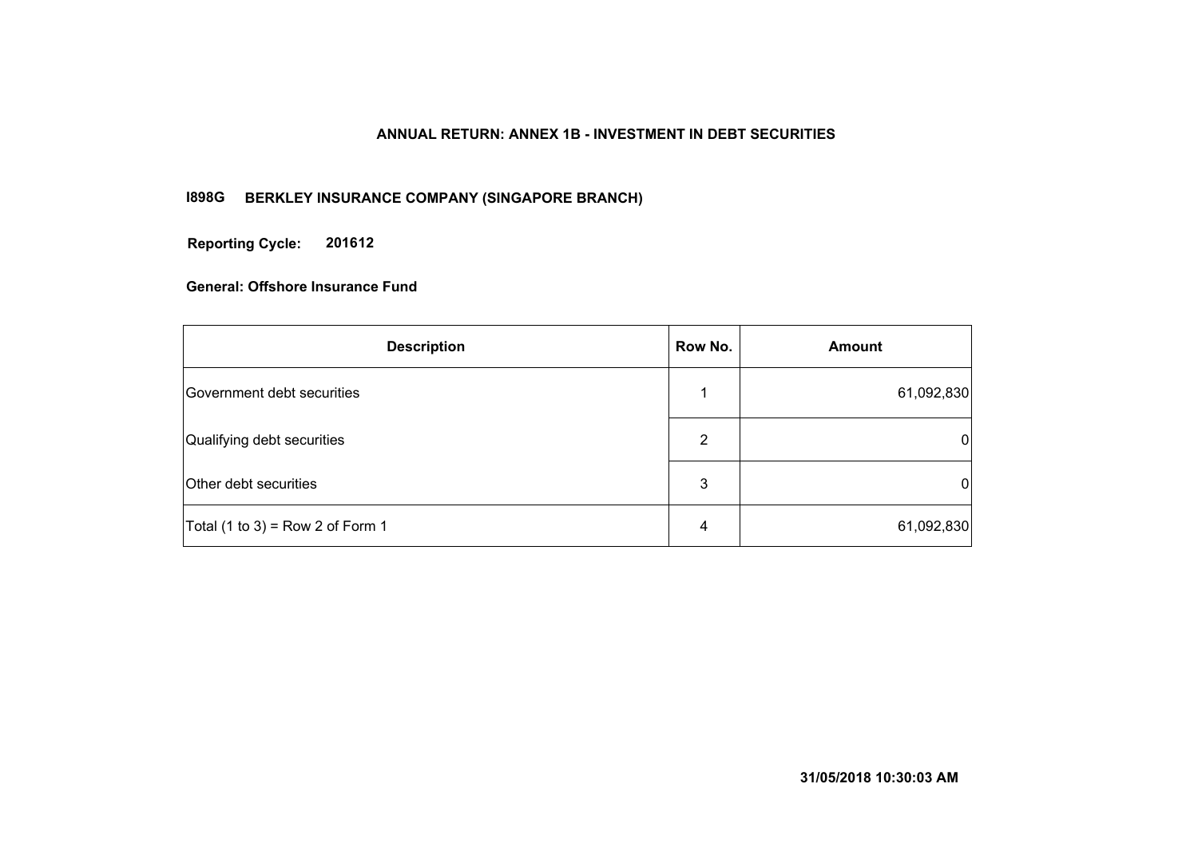# ANNUAL RETURN: ANNEX 1B - INVESTMENT IN DEBT SECURITIES

**I898G BERKLEY INSURANCE COMPANY (SINGAPORE BRANCH)**

**Reporting Cycle: 201612**

**General: Offshore Insurance Fund**

| Description | Row No. | Amount |
|---|---|---|
| Government debt securities | 1 | 61,092,830 |
| Qualifying debt securities | 2 | 0 |
| Other debt securities | 3 | 0 |
| Total (1 to 3) = Row 2 of Form 1 | 4 | 61,092,830 |

**31/05/2018 10:30:03 AM**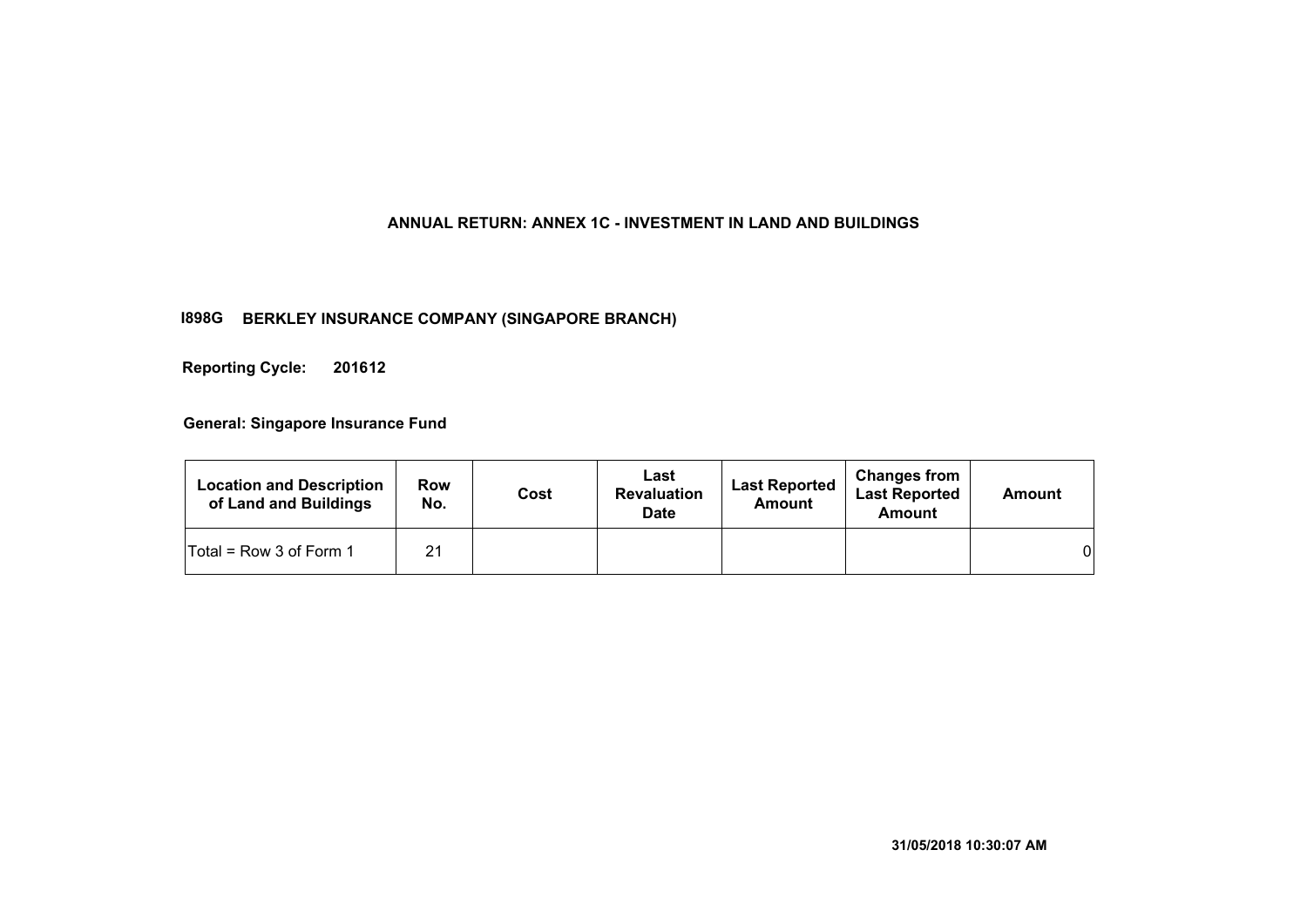# ANNUAL RETURN: ANNEX 1C - INVESTMENT IN LAND AND BUILDINGS

**I898G BERKLEY INSURANCE COMPANY (SINGAPORE BRANCH)**

**Reporting Cycle: 201612**

**General: Singapore Insurance Fund**

| Location and Description of Land and Buildings | Row No. | Cost | Last Revaluation Date | Last Reported Amount | Changes from Last Reported Amount | Amount |
|---|---|---|---|---|---|---|
| Total = Row 3 of Form 1 | 21 | | | | | 0 |

**31/05/2018 10:30:07 AM**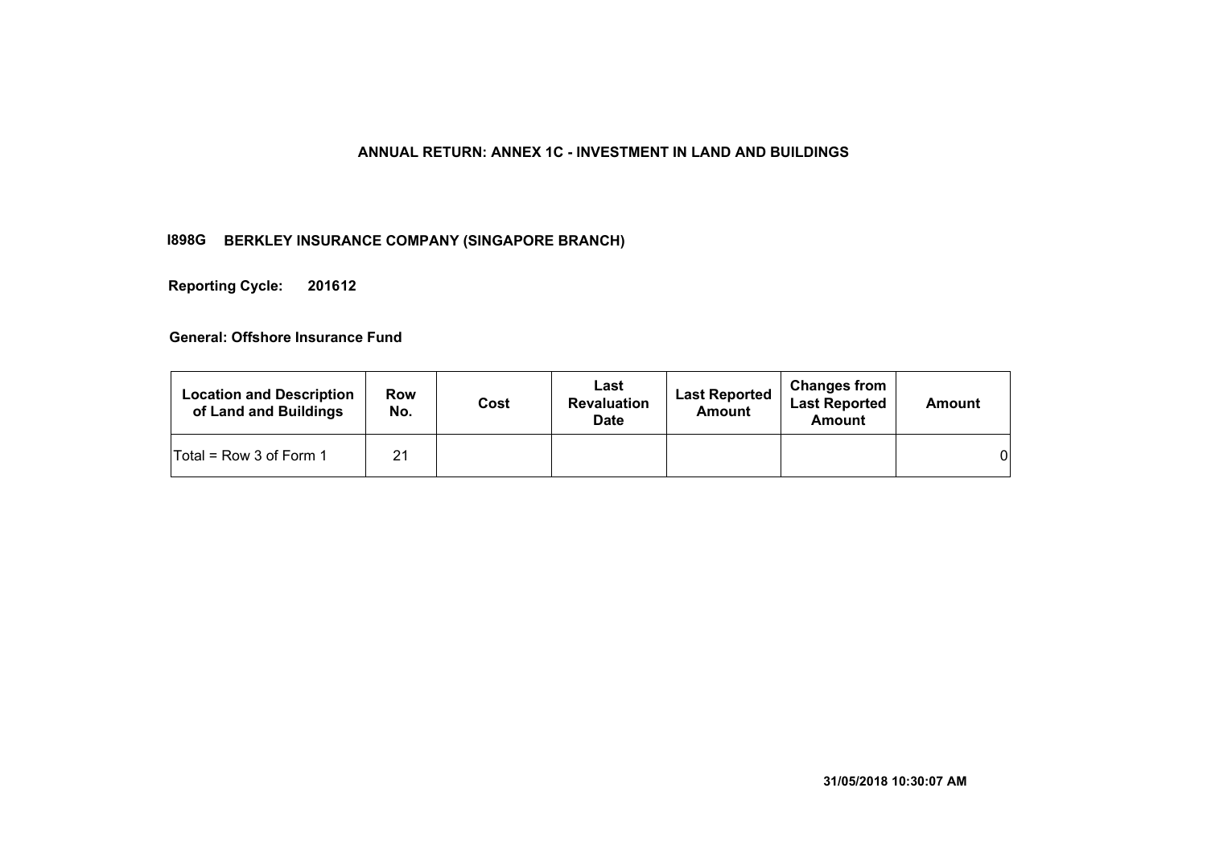## ANNUAL RETURN: ANNEX 1C - INVESTMENT IN LAND AND BUILDINGS

**I898G BERKLEY INSURANCE COMPANY (SINGAPORE BRANCH)**

**Reporting Cycle: 201612**

**General: Offshore Insurance Fund**

| Location and Description of Land and Buildings | Row No. | Cost | Last Revaluation Date | Last Reported Amount | Changes from Last Reported Amount | Amount |
|---|---|---|---|---|---|---|
| Total = Row 3 of Form 1 | 21 | | | | | 0 |

**31/05/2018 10:30:07 AM**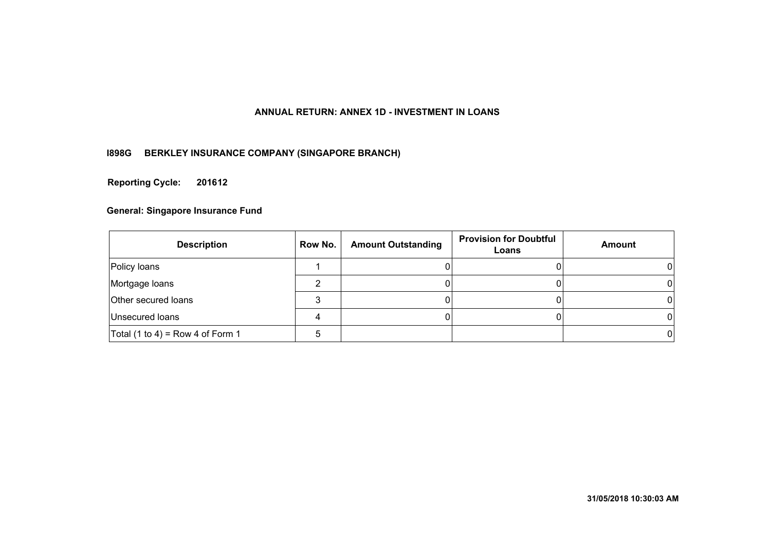# ANNUAL RETURN: ANNEX 1D - INVESTMENT IN LOANS

**I898G BERKLEY INSURANCE COMPANY (SINGAPORE BRANCH)**

**Reporting Cycle: 201612**

**General: Singapore Insurance Fund**

| Description | Row No. | Amount Outstanding | Provision for Doubtful Loans | Amount |
|---|---|---|---|---|
| Policy loans | 1 | 0 | 0 | 0 |
| Mortgage loans | 2 | 0 | 0 | 0 |
| Other secured loans | 3 | 0 | 0 | 0 |
| Unsecured loans | 4 | 0 | 0 | 0 |
| Total (1 to 4) = Row 4 of Form 1 | 5 | | | 0 |

**31/05/2018 10:30:03 AM**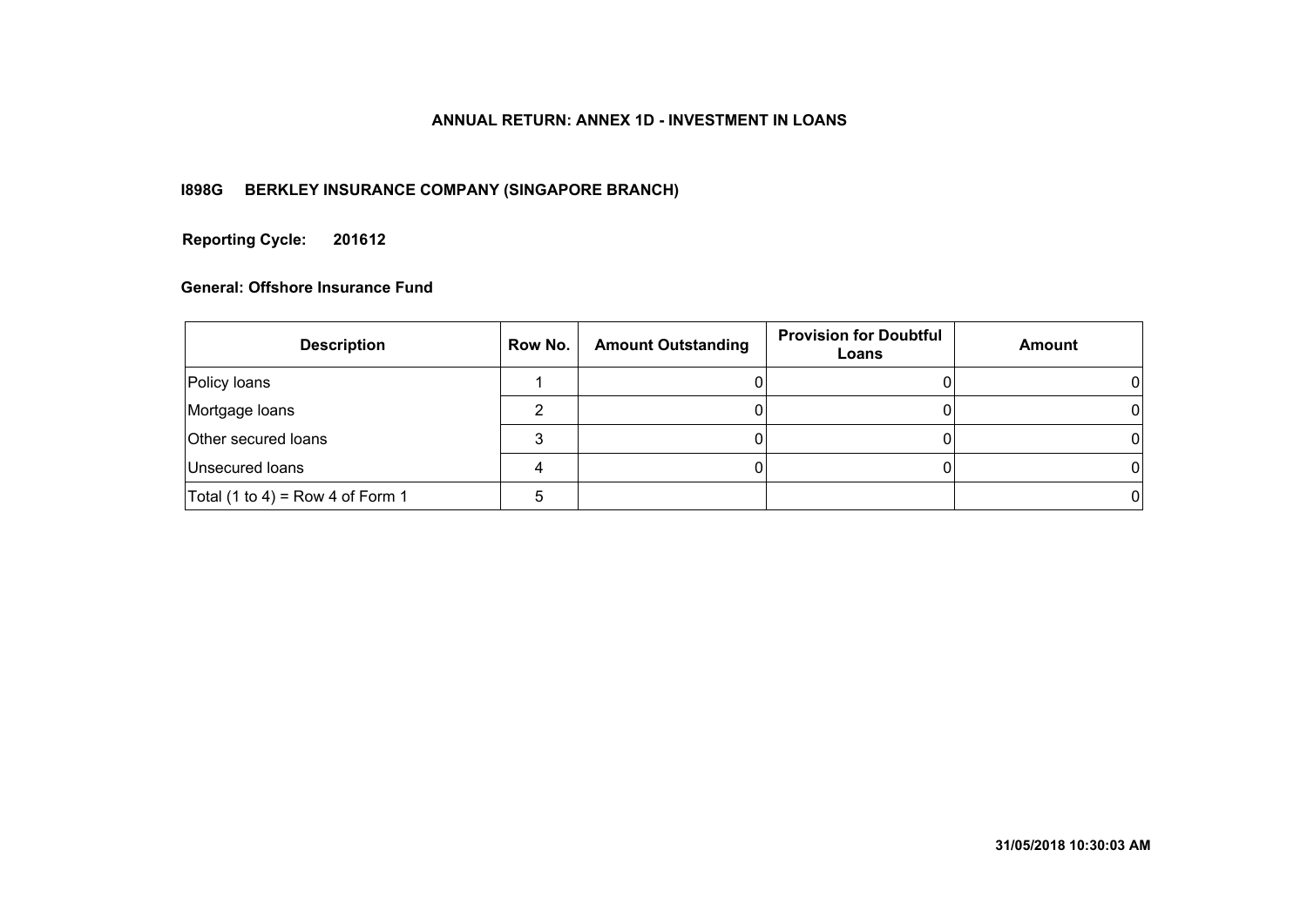# ANNUAL RETURN: ANNEX 1D - INVESTMENT IN LOANS

**I898G BERKLEY INSURANCE COMPANY (SINGAPORE BRANCH)**

**Reporting Cycle: 201612**

**General: Offshore Insurance Fund**

| Description | Row No. | Amount Outstanding | Provision for Doubtful Loans | Amount |
|---|---|---|---|---|
| Policy loans | 1 | 0 | 0 | 0 |
| Mortgage loans | 2 | 0 | 0 | 0 |
| Other secured loans | 3 | 0 | 0 | 0 |
| Unsecured loans | 4 | 0 | 0 | 0 |
| Total (1 to 4) = Row 4 of Form 1 | 5 | | | 0 |

**31/05/2018 10:30:03 AM**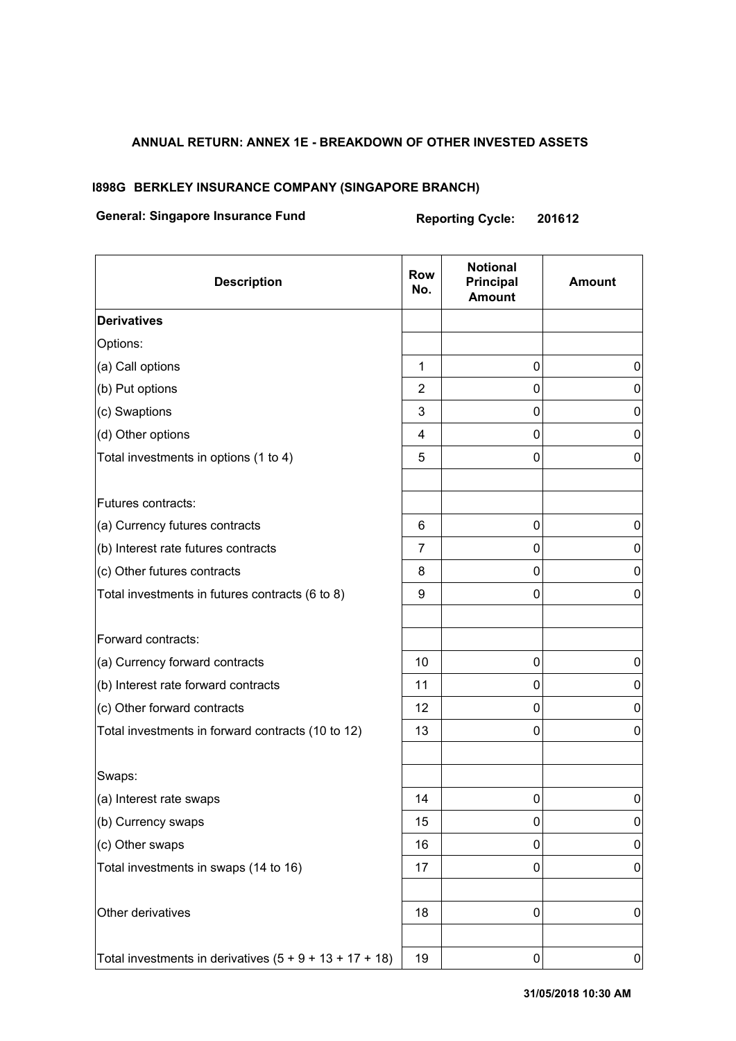**ANNUAL RETURN: ANNEX 1E - BREAKDOWN OF OTHER INVESTED ASSETS**

**I898G BERKLEY INSURANCE COMPANY (SINGAPORE BRANCH)**

**General: Singapore Insurance Fund** **Reporting Cycle: 201612**

| Description | Row No. | Notional Principal Amount | Amount |
|---|---|---|---|
| **Derivatives** | | | |
| Options: | | | |
| (a) Call options | 1 | 0 | 0 |
| (b) Put options | 2 | 0 | 0 |
| (c) Swaptions | 3 | 0 | 0 |
| (d) Other options | 4 | 0 | 0 |
| Total investments in options (1 to 4) | 5 | 0 | 0 |
| | | | |
| Futures contracts: | | | |
| (a) Currency futures contracts | 6 | 0 | 0 |
| (b) Interest rate futures contracts | 7 | 0 | 0 |
| (c) Other futures contracts | 8 | 0 | 0 |
| Total investments in futures contracts (6 to 8) | 9 | 0 | 0 |
| | | | |
| Forward contracts: | | | |
| (a) Currency forward contracts | 10 | 0 | 0 |
| (b) Interest rate forward contracts | 11 | 0 | 0 |
| (c) Other forward contracts | 12 | 0 | 0 |
| Total investments in forward contracts (10 to 12) | 13 | 0 | 0 |
| | | | |
| Swaps: | | | |
| (a) Interest rate swaps | 14 | 0 | 0 |
| (b) Currency swaps | 15 | 0 | 0 |
| (c) Other swaps | 16 | 0 | 0 |
| Total investments in swaps (14 to 16) | 17 | 0 | 0 |
| | | | |
| Other derivatives | 18 | 0 | 0 |
| | | | |
| Total investments in derivatives (5 + 9 + 13 + 17 + 18) | 19 | 0 | 0 |

**31/05/2018 10:30 AM**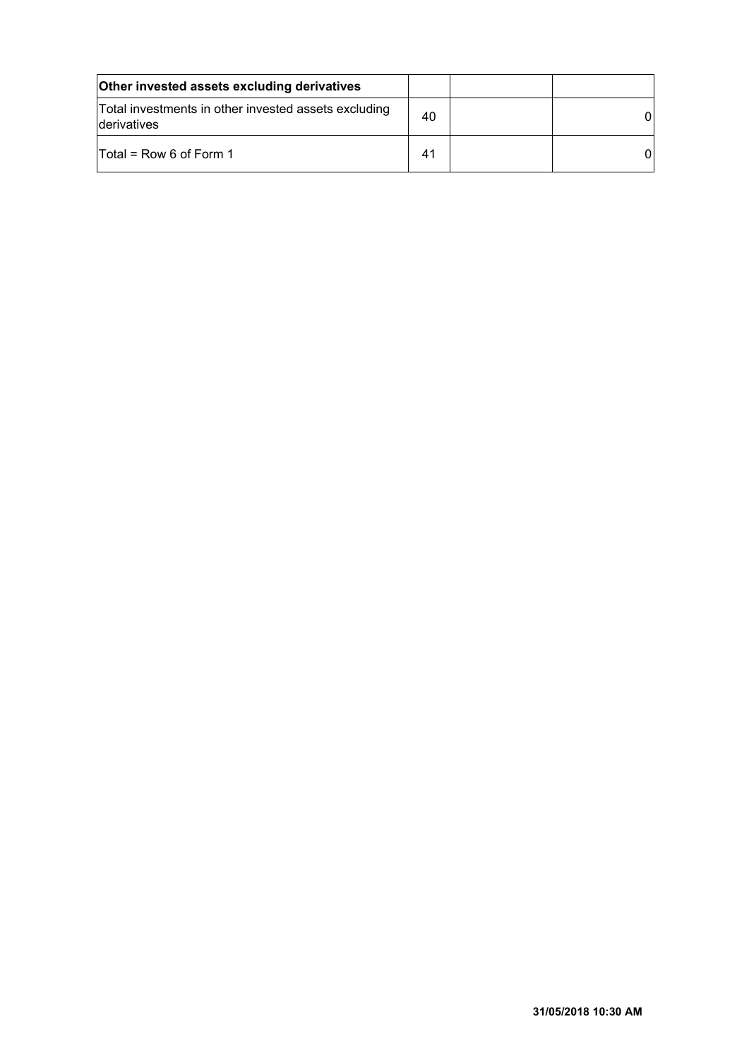| Other invested assets excluding derivatives | | | |
|---|---|---|---|
| Total investments in other invested assets excluding derivatives | 40 | | 0 |
| Total = Row 6 of Form 1 | 41 | | 0 |

**31/05/2018 10:30 AM**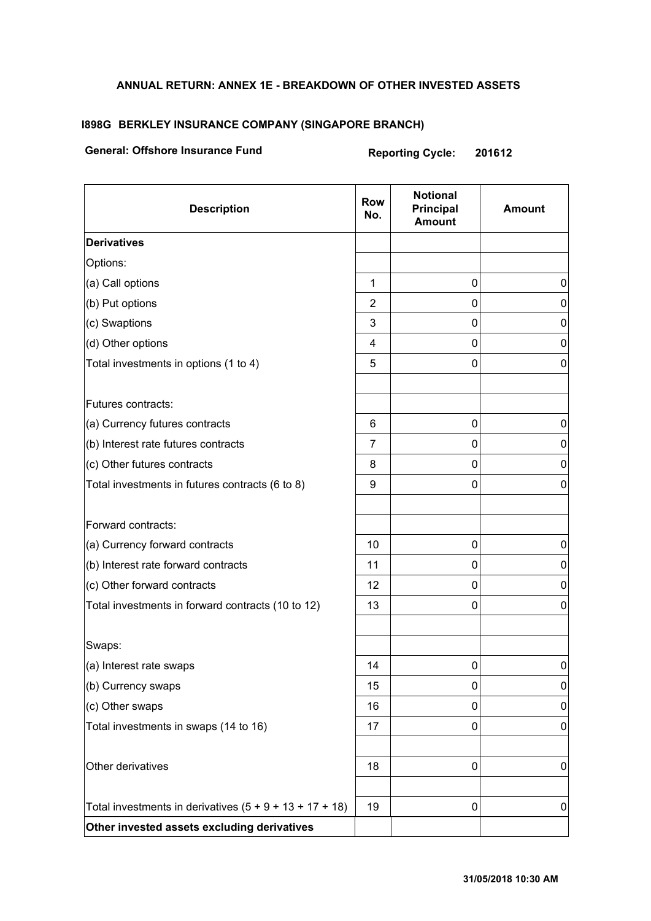### ANNUAL RETURN: ANNEX 1E - BREAKDOWN OF OTHER INVESTED ASSETS

**I898G BERKLEY INSURANCE COMPANY (SINGAPORE BRANCH)**

**General: Offshore Insurance Fund** **Reporting Cycle: 201612**

| Description | Row No. | Notional Principal Amount | Amount |
|---|---|---|---|
| **Derivatives** | | | |
| Options: | | | |
| (a) Call options | 1 | 0 | 0 |
| (b) Put options | 2 | 0 | 0 |
| (c) Swaptions | 3 | 0 | 0 |
| (d) Other options | 4 | 0 | 0 |
| Total investments in options (1 to 4) | 5 | 0 | 0 |
| | | | |
| Futures contracts: | | | |
| (a) Currency futures contracts | 6 | 0 | 0 |
| (b) Interest rate futures contracts | 7 | 0 | 0 |
| (c) Other futures contracts | 8 | 0 | 0 |
| Total investments in futures contracts (6 to 8) | 9 | 0 | 0 |
| | | | |
| Forward contracts: | | | |
| (a) Currency forward contracts | 10 | 0 | 0 |
| (b) Interest rate forward contracts | 11 | 0 | 0 |
| (c) Other forward contracts | 12 | 0 | 0 |
| Total investments in forward contracts (10 to 12) | 13 | 0 | 0 |
| | | | |
| Swaps: | | | |
| (a) Interest rate swaps | 14 | 0 | 0 |
| (b) Currency swaps | 15 | 0 | 0 |
| (c) Other swaps | 16 | 0 | 0 |
| Total investments in swaps (14 to 16) | 17 | 0 | 0 |
| | | | |
| Other derivatives | 18 | 0 | 0 |
| | | | |
| Total investments in derivatives (5 + 9 + 13 + 17 + 18) | 19 | 0 | 0 |
| **Other invested assets excluding derivatives** | | | |

31/05/2018 10:30 AM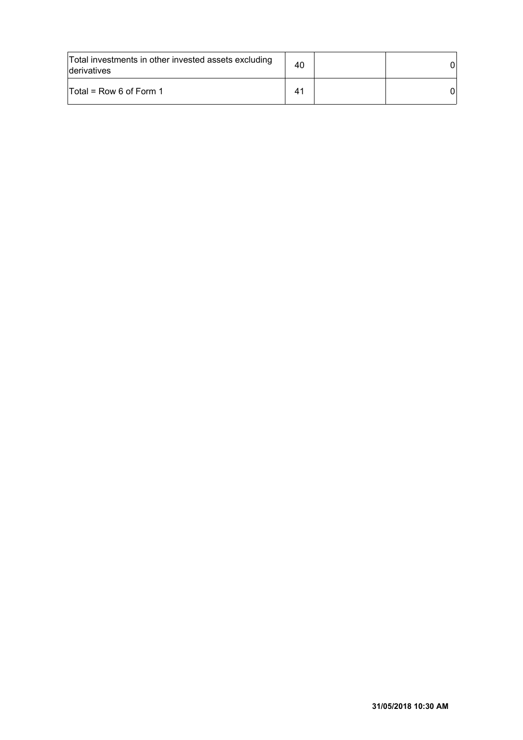| | | | |
|---|---|---|---|
| Total investments in other invested assets excluding derivatives | 40 | | 0 |
| Total = Row 6 of Form 1 | 41 | | 0 |

31/05/2018 10:30 AM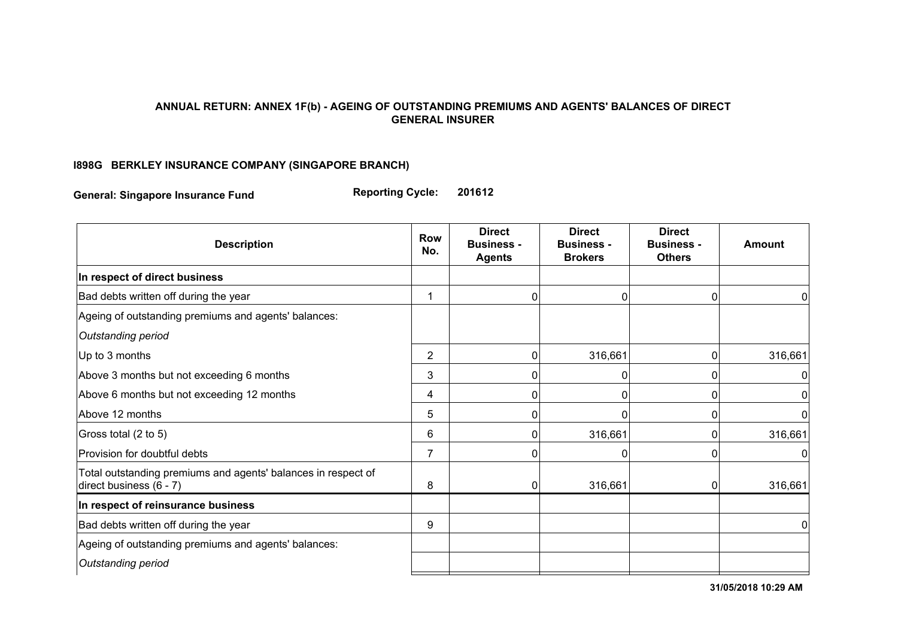## ANNUAL RETURN: ANNEX 1F(b) - AGEING OF OUTSTANDING PREMIUMS AND AGENTS' BALANCES OF DIRECT GENERAL INSURER

**I898G BERKLEY INSURANCE COMPANY (SINGAPORE BRANCH)**

**General: Singapore Insurance Fund** **Reporting Cycle: 201612**

| Description | Row No. | Direct Business - Agents | Direct Business - Brokers | Direct Business - Others | Amount |
|---|---|---|---|---|---|
| **In respect of direct business** | | | | | |
| Bad debts written off during the year | 1 | 0 | 0 | 0 | 0 |
| Ageing of outstanding premiums and agents' balances: | | | | | |
| *Outstanding period* | | | | | |
| Up to 3 months | 2 | 0 | 316,661 | 0 | 316,661 |
| Above 3 months but not exceeding 6 months | 3 | 0 | 0 | 0 | 0 |
| Above 6 months but not exceeding 12 months | 4 | 0 | 0 | 0 | 0 |
| Above 12 months | 5 | 0 | 0 | 0 | 0 |
| Gross total (2 to 5) | 6 | 0 | 316,661 | 0 | 316,661 |
| Provision for doubtful debts | 7 | 0 | 0 | 0 | 0 |
| Total outstanding premiums and agents' balances in respect of direct business (6 - 7) | 8 | 0 | 316,661 | 0 | 316,661 |
| **In respect of reinsurance business** | | | | | |
| Bad debts written off during the year | 9 | | | | 0 |
| Ageing of outstanding premiums and agents' balances: | | | | | |
| *Outstanding period* | | | | | |

31/05/2018 10:29 AM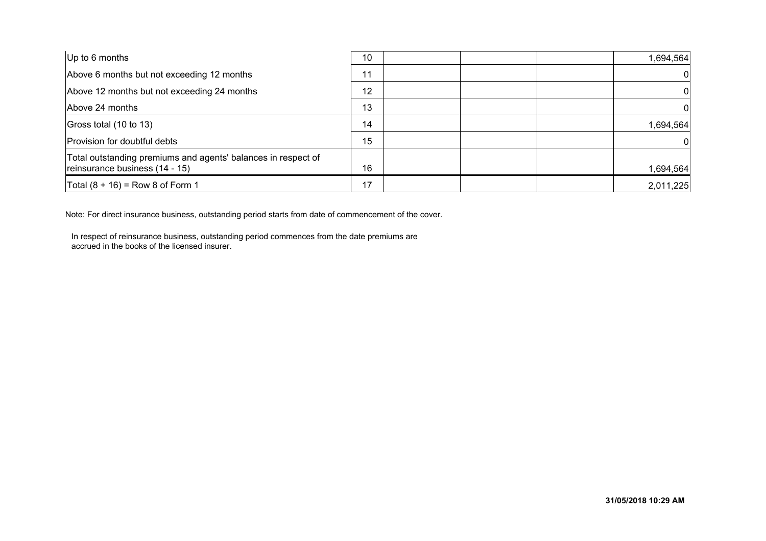| | | | | | |
|---|---|---|---|---|---|
| Up to 6 months | 10 | | | | 1,694,564 |
| Above 6 months but not exceeding 12 months | 11 | | | | 0 |
| Above 12 months but not exceeding 24 months | 12 | | | | 0 |
| Above 24 months | 13 | | | | 0 |
| Gross total (10 to 13) | 14 | | | | 1,694,564 |
| Provision for doubtful debts | 15 | | | | 0 |
| Total outstanding premiums and agents' balances in respect of reinsurance business (14 - 15) | 16 | | | | 1,694,564 |
| Total (8 + 16) = Row 8 of Form 1 | 17 | | | | 2,011,225 |

Note: For direct insurance business, outstanding period starts from date of commencement of the cover.

In respect of reinsurance business, outstanding period commences from the date premiums are accrued in the books of the licensed insurer.

**31/05/2018 10:29 AM**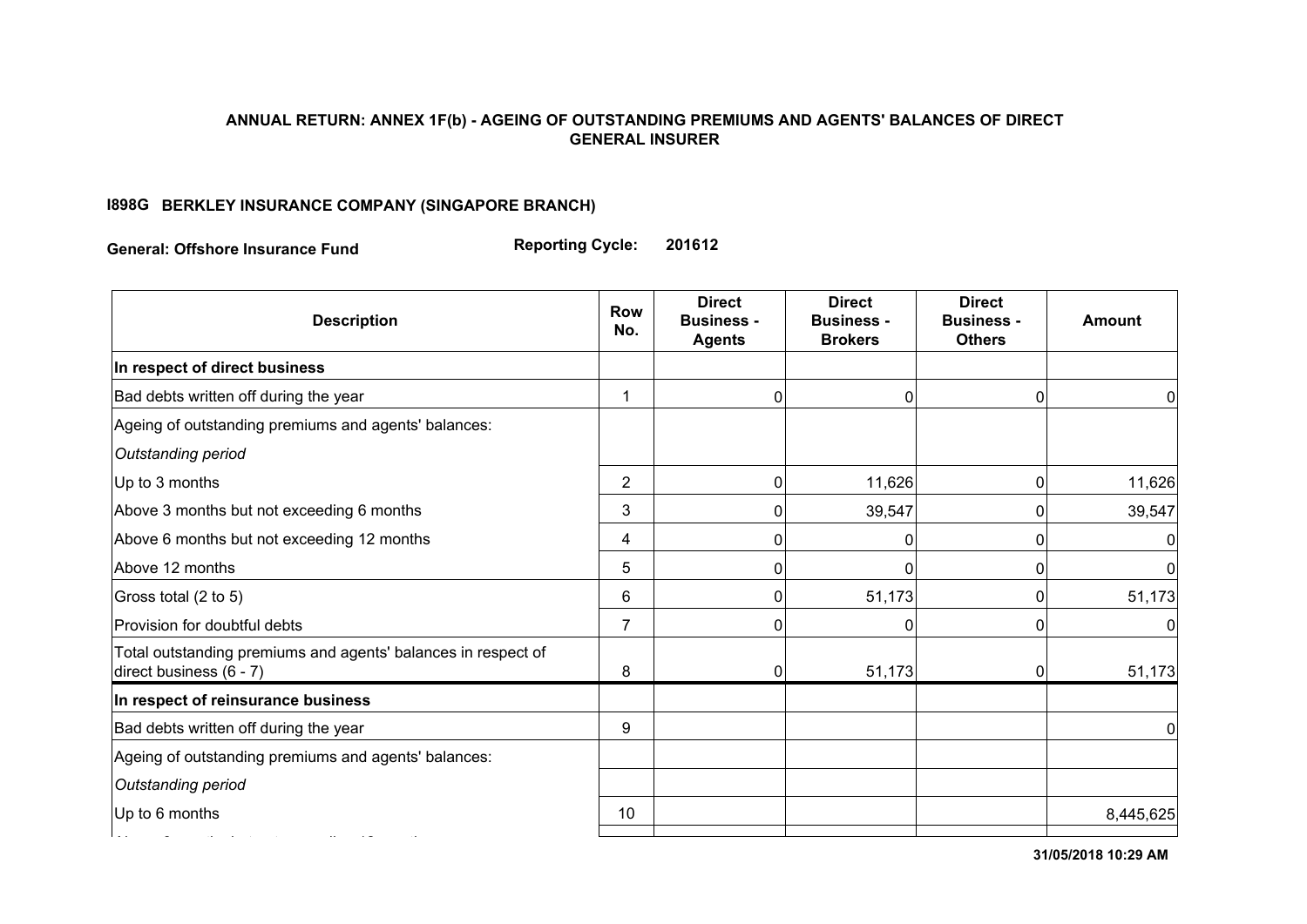**ANNUAL RETURN: ANNEX 1F(b) - AGEING OF OUTSTANDING PREMIUMS AND AGENTS' BALANCES OF DIRECT GENERAL INSURER**

**I898G BERKLEY INSURANCE COMPANY (SINGAPORE BRANCH)**

**General: Offshore Insurance Fund** **Reporting Cycle: 201612**

| Description | Row No. | Direct Business - Agents | Direct Business - Brokers | Direct Business - Others | Amount |
|---|---|---|---|---|---|
| **In respect of direct business** | | | | | |
| Bad debts written off during the year | 1 | 0 | 0 | 0 | 0 |
| Ageing of outstanding premiums and agents' balances: | | | | | |
| *Outstanding period* | | | | | |
| Up to 3 months | 2 | 0 | 11,626 | 0 | 11,626 |
| Above 3 months but not exceeding 6 months | 3 | 0 | 39,547 | 0 | 39,547 |
| Above 6 months but not exceeding 12 months | 4 | 0 | 0 | 0 | 0 |
| Above 12 months | 5 | 0 | 0 | 0 | 0 |
| Gross total (2 to 5) | 6 | 0 | 51,173 | 0 | 51,173 |
| Provision for doubtful debts | 7 | 0 | 0 | 0 | 0 |
| Total outstanding premiums and agents' balances in respect of direct business (6 - 7) | 8 | 0 | 51,173 | 0 | 51,173 |
| **In respect of reinsurance business** | | | | | |
| Bad debts written off during the year | 9 | | | | 0 |
| Ageing of outstanding premiums and agents' balances: | | | | | |
| *Outstanding period* | | | | | |
| Up to 6 months | 10 | | | | 8,445,625 |

31/05/2018 10:29 AM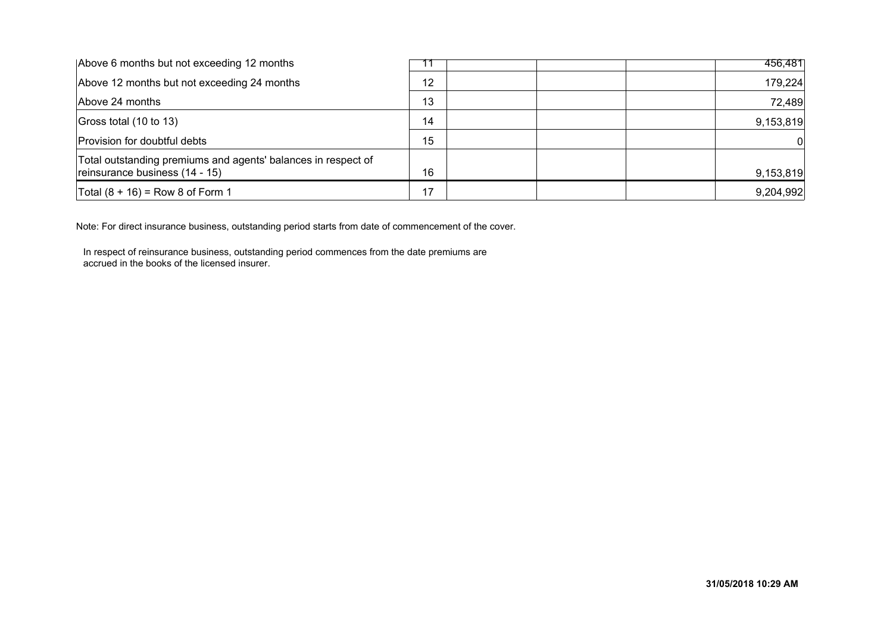| | | | | | |
|---|---|---|---|---|---|
| Above 6 months but not exceeding 12 months | 11 | | | | 456,481 |
| Above 12 months but not exceeding 24 months | 12 | | | | 179,224 |
| Above 24 months | 13 | | | | 72,489 |
| Gross total (10 to 13) | 14 | | | | 9,153,819 |
| Provision for doubtful debts | 15 | | | | 0 |
| Total outstanding premiums and agents' balances in respect of reinsurance business (14 - 15) | 16 | | | | 9,153,819 |
| Total (8 + 16) = Row 8 of Form 1 | 17 | | | | 9,204,992 |

Note: For direct insurance business, outstanding period starts from date of commencement of the cover.

In respect of reinsurance business, outstanding period commences from the date premiums are accrued in the books of the licensed insurer.

**31/05/2018 10:29 AM**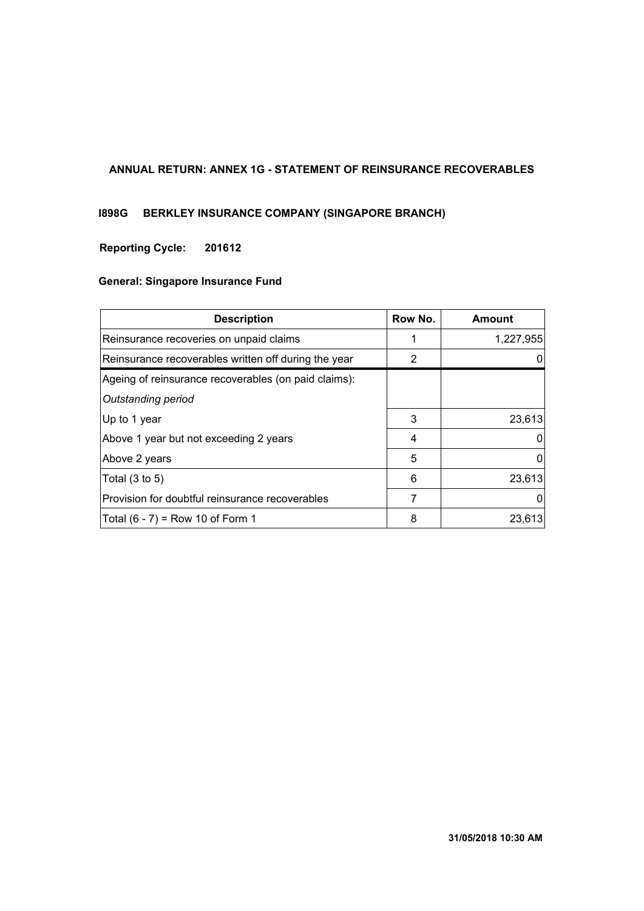**ANNUAL RETURN: ANNEX 1G - STATEMENT OF REINSURANCE RECOVERABLES**

**I898G BERKLEY INSURANCE COMPANY (SINGAPORE BRANCH)**

**Reporting Cycle: 201612**

**General: Singapore Insurance Fund**

| Description | Row No. | Amount |
|---|---|---|
| Reinsurance recoveries on unpaid claims | 1 | 1,227,955 |
| Reinsurance recoverables written off during the year | 2 | 0 |
| Ageing of reinsurance recoverables (on paid claims): | | |
| *Outstanding period* | | |
| Up to 1 year | 3 | 23,613 |
| Above 1 year but not exceeding 2 years | 4 | 0 |
| Above 2 years | 5 | 0 |
| Total (3 to 5) | 6 | 23,613 |
| Provision for doubtful reinsurance recoverables | 7 | 0 |
| Total (6 - 7) = Row 10 of Form 1 | 8 | 23,613 |

**31/05/2018 10:30 AM**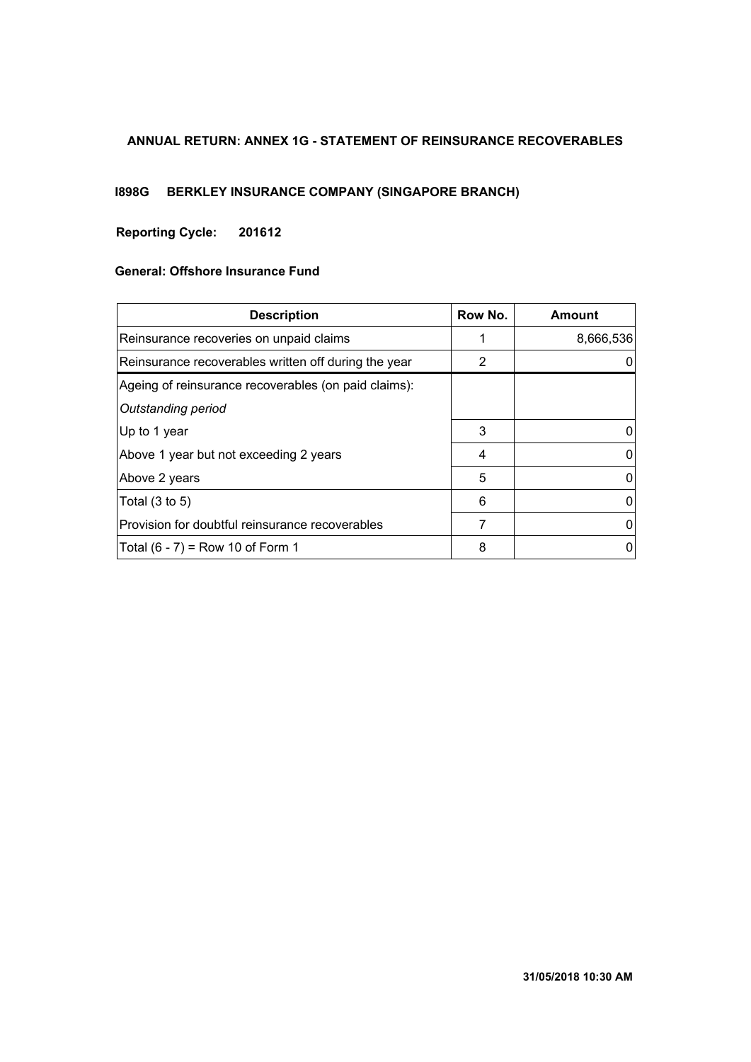# ANNUAL RETURN: ANNEX 1G - STATEMENT OF REINSURANCE RECOVERABLES

## I898G BERKLEY INSURANCE COMPANY (SINGAPORE BRANCH)

**Reporting Cycle: 201612**

**General: Offshore Insurance Fund**

| Description | Row No. | Amount |
|---|---|---|
| Reinsurance recoveries on unpaid claims | 1 | 8,666,536 |
| Reinsurance recoverables written off during the year | 2 | 0 |
| Ageing of reinsurance recoverables (on paid claims): | | |
| *Outstanding period* | | |
| Up to 1 year | 3 | 0 |
| Above 1 year but not exceeding 2 years | 4 | 0 |
| Above 2 years | 5 | 0 |
| Total (3 to 5) | 6 | 0 |
| Provision for doubtful reinsurance recoverables | 7 | 0 |
| Total (6 - 7) = Row 10 of Form 1 | 8 | 0 |

31/05/2018 10:30 AM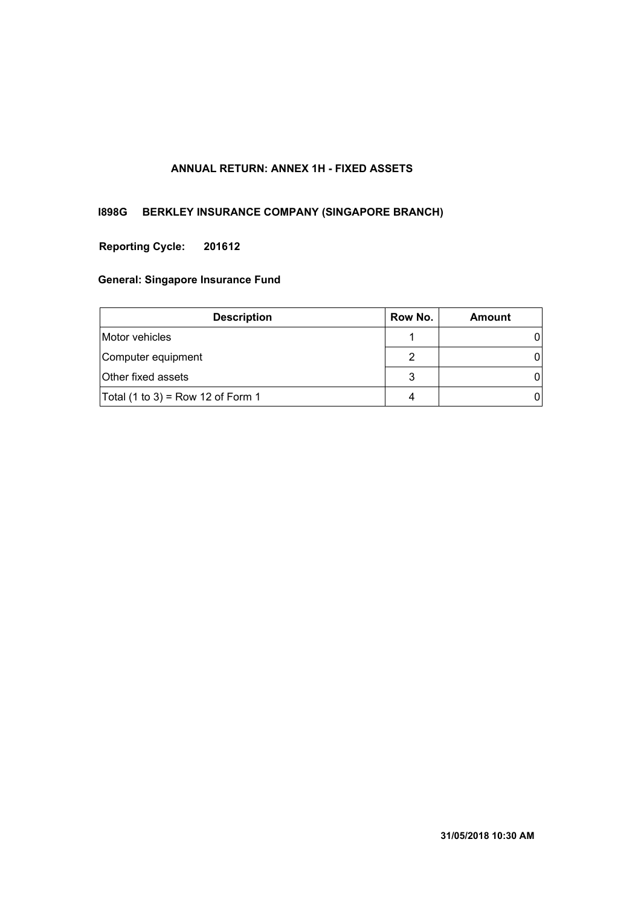## ANNUAL RETURN: ANNEX 1H - FIXED ASSETS

**I898G BERKLEY INSURANCE COMPANY (SINGAPORE BRANCH)**

**Reporting Cycle: 201612**

**General: Singapore Insurance Fund**

| Description | Row No. | Amount |
|---|---|---|
| Motor vehicles | 1 | 0 |
| Computer equipment | 2 | 0 |
| Other fixed assets | 3 | 0 |
| Total (1 to 3) = Row 12 of Form 1 | 4 | 0 |

**31/05/2018 10:30 AM**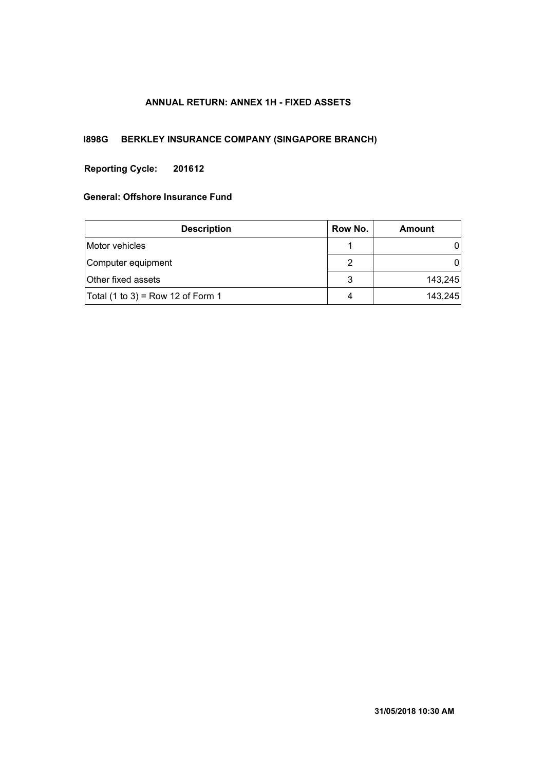## ANNUAL RETURN: ANNEX 1H - FIXED ASSETS

**I898G BERKLEY INSURANCE COMPANY (SINGAPORE BRANCH)**

**Reporting Cycle: 201612**

**General: Offshore Insurance Fund**

| Description | Row No. | Amount |
|---|---|---|
| Motor vehicles | 1 | 0 |
| Computer equipment | 2 | 0 |
| Other fixed assets | 3 | 143,245 |
| Total (1 to 3) = Row 12 of Form 1 | 4 | 143,245 |

**31/05/2018 10:30 AM**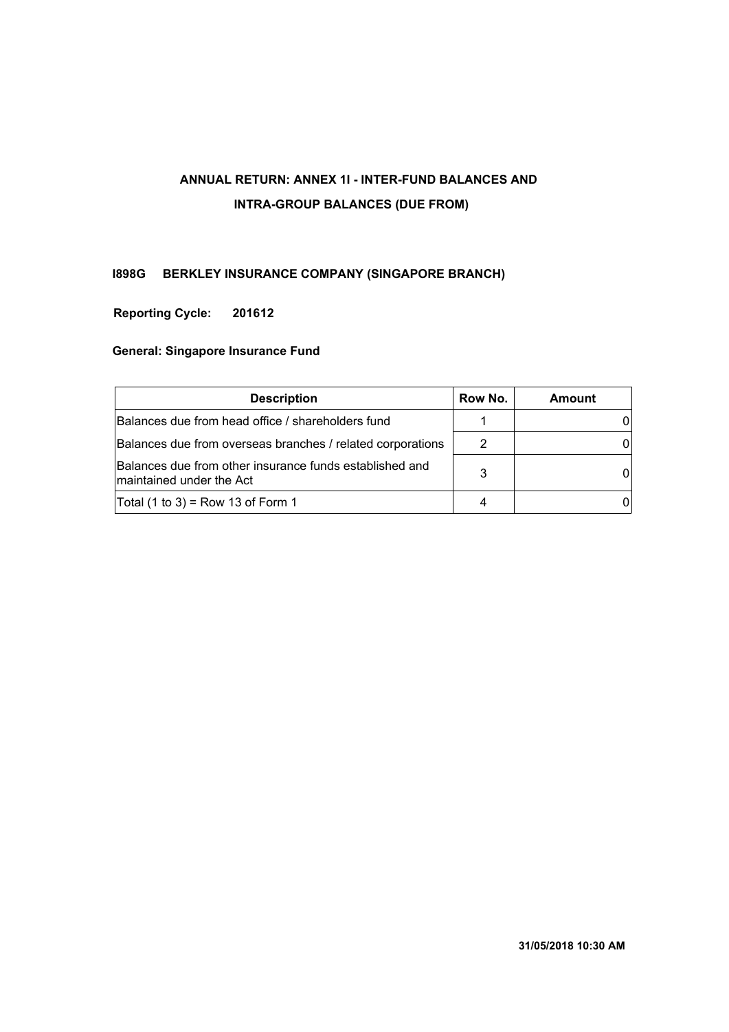# ANNUAL RETURN: ANNEX 1I - INTER-FUND BALANCES AND INTRA-GROUP BALANCES (DUE FROM)

**I898G BERKLEY INSURANCE COMPANY (SINGAPORE BRANCH)**

**Reporting Cycle: 201612**

**General: Singapore Insurance Fund**

| Description | Row No. | Amount |
|---|---|---|
| Balances due from head office / shareholders fund | 1 | 0 |
| Balances due from overseas branches / related corporations | 2 | 0 |
| Balances due from other insurance funds established and maintained under the Act | 3 | 0 |
| Total (1 to 3) = Row 13 of Form 1 | 4 | 0 |

31/05/2018 10:30 AM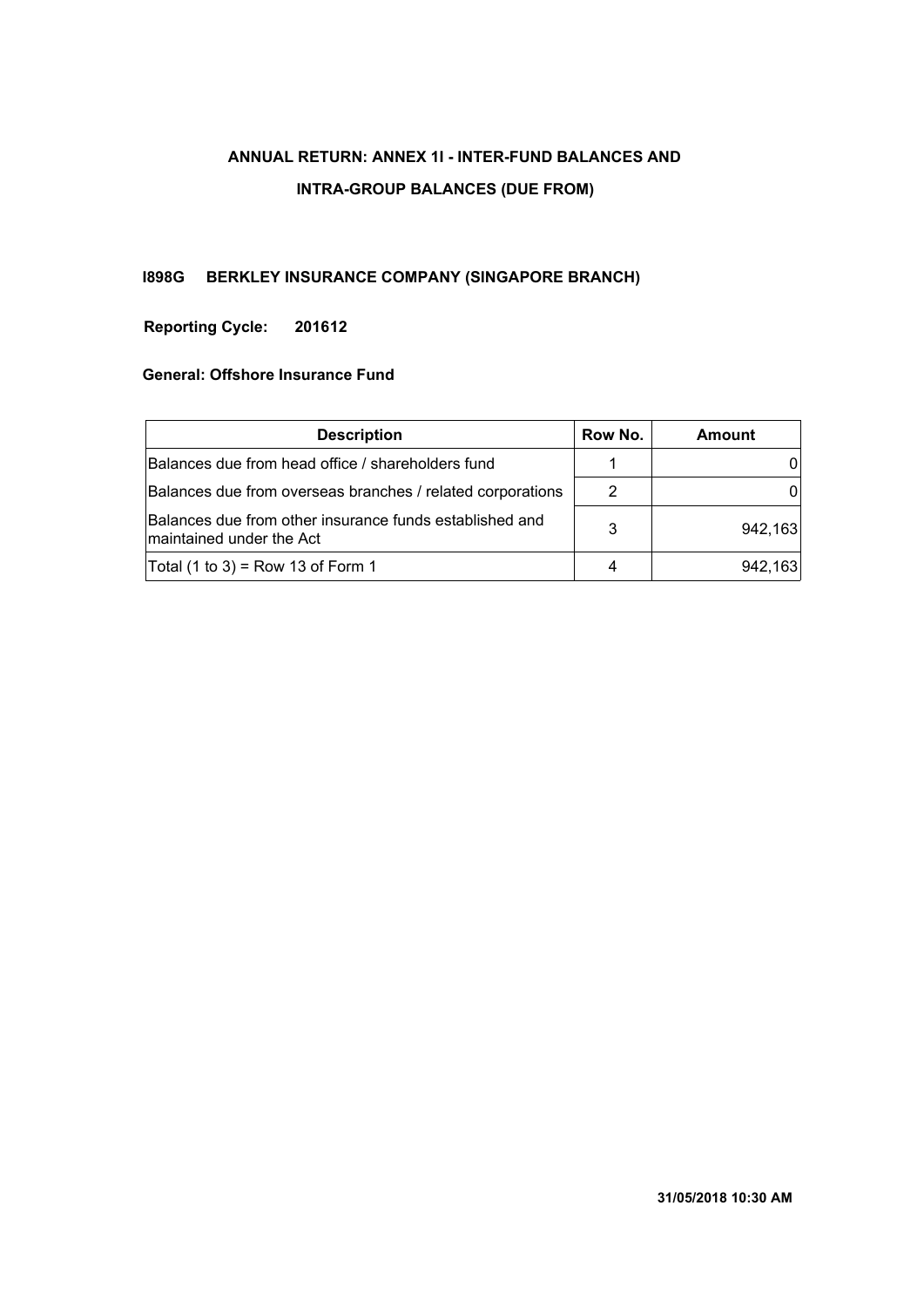# ANNUAL RETURN: ANNEX 1I - INTER-FUND BALANCES AND INTRA-GROUP BALANCES (DUE FROM)

**I898G BERKLEY INSURANCE COMPANY (SINGAPORE BRANCH)**

**Reporting Cycle: 201612**

**General: Offshore Insurance Fund**

| Description | Row No. | Amount |
| --- | --- | --- |
| Balances due from head office / shareholders fund | 1 | 0 |
| Balances due from overseas branches / related corporations | 2 | 0 |
| Balances due from other insurance funds established and maintained under the Act | 3 | 942,163 |
| Total (1 to 3) = Row 13 of Form 1 | 4 | 942,163 |

**31/05/2018 10:30 AM**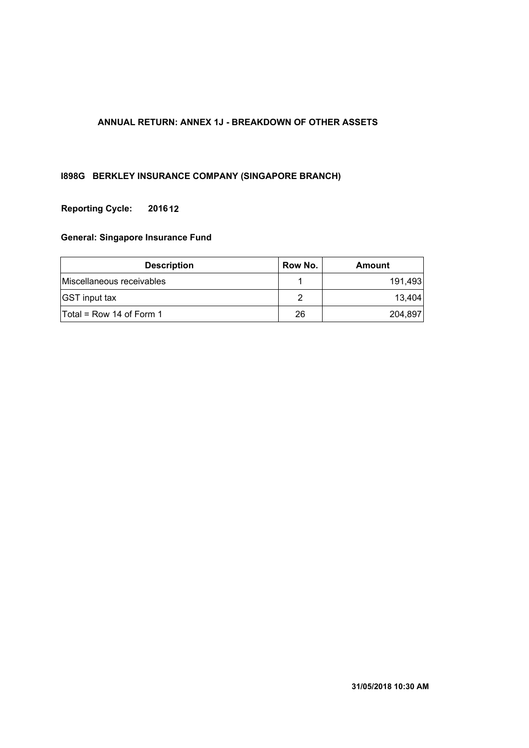# ANNUAL RETURN: ANNEX 1J - BREAKDOWN OF OTHER ASSETS

**I898G BERKLEY INSURANCE COMPANY (SINGAPORE BRANCH)**

**Reporting Cycle: 201612**

**General: Singapore Insurance Fund**

| Description | Row No. | Amount |
|---|---|---|
| Miscellaneous receivables | 1 | 191,493 |
| GST input tax | 2 | 13,404 |
| Total = Row 14 of Form 1 | 26 | 204,897 |

**31/05/2018 10:30 AM**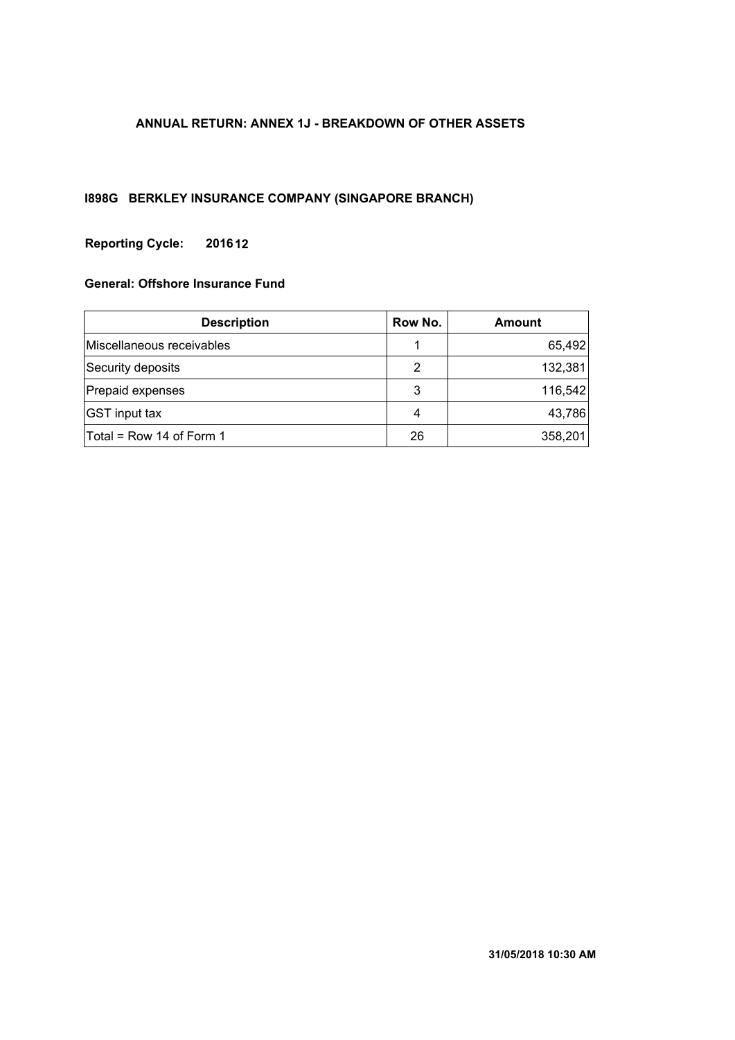# ANNUAL RETURN: ANNEX 1J - BREAKDOWN OF OTHER ASSETS

## I898G BERKLEY INSURANCE COMPANY (SINGAPORE BRANCH)

**Reporting Cycle: 201612**

**General: Offshore Insurance Fund**

| Description | Row No. | Amount |
|---|---|---|
| Miscellaneous receivables | 1 | 65,492 |
| Security deposits | 2 | 132,381 |
| Prepaid expenses | 3 | 116,542 |
| GST input tax | 4 | 43,786 |
| Total = Row 14 of Form 1 | 26 | 358,201 |

**31/05/2018 10:30 AM**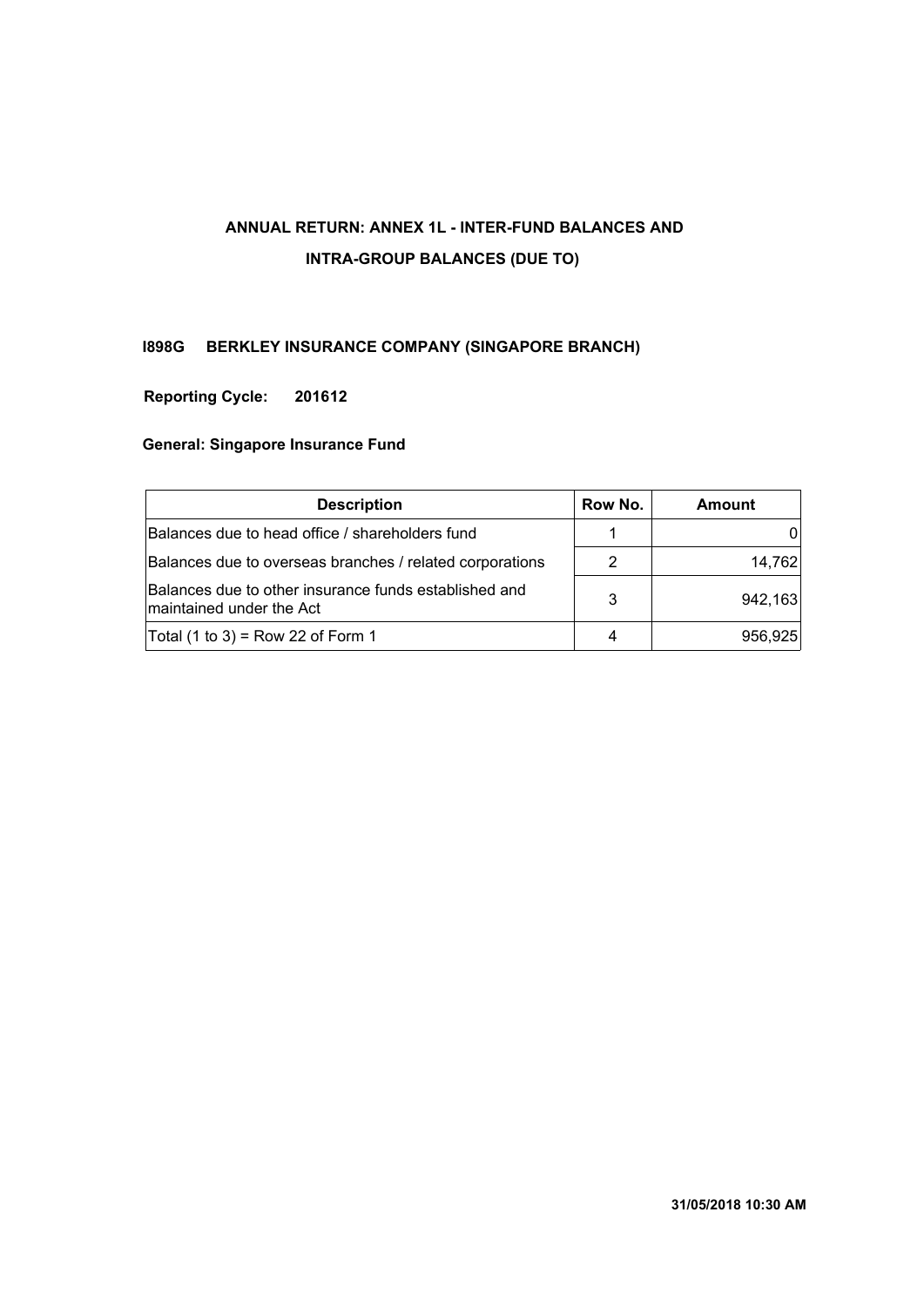# ANNUAL RETURN: ANNEX 1L - INTER-FUND BALANCES AND INTRA-GROUP BALANCES (DUE TO)

**I898G BERKLEY INSURANCE COMPANY (SINGAPORE BRANCH)**

**Reporting Cycle: 201612**

**General: Singapore Insurance Fund**

| Description | Row No. | Amount |
|---|---|---|
| Balances due to head office / shareholders fund | 1 | 0 |
| Balances due to overseas branches / related corporations | 2 | 14,762 |
| Balances due to other insurance funds established and maintained under the Act | 3 | 942,163 |
| Total (1 to 3) = Row 22 of Form 1 | 4 | 956,925 |

**31/05/2018 10:30 AM**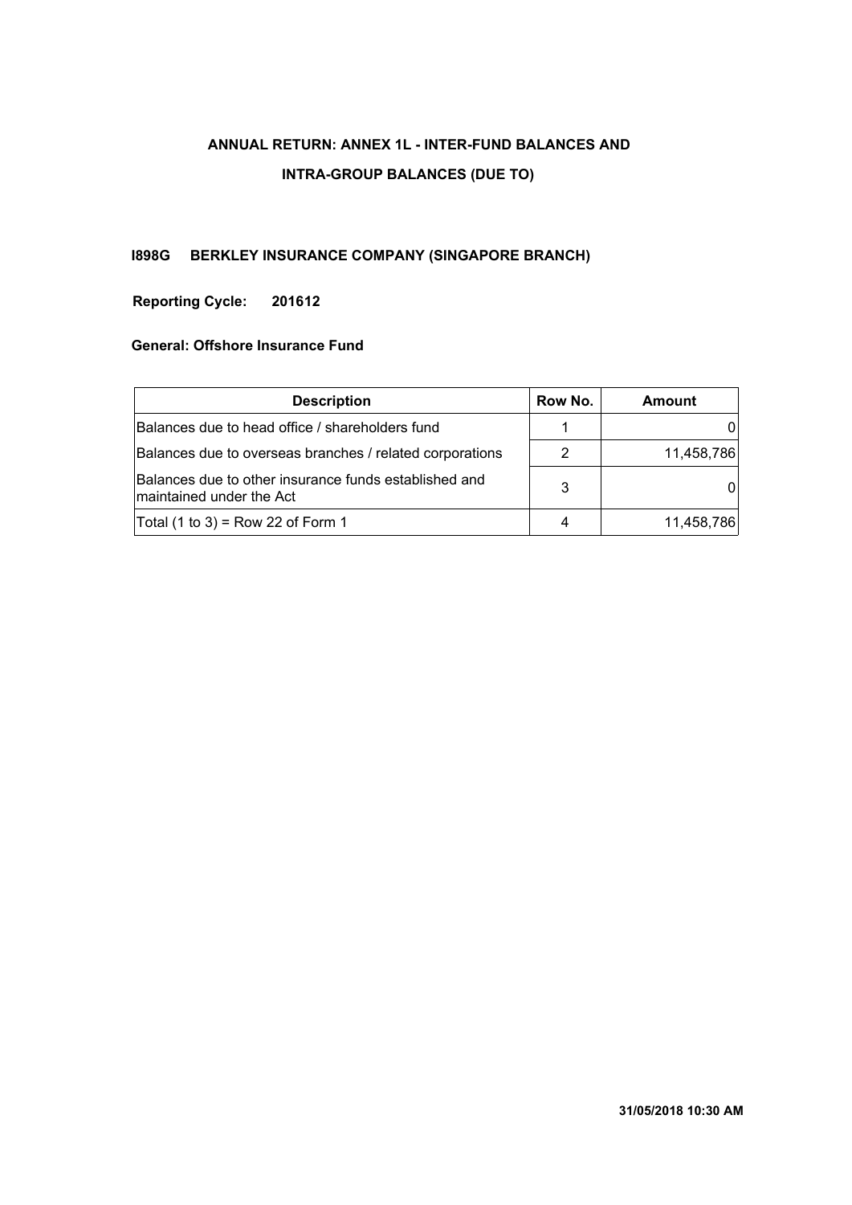# ANNUAL RETURN: ANNEX 1L - INTER-FUND BALANCES AND INTRA-GROUP BALANCES (DUE TO)

**I898G BERKLEY INSURANCE COMPANY (SINGAPORE BRANCH)**

**Reporting Cycle: 201612**

**General: Offshore Insurance Fund**

| Description | Row No. | Amount |
|---|---|---|
| Balances due to head office / shareholders fund | 1 | 0 |
| Balances due to overseas branches / related corporations | 2 | 11,458,786 |
| Balances due to other insurance funds established and maintained under the Act | 3 | 0 |
| Total (1 to 3) = Row 22 of Form 1 | 4 | 11,458,786 |

**31/05/2018 10:30 AM**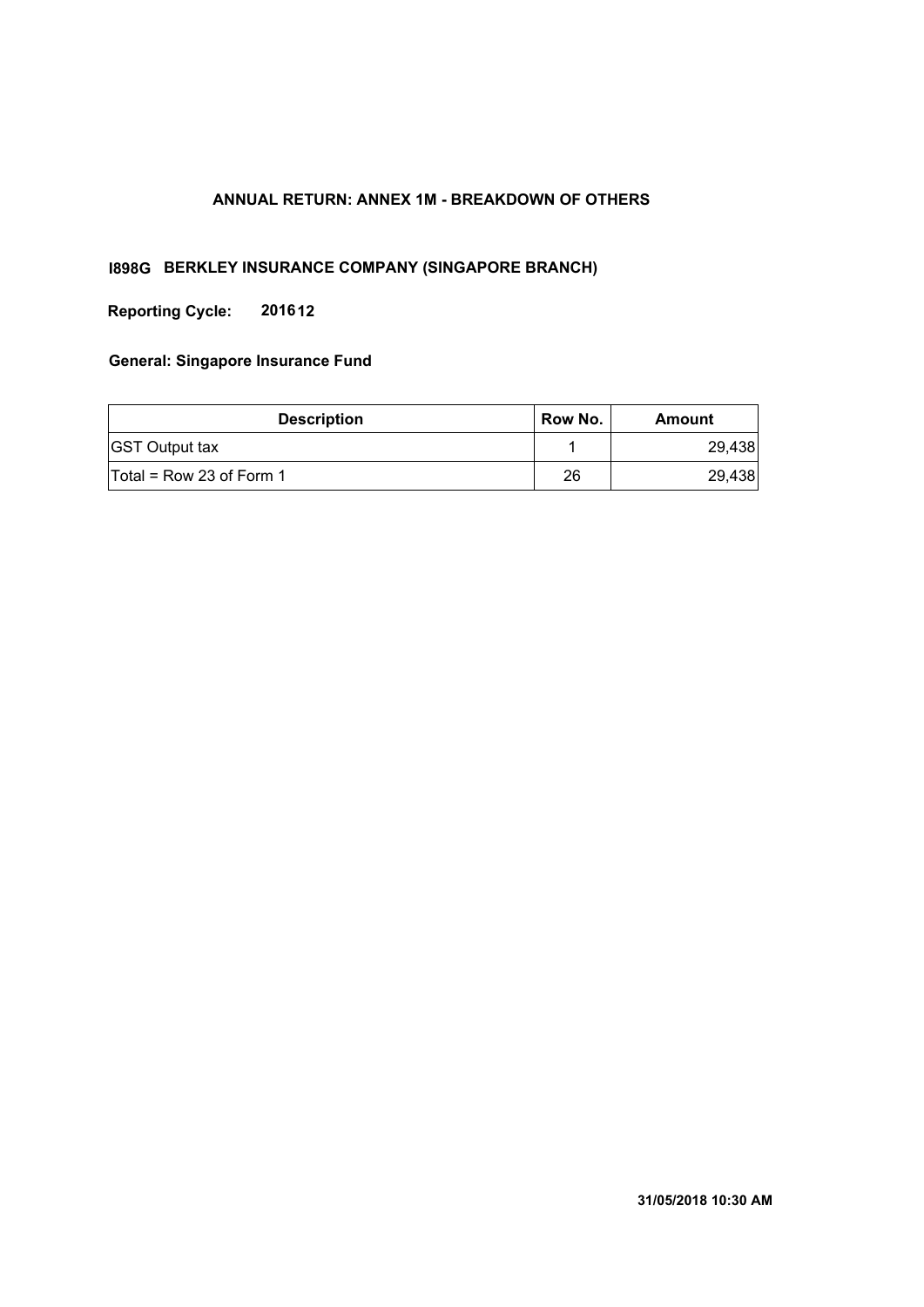# ANNUAL RETURN: ANNEX 1M - BREAKDOWN OF OTHERS

**I898G BERKLEY INSURANCE COMPANY (SINGAPORE BRANCH)**

**Reporting Cycle: 201612**

**General: Singapore Insurance Fund**

| Description | Row No. | Amount |
|---|---|---|
| GST Output tax | 1 | 29,438 |
| Total = Row 23 of Form 1 | 26 | 29,438 |

**31/05/2018 10:30 AM**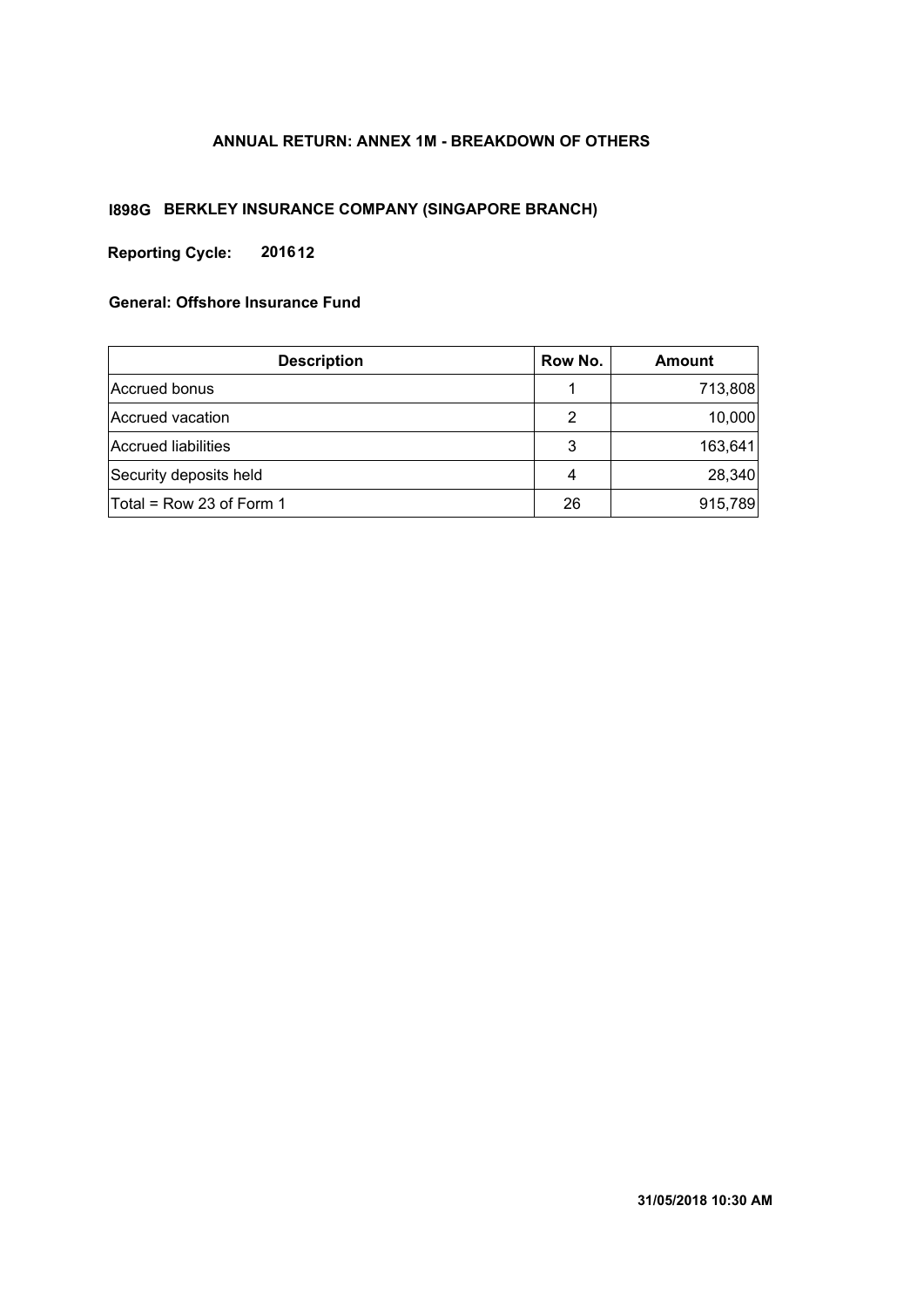# ANNUAL RETURN: ANNEX 1M - BREAKDOWN OF OTHERS

**I898G BERKLEY INSURANCE COMPANY (SINGAPORE BRANCH)**

**Reporting Cycle: 201612**

**General: Offshore Insurance Fund**

| Description | Row No. | Amount |
|---|---|---|
| Accrued bonus | 1 | 713,808 |
| Accrued vacation | 2 | 10,000 |
| Accrued liabilities | 3 | 163,641 |
| Security deposits held | 4 | 28,340 |
| Total = Row 23 of Form 1 | 26 | 915,789 |

**31/05/2018 10:30 AM**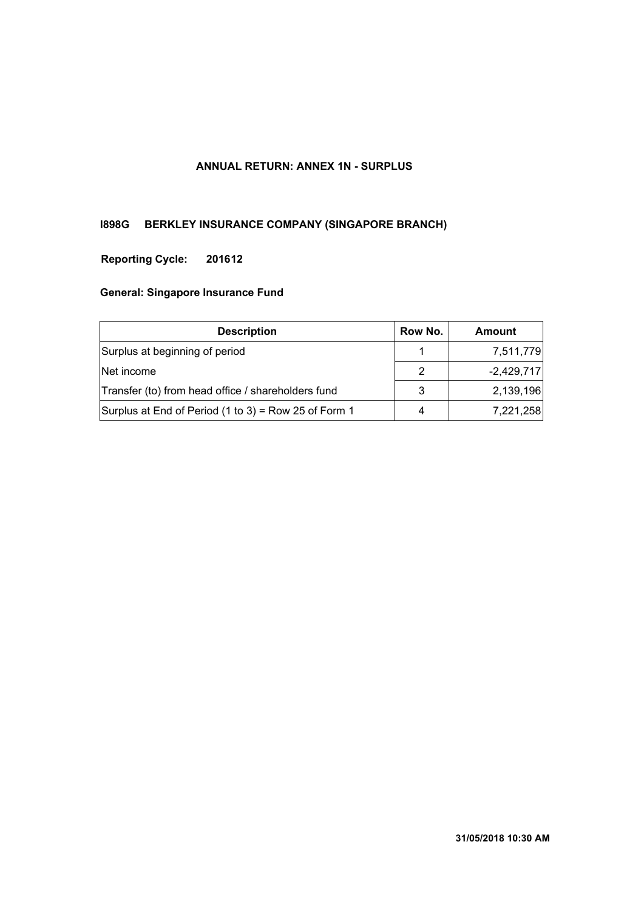# ANNUAL RETURN: ANNEX 1N - SURPLUS

## I898G BERKLEY INSURANCE COMPANY (SINGAPORE BRANCH)

**Reporting Cycle: 201612**

**General: Singapore Insurance Fund**

| Description | Row No. | Amount |
|---|---|---|
| Surplus at beginning of period | 1 | 7,511,779 |
| Net income | 2 | -2,429,717 |
| Transfer (to) from head office / shareholders fund | 3 | 2,139,196 |
| Surplus at End of Period (1 to 3) = Row 25 of Form 1 | 4 | 7,221,258 |

**31/05/2018 10:30 AM**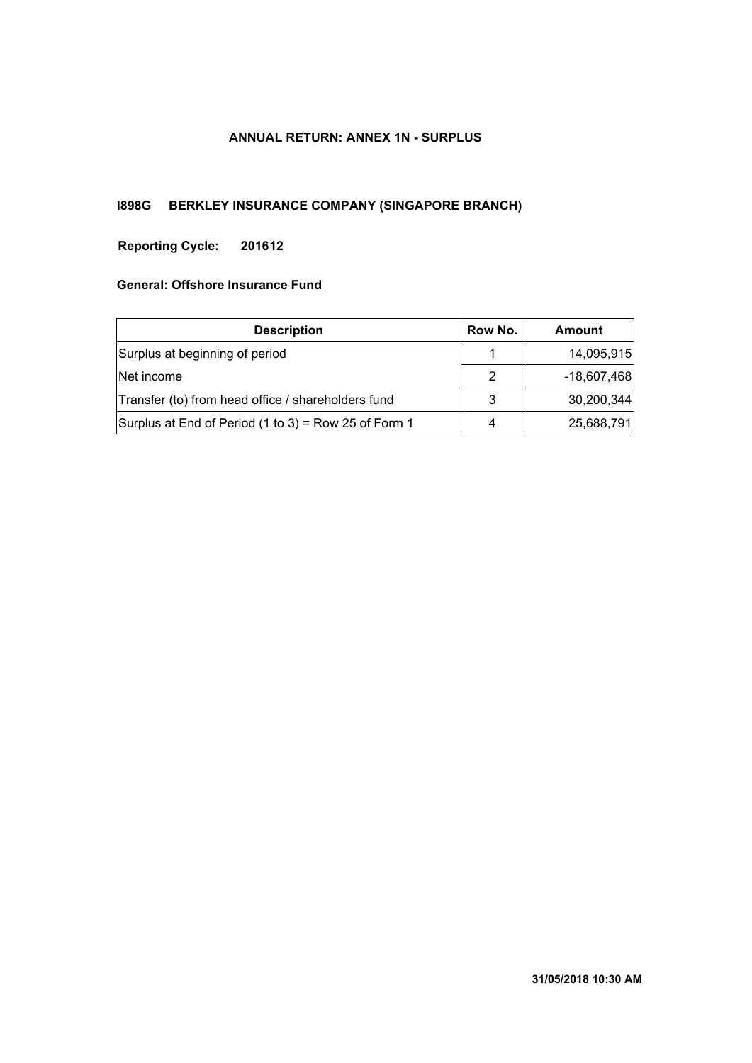**ANNUAL RETURN: ANNEX 1N - SURPLUS**

**I898G BERKLEY INSURANCE COMPANY (SINGAPORE BRANCH)**

**Reporting Cycle: 201612**

**General: Offshore Insurance Fund**

| Description | Row No. | Amount |
|---|---|---|
| Surplus at beginning of period | 1 | 14,095,915 |
| Net income | 2 | -18,607,468 |
| Transfer (to) from head office / shareholders fund | 3 | 30,200,344 |
| Surplus at End of Period (1 to 3) = Row 25 of Form 1 | 4 | 25,688,791 |

**31/05/2018 10:30 AM**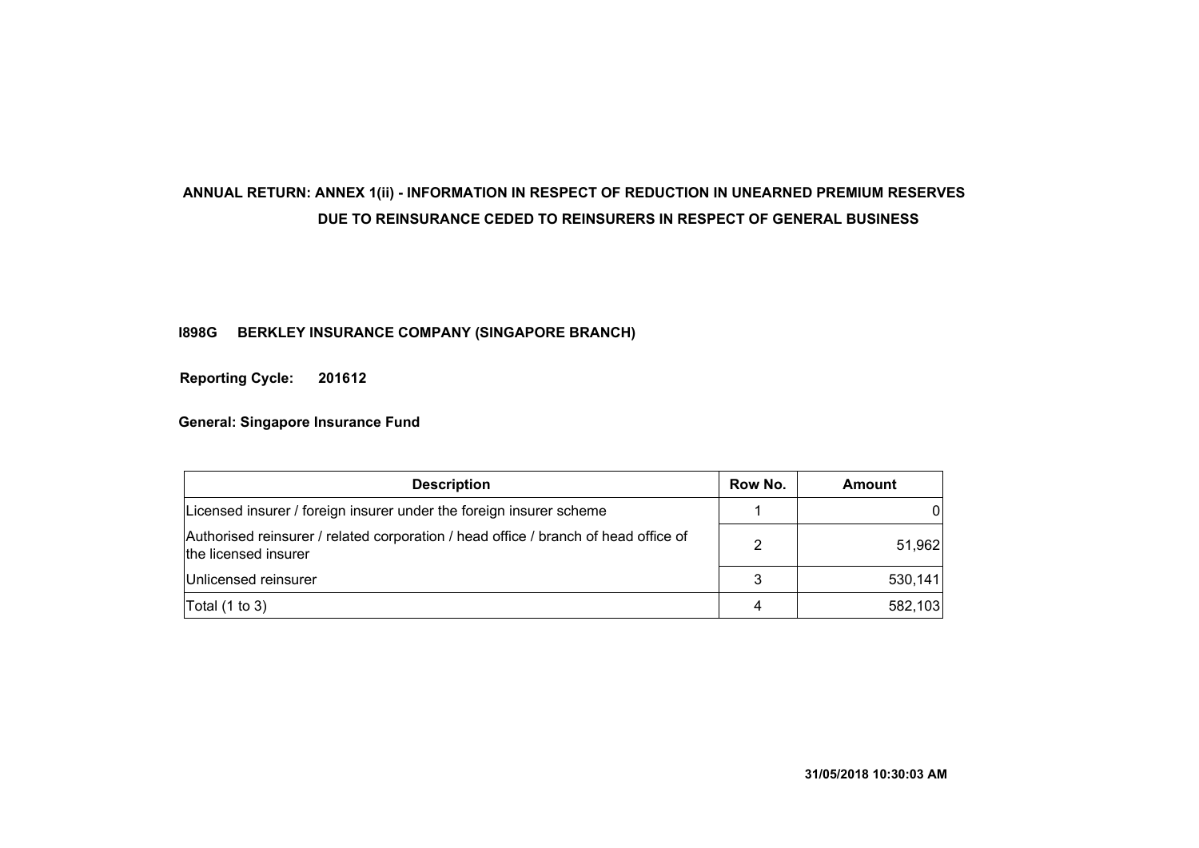## ANNUAL RETURN: ANNEX 1(ii) - INFORMATION IN RESPECT OF REDUCTION IN UNEARNED PREMIUM RESERVES DUE TO REINSURANCE CEDED TO REINSURERS IN RESPECT OF GENERAL BUSINESS

**I898G BERKLEY INSURANCE COMPANY (SINGAPORE BRANCH)**

**Reporting Cycle: 201612**

**General: Singapore Insurance Fund**

| Description | Row No. | Amount |
|---|---|---|
| Licensed insurer / foreign insurer under the foreign insurer scheme | 1 | 0 |
| Authorised reinsurer / related corporation / head office / branch of head office of the licensed insurer | 2 | 51,962 |
| Unlicensed reinsurer | 3 | 530,141 |
| Total (1 to 3) | 4 | 582,103 |

**31/05/2018 10:30:03 AM**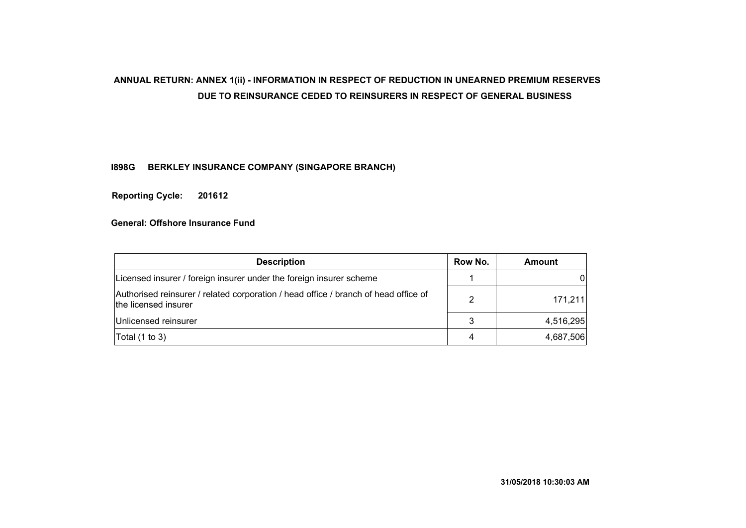# ANNUAL RETURN: ANNEX 1(ii) - INFORMATION IN RESPECT OF REDUCTION IN UNEARNED PREMIUM RESERVES DUE TO REINSURANCE CEDED TO REINSURERS IN RESPECT OF GENERAL BUSINESS

**I898G BERKLEY INSURANCE COMPANY (SINGAPORE BRANCH)**

**Reporting Cycle: 201612**

**General: Offshore Insurance Fund**

| Description | Row No. | Amount |
|---|---|---|
| Licensed insurer / foreign insurer under the foreign insurer scheme | 1 | 0 |
| Authorised reinsurer / related corporation / head office / branch of head office of the licensed insurer | 2 | 171,211 |
| Unlicensed reinsurer | 3 | 4,516,295 |
| Total (1 to 3) | 4 | 4,687,506 |

31/05/2018 10:30:03 AM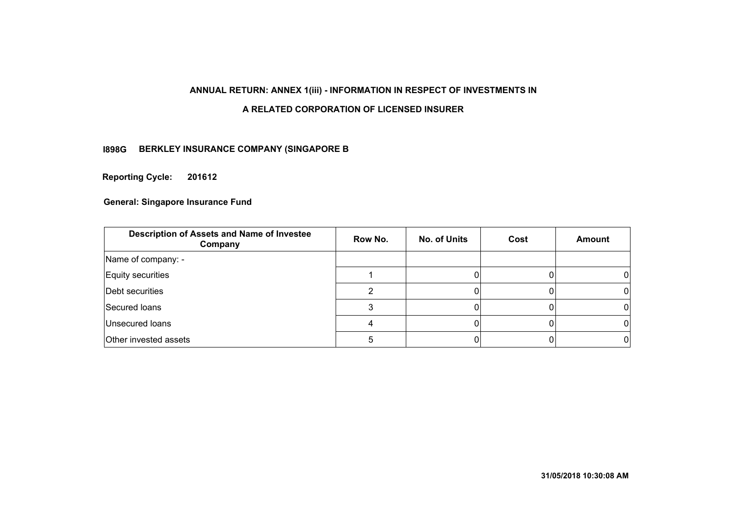**ANNUAL RETURN: ANNEX 1(iii) - INFORMATION IN RESPECT OF INVESTMENTS IN**

**A RELATED CORPORATION OF LICENSED INSURER**

**I898G BERKLEY INSURANCE COMPANY (SINGAPORE B**

**Reporting Cycle: 201612**

**General: Singapore Insurance Fund**

| Description of Assets and Name of Investee Company | Row No. | No. of Units | Cost | Amount |
|---|---|---|---|---|
| Name of company: - | | | | |
| Equity securities | 1 | 0 | 0 | 0 |
| Debt securities | 2 | 0 | 0 | 0 |
| Secured loans | 3 | 0 | 0 | 0 |
| Unsecured loans | 4 | 0 | 0 | 0 |
| Other invested assets | 5 | 0 | 0 | 0 |

**31/05/2018 10:30:08 AM**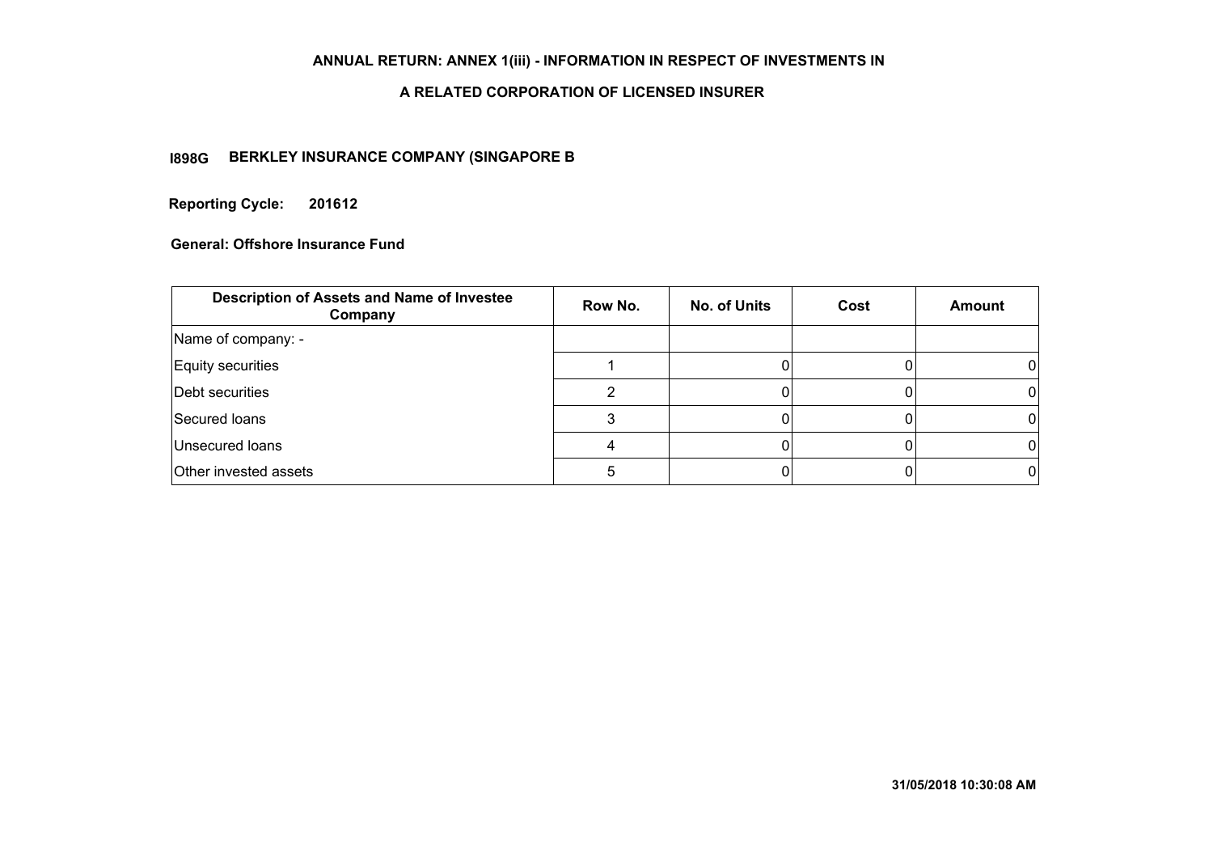# ANNUAL RETURN: ANNEX 1(iii) - INFORMATION IN RESPECT OF INVESTMENTS IN

## A RELATED CORPORATION OF LICENSED INSURER

**I898G BERKLEY INSURANCE COMPANY (SINGAPORE B**

**Reporting Cycle: 201612**

**General: Offshore Insurance Fund**

| Description of Assets and Name of Investee Company | Row No. | No. of Units | Cost | Amount |
|---|---|---|---|---|
| Name of company: - | | | | |
| Equity securities | 1 | 0 | 0 | 0 |
| Debt securities | 2 | 0 | 0 | 0 |
| Secured loans | 3 | 0 | 0 | 0 |
| Unsecured loans | 4 | 0 | 0 | 0 |
| Other invested assets | 5 | 0 | 0 | 0 |

31/05/2018 10:30:08 AM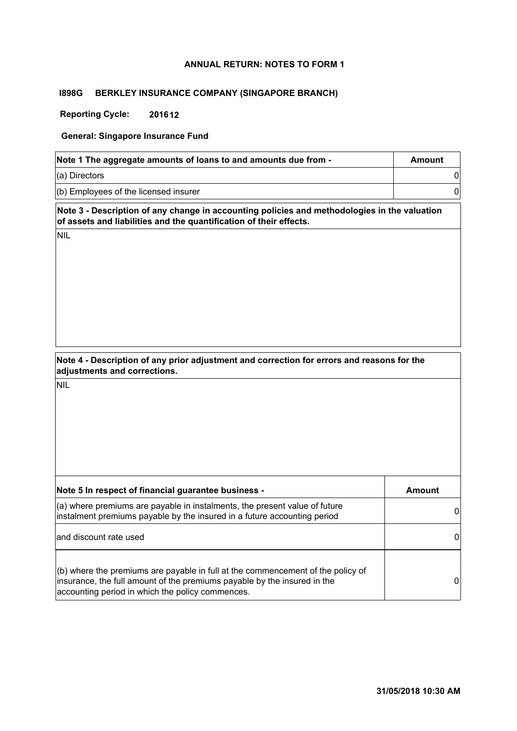**ANNUAL RETURN: NOTES TO FORM 1**

**I898G BERKLEY INSURANCE COMPANY (SINGAPORE BRANCH)**

**Reporting Cycle: 201612**

**General: Singapore Insurance Fund**

| Note 1 The aggregate amounts of loans to and amounts due from - | Amount |
|---|---|
| (a) Directors | 0 |
| (b) Employees of the licensed insurer | 0 |

**Note 3 - Description of any change in accounting policies and methodologies in the valuation of assets and liabilities and the quantification of their effects.**

NIL

**Note 4 - Description of any prior adjustment and correction for errors and reasons for the adjustments and corrections.**

NIL

| Note 5 In respect of financial guarantee business - | Amount |
|---|---|
| (a) where premiums are payable in instalments, the present value of future instalment premiums payable by the insured in a future accounting period | 0 |
| and discount rate used | 0 |
| (b) where the premiums are payable in full at the commencement of the policy of insurance, the full amount of the premiums payable by the insured in the accounting period in which the policy commences. | 0 |

31/05/2018 10:30 AM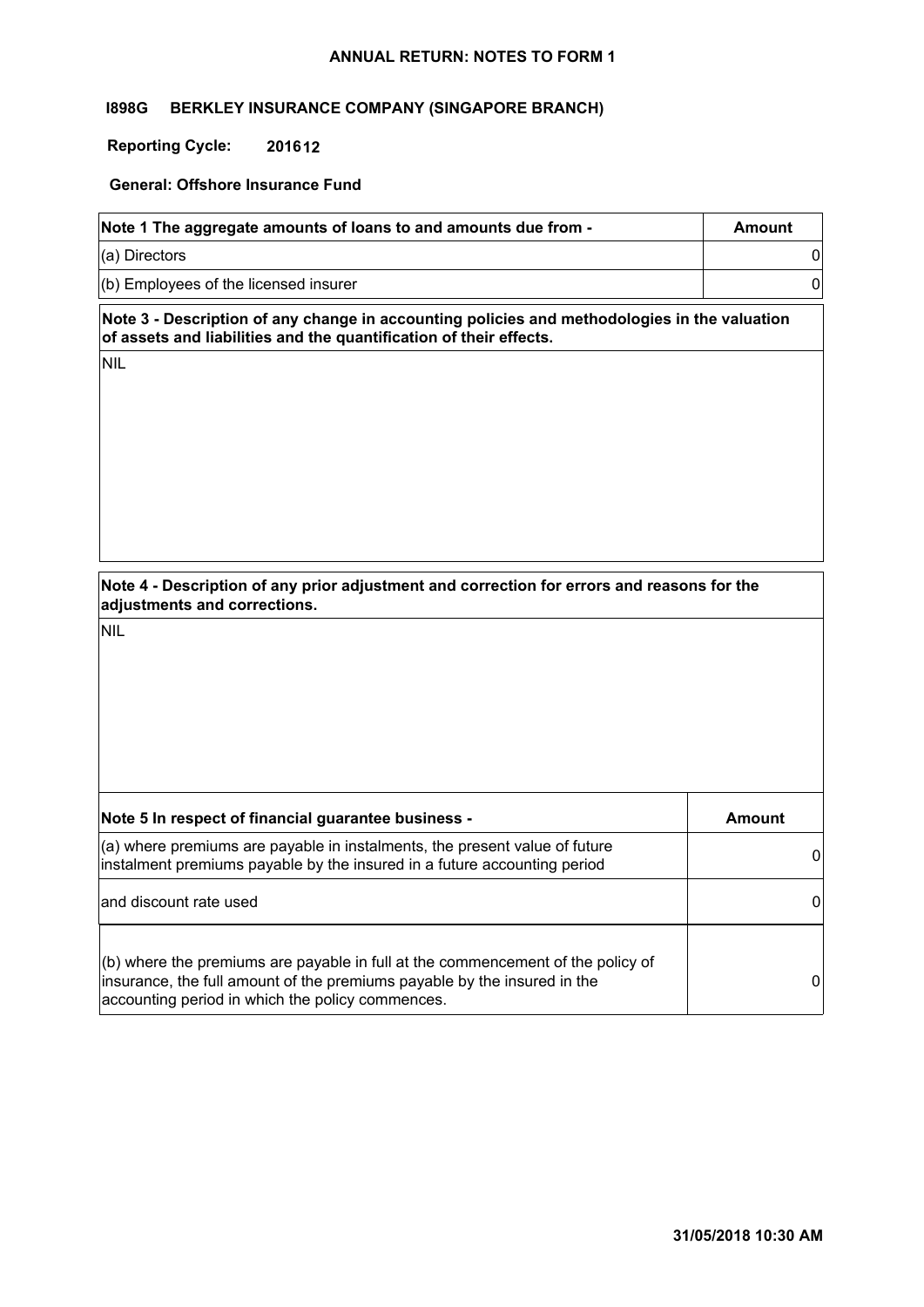**ANNUAL RETURN: NOTES TO FORM 1**

**I898G BERKLEY INSURANCE COMPANY (SINGAPORE BRANCH)**

**Reporting Cycle: 201612**

**General: Offshore Insurance Fund**

| Note 1 The aggregate amounts of loans to and amounts due from - | Amount |
|---|---|
| (a) Directors | 0 |
| (b) Employees of the licensed insurer | 0 |

**Note 3 - Description of any change in accounting policies and methodologies in the valuation of assets and liabilities and the quantification of their effects.**

NIL

**Note 4 - Description of any prior adjustment and correction for errors and reasons for the adjustments and corrections.**

NIL

| Note 5 In respect of financial guarantee business - | Amount |
|---|---|
| (a) where premiums are payable in instalments, the present value of future instalment premiums payable by the insured in a future accounting period | 0 |
| and discount rate used | 0 |
| (b) where the premiums are payable in full at the commencement of the policy of insurance, the full amount of the premiums payable by the insured in the accounting period in which the policy commences. | 0 |

31/05/2018 10:30 AM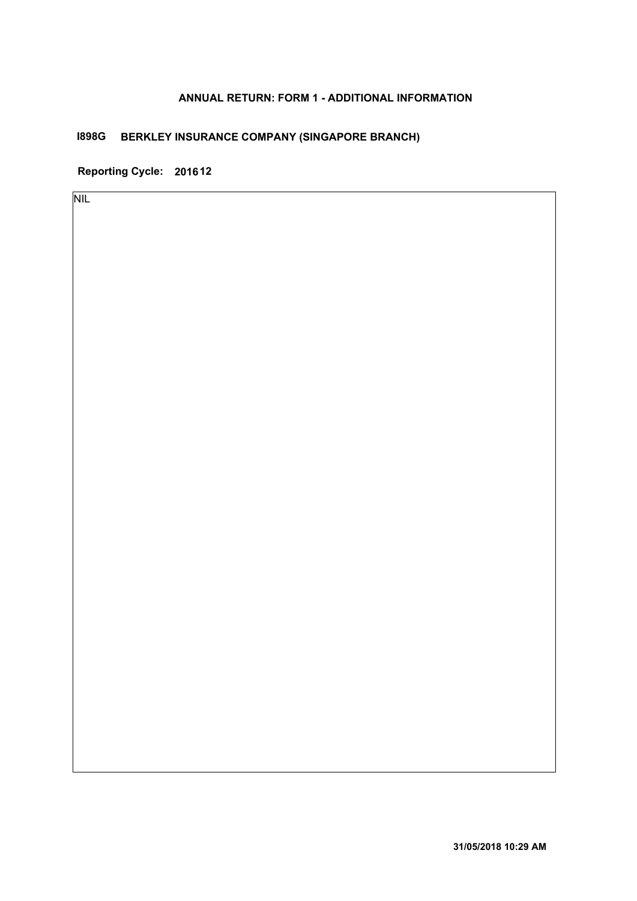**ANNUAL RETURN: FORM 1 - ADDITIONAL INFORMATION**

**I898G BERKLEY INSURANCE COMPANY (SINGAPORE BRANCH)**

**Reporting Cycle: 201612**

NIL

**31/05/2018 10:29 AM**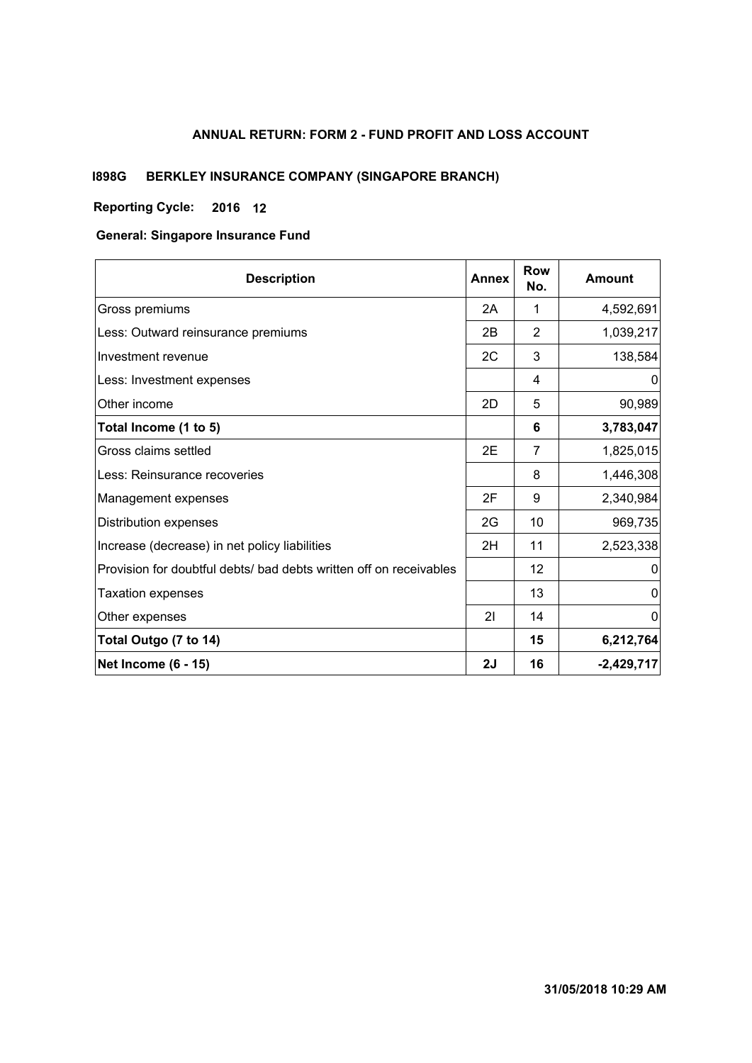# ANNUAL RETURN: FORM 2 - FUND PROFIT AND LOSS ACCOUNT

**I898G BERKLEY INSURANCE COMPANY (SINGAPORE BRANCH)**

**Reporting Cycle: 2016 12**

**General: Singapore Insurance Fund**

| Description | Annex | Row No. | Amount |
|---|---|---|---|
| Gross premiums | 2A | 1 | 4,592,691 |
| Less: Outward reinsurance premiums | 2B | 2 | 1,039,217 |
| Investment revenue | 2C | 3 | 138,584 |
| Less: Investment expenses | | 4 | 0 |
| Other income | 2D | 5 | 90,989 |
| **Total Income (1 to 5)** | | **6** | **3,783,047** |
| Gross claims settled | 2E | 7 | 1,825,015 |
| Less: Reinsurance recoveries | | 8 | 1,446,308 |
| Management expenses | 2F | 9 | 2,340,984 |
| Distribution expenses | 2G | 10 | 969,735 |
| Increase (decrease) in net policy liabilities | 2H | 11 | 2,523,338 |
| Provision for doubtful debts/ bad debts written off on receivables | | 12 | 0 |
| Taxation expenses | | 13 | 0 |
| Other expenses | 2I | 14 | 0 |
| **Total Outgo (7 to 14)** | | **15** | **6,212,764** |
| **Net Income (6 - 15)** | **2J** | **16** | **-2,429,717** |

**31/05/2018 10:29 AM**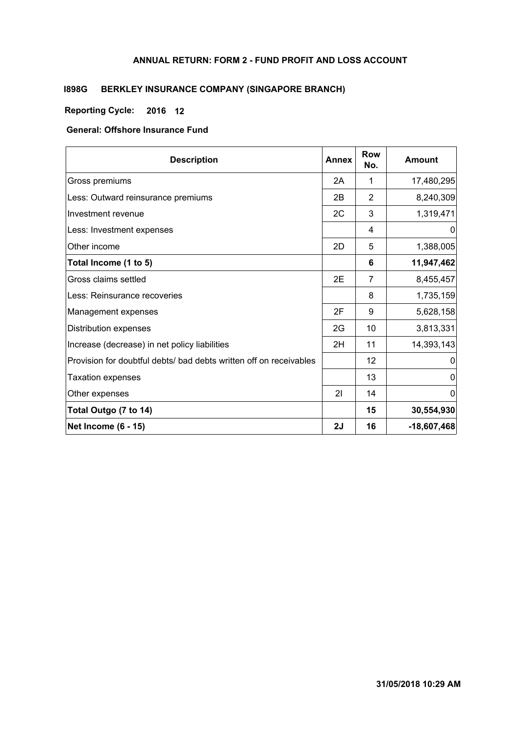# ANNUAL RETURN: FORM 2 - FUND PROFIT AND LOSS ACCOUNT

**I898G BERKLEY INSURANCE COMPANY (SINGAPORE BRANCH)**

**Reporting Cycle: 2016 12**

**General: Offshore Insurance Fund**

| Description | Annex | Row No. | Amount |
|---|---|---|---|
| Gross premiums | 2A | 1 | 17,480,295 |
| Less: Outward reinsurance premiums | 2B | 2 | 8,240,309 |
| Investment revenue | 2C | 3 | 1,319,471 |
| Less: Investment expenses | | 4 | 0 |
| Other income | 2D | 5 | 1,388,005 |
| **Total Income (1 to 5)** | | **6** | **11,947,462** |
| Gross claims settled | 2E | 7 | 8,455,457 |
| Less: Reinsurance recoveries | | 8 | 1,735,159 |
| Management expenses | 2F | 9 | 5,628,158 |
| Distribution expenses | 2G | 10 | 3,813,331 |
| Increase (decrease) in net policy liabilities | 2H | 11 | 14,393,143 |
| Provision for doubtful debts/ bad debts written off on receivables | | 12 | 0 |
| Taxation expenses | | 13 | 0 |
| Other expenses | 2I | 14 | 0 |
| **Total Outgo (7 to 14)** | | **15** | **30,554,930** |
| **Net Income (6 - 15)** | **2J** | **16** | **-18,607,468** |

**31/05/2018 10:29 AM**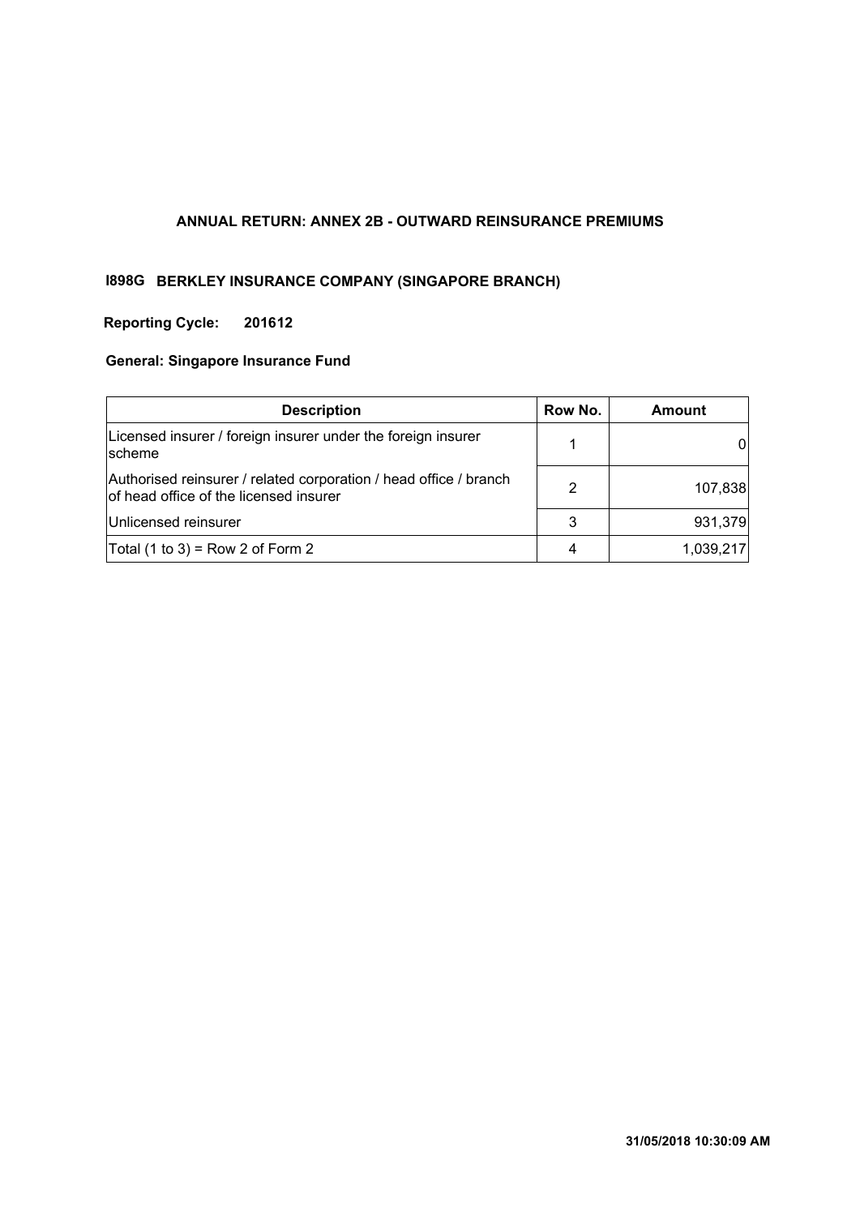## ANNUAL RETURN: ANNEX 2B - OUTWARD REINSURANCE PREMIUMS

**I898G BERKLEY INSURANCE COMPANY (SINGAPORE BRANCH)**

**Reporting Cycle: 201612**

**General: Singapore Insurance Fund**

| Description | Row No. | Amount |
|---|---|---|
| Licensed insurer / foreign insurer under the foreign insurer scheme | 1 | 0 |
| Authorised reinsurer / related corporation / head office / branch of head office of the licensed insurer | 2 | 107,838 |
| Unlicensed reinsurer | 3 | 931,379 |
| Total (1 to 3) = Row 2 of Form 2 | 4 | 1,039,217 |

**31/05/2018 10:30:09 AM**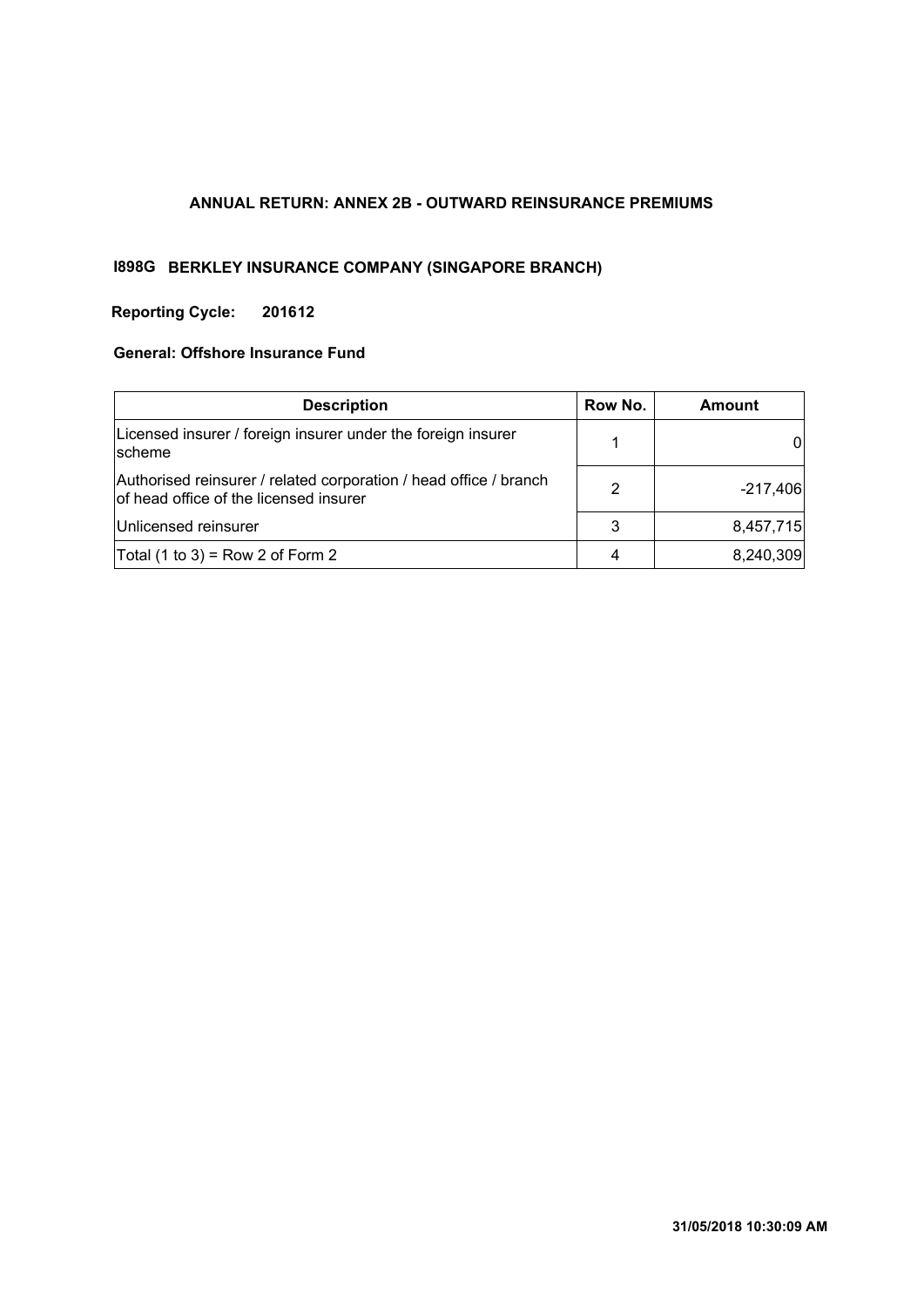**ANNUAL RETURN: ANNEX 2B - OUTWARD REINSURANCE PREMIUMS**

**I898G BERKLEY INSURANCE COMPANY (SINGAPORE BRANCH)**

**Reporting Cycle: 201612**

**General: Offshore Insurance Fund**

| Description | Row No. | Amount |
|---|---|---|
| Licensed insurer / foreign insurer under the foreign insurer scheme | 1 | 0 |
| Authorised reinsurer / related corporation / head office / branch of head office of the licensed insurer | 2 | -217,406 |
| Unlicensed reinsurer | 3 | 8,457,715 |
| Total (1 to 3) = Row 2 of Form 2 | 4 | 8,240,309 |

**31/05/2018 10:30:09 AM**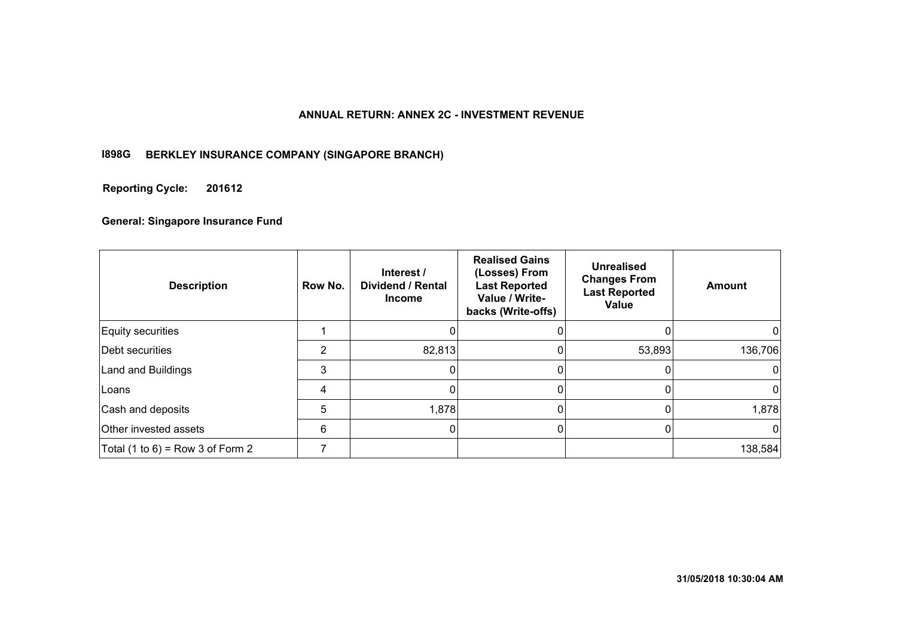**ANNUAL RETURN: ANNEX 2C - INVESTMENT REVENUE**

**I898G BERKLEY INSURANCE COMPANY (SINGAPORE BRANCH)**

**Reporting Cycle: 201612**

**General: Singapore Insurance Fund**

| Description | Row No. | Interest / Dividend / Rental Income | Realised Gains (Losses) From Last Reported Value / Write-backs (Write-offs) | Unrealised Changes From Last Reported Value | Amount |
|---|---|---|---|---|---|
| Equity securities | 1 | 0 | 0 | 0 | 0 |
| Debt securities | 2 | 82,813 | 0 | 53,893 | 136,706 |
| Land and Buildings | 3 | 0 | 0 | 0 | 0 |
| Loans | 4 | 0 | 0 | 0 | 0 |
| Cash and deposits | 5 | 1,878 | 0 | 0 | 1,878 |
| Other invested assets | 6 | 0 | 0 | 0 | 0 |
| Total (1 to 6) = Row 3 of Form 2 | 7 | | | | 138,584 |

**31/05/2018 10:30:04 AM**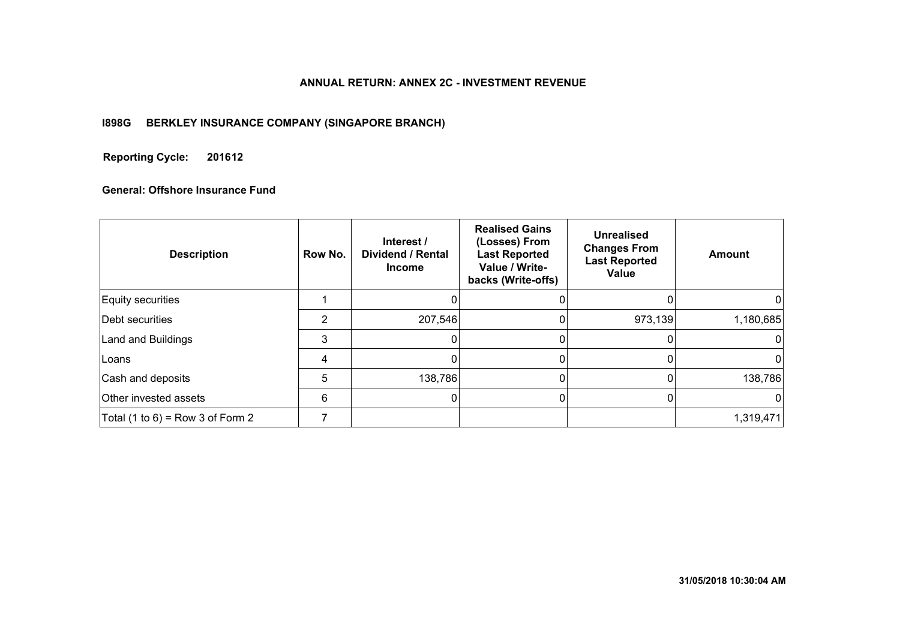## ANNUAL RETURN: ANNEX 2C - INVESTMENT REVENUE

**I898G BERKLEY INSURANCE COMPANY (SINGAPORE BRANCH)**

**Reporting Cycle: 201612**

**General: Offshore Insurance Fund**

| Description | Row No. | Interest / Dividend / Rental Income | Realised Gains (Losses) From Last Reported Value / Write-backs (Write-offs) | Unrealised Changes From Last Reported Value | Amount |
|---|---|---|---|---|---|
| Equity securities | 1 | 0 | 0 | 0 | 0 |
| Debt securities | 2 | 207,546 | 0 | 973,139 | 1,180,685 |
| Land and Buildings | 3 | 0 | 0 | 0 | 0 |
| Loans | 4 | 0 | 0 | 0 | 0 |
| Cash and deposits | 5 | 138,786 | 0 | 0 | 138,786 |
| Other invested assets | 6 | 0 | 0 | 0 | 0 |
| Total (1 to 6) = Row 3 of Form 2 | 7 | | | | 1,319,471 |

31/05/2018 10:30:04 AM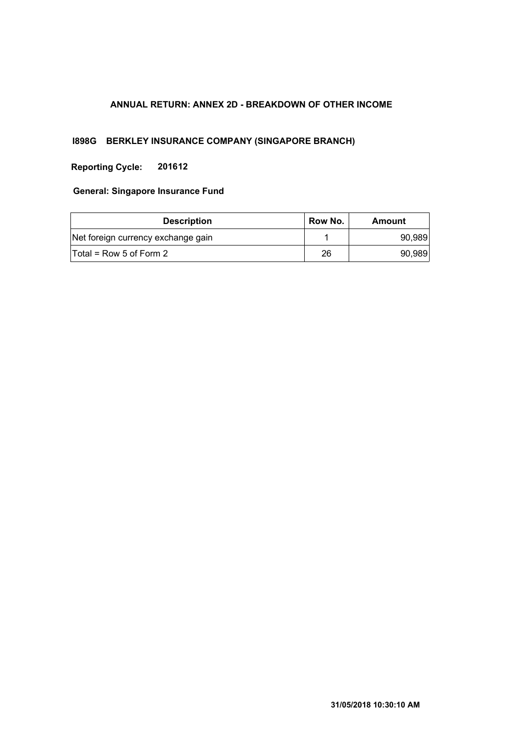## ANNUAL RETURN: ANNEX 2D - BREAKDOWN OF OTHER INCOME

**I898G BERKLEY INSURANCE COMPANY (SINGAPORE BRANCH)**

**Reporting Cycle: 201612**

**General: Singapore Insurance Fund**

| Description | Row No. | Amount |
| --- | --- | --- |
| Net foreign currency exchange gain | 1 | 90,989 |
| Total = Row 5 of Form 2 | 26 | 90,989 |

**31/05/2018 10:30:10 AM**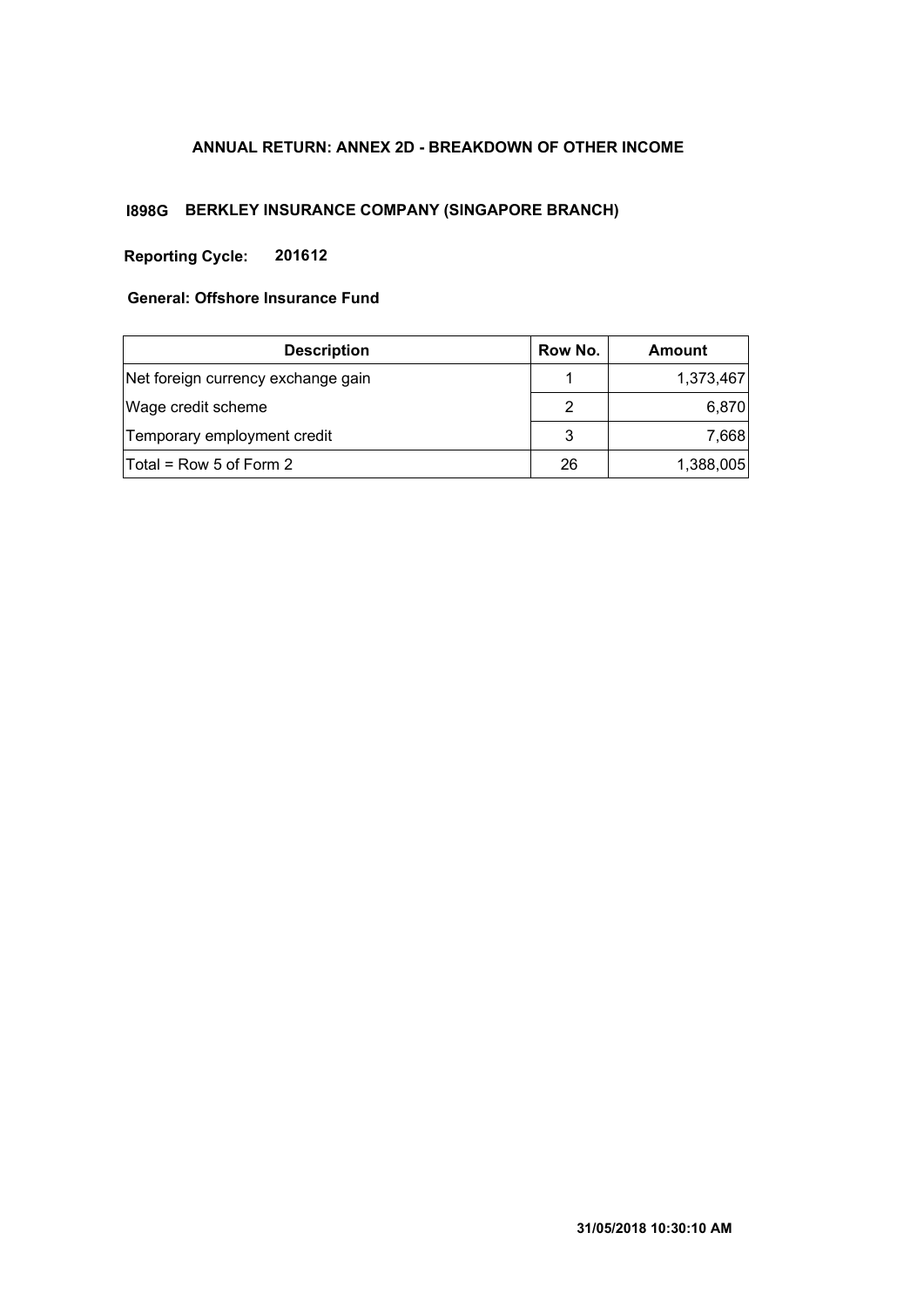## ANNUAL RETURN: ANNEX 2D - BREAKDOWN OF OTHER INCOME

**I898G BERKLEY INSURANCE COMPANY (SINGAPORE BRANCH)**

**Reporting Cycle: 201612**

**General: Offshore Insurance Fund**

| Description | Row No. | Amount |
|---|---|---|
| Net foreign currency exchange gain | 1 | 1,373,467 |
| Wage credit scheme | 2 | 6,870 |
| Temporary employment credit | 3 | 7,668 |
| Total = Row 5 of Form 2 | 26 | 1,388,005 |

31/05/2018 10:30:10 AM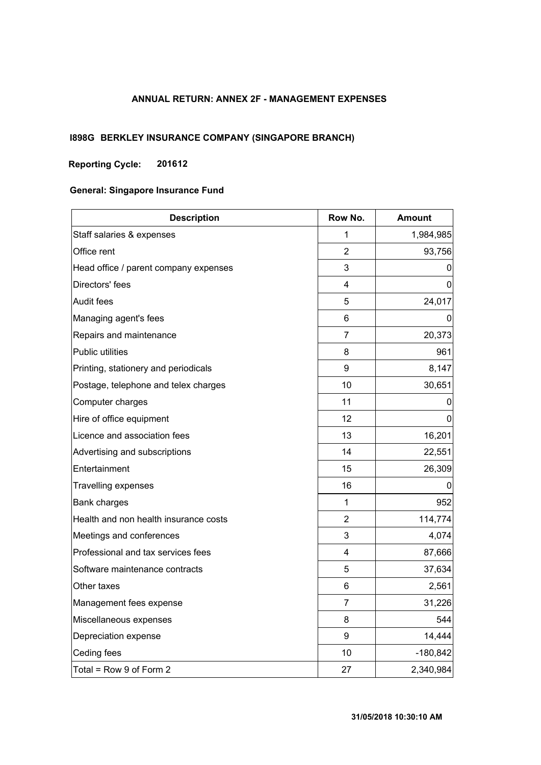## ANNUAL RETURN: ANNEX 2F - MANAGEMENT EXPENSES

### I898G BERKLEY INSURANCE COMPANY (SINGAPORE BRANCH)

**Reporting Cycle:** **201612**

**General: Singapore Insurance Fund**

| Description | Row No. | Amount |
|---|---|---|
| Staff salaries & expenses | 1 | 1,984,985 |
| Office rent | 2 | 93,756 |
| Head office / parent company expenses | 3 | 0 |
| Directors' fees | 4 | 0 |
| Audit fees | 5 | 24,017 |
| Managing agent's fees | 6 | 0 |
| Repairs and maintenance | 7 | 20,373 |
| Public utilities | 8 | 961 |
| Printing, stationery and periodicals | 9 | 8,147 |
| Postage, telephone and telex charges | 10 | 30,651 |
| Computer charges | 11 | 0 |
| Hire of office equipment | 12 | 0 |
| Licence and association fees | 13 | 16,201 |
| Advertising and subscriptions | 14 | 22,551 |
| Entertainment | 15 | 26,309 |
| Travelling expenses | 16 | 0 |
| Bank charges | 1 | 952 |
| Health and non health insurance costs | 2 | 114,774 |
| Meetings and conferences | 3 | 4,074 |
| Professional and tax services fees | 4 | 87,666 |
| Software maintenance contracts | 5 | 37,634 |
| Other taxes | 6 | 2,561 |
| Management fees expense | 7 | 31,226 |
| Miscellaneous expenses | 8 | 544 |
| Depreciation expense | 9 | 14,444 |
| Ceding fees | 10 | -180,842 |
| Total = Row 9 of Form 2 | 27 | 2,340,984 |

**31/05/2018 10:30:10 AM**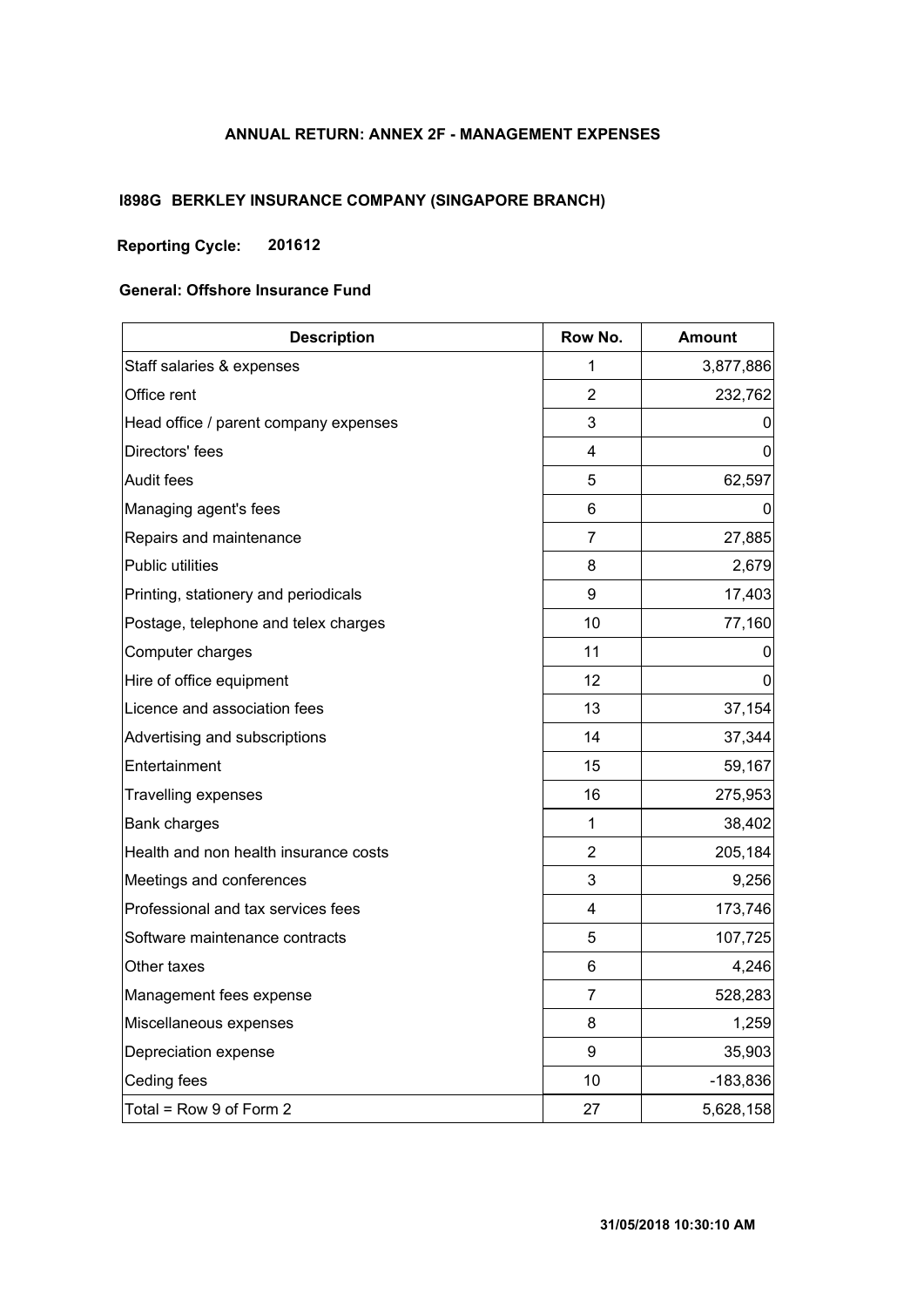# ANNUAL RETURN: ANNEX 2F - MANAGEMENT EXPENSES

**I898G BERKLEY INSURANCE COMPANY (SINGAPORE BRANCH)**

**Reporting Cycle: 201612**

**General: Offshore Insurance Fund**

| Description | Row No. | Amount |
|---|---|---|
| Staff salaries & expenses | 1 | 3,877,886 |
| Office rent | 2 | 232,762 |
| Head office / parent company expenses | 3 | 0 |
| Directors' fees | 4 | 0 |
| Audit fees | 5 | 62,597 |
| Managing agent's fees | 6 | 0 |
| Repairs and maintenance | 7 | 27,885 |
| Public utilities | 8 | 2,679 |
| Printing, stationery and periodicals | 9 | 17,403 |
| Postage, telephone and telex charges | 10 | 77,160 |
| Computer charges | 11 | 0 |
| Hire of office equipment | 12 | 0 |
| Licence and association fees | 13 | 37,154 |
| Advertising and subscriptions | 14 | 37,344 |
| Entertainment | 15 | 59,167 |
| Travelling expenses | 16 | 275,953 |
| Bank charges | 1 | 38,402 |
| Health and non health insurance costs | 2 | 205,184 |
| Meetings and conferences | 3 | 9,256 |
| Professional and tax services fees | 4 | 173,746 |
| Software maintenance contracts | 5 | 107,725 |
| Other taxes | 6 | 4,246 |
| Management fees expense | 7 | 528,283 |
| Miscellaneous expenses | 8 | 1,259 |
| Depreciation expense | 9 | 35,903 |
| Ceding fees | 10 | -183,836 |
| Total = Row 9 of Form 2 | 27 | 5,628,158 |

**31/05/2018 10:30:10 AM**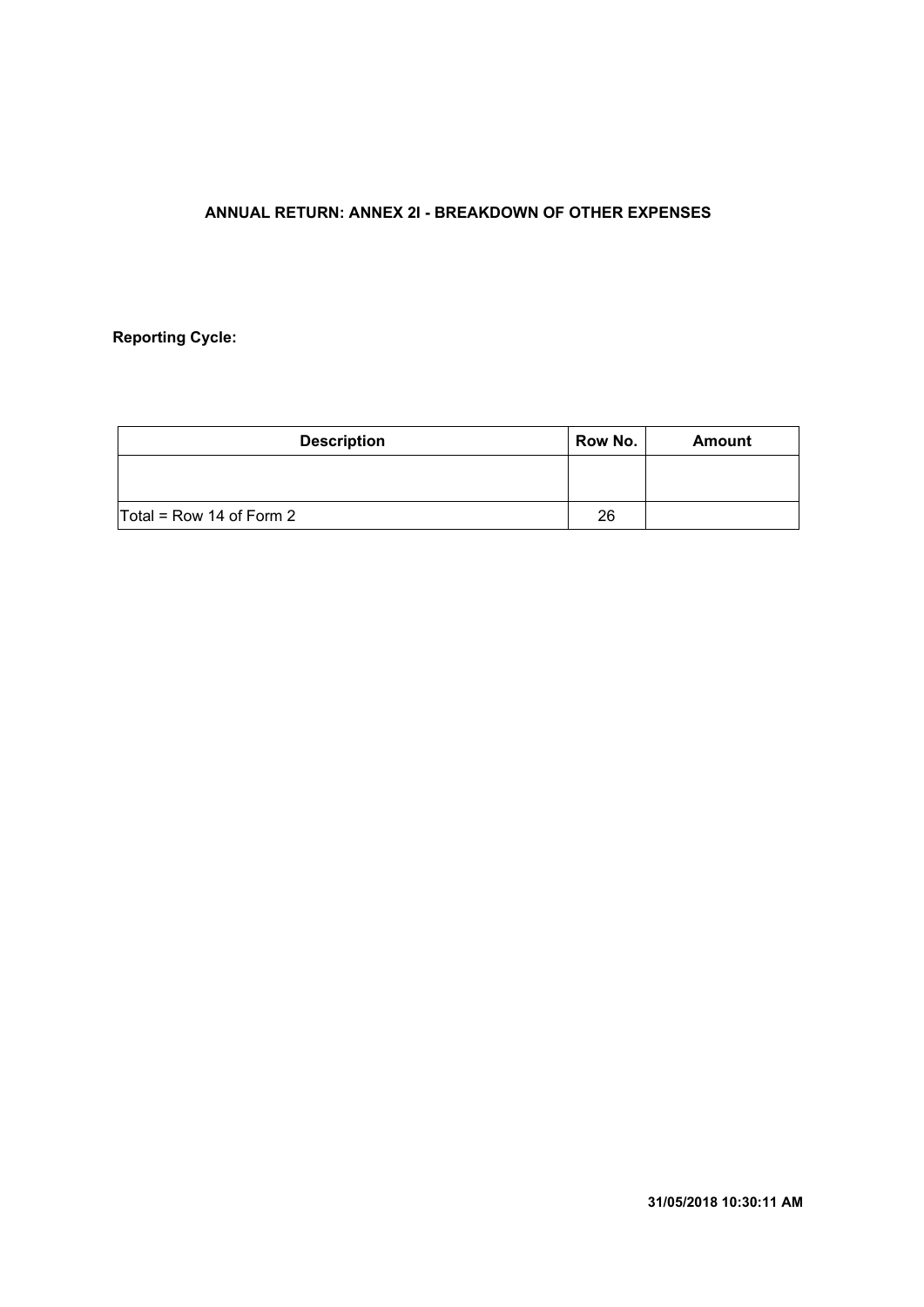**ANNUAL RETURN: ANNEX 2I - BREAKDOWN OF OTHER EXPENSES**

**Reporting Cycle:**

| Description | Row No. | Amount |
|---|---|---|
| | | |
| Total = Row 14 of Form 2 | 26 | |

**31/05/2018 10:30:11 AM**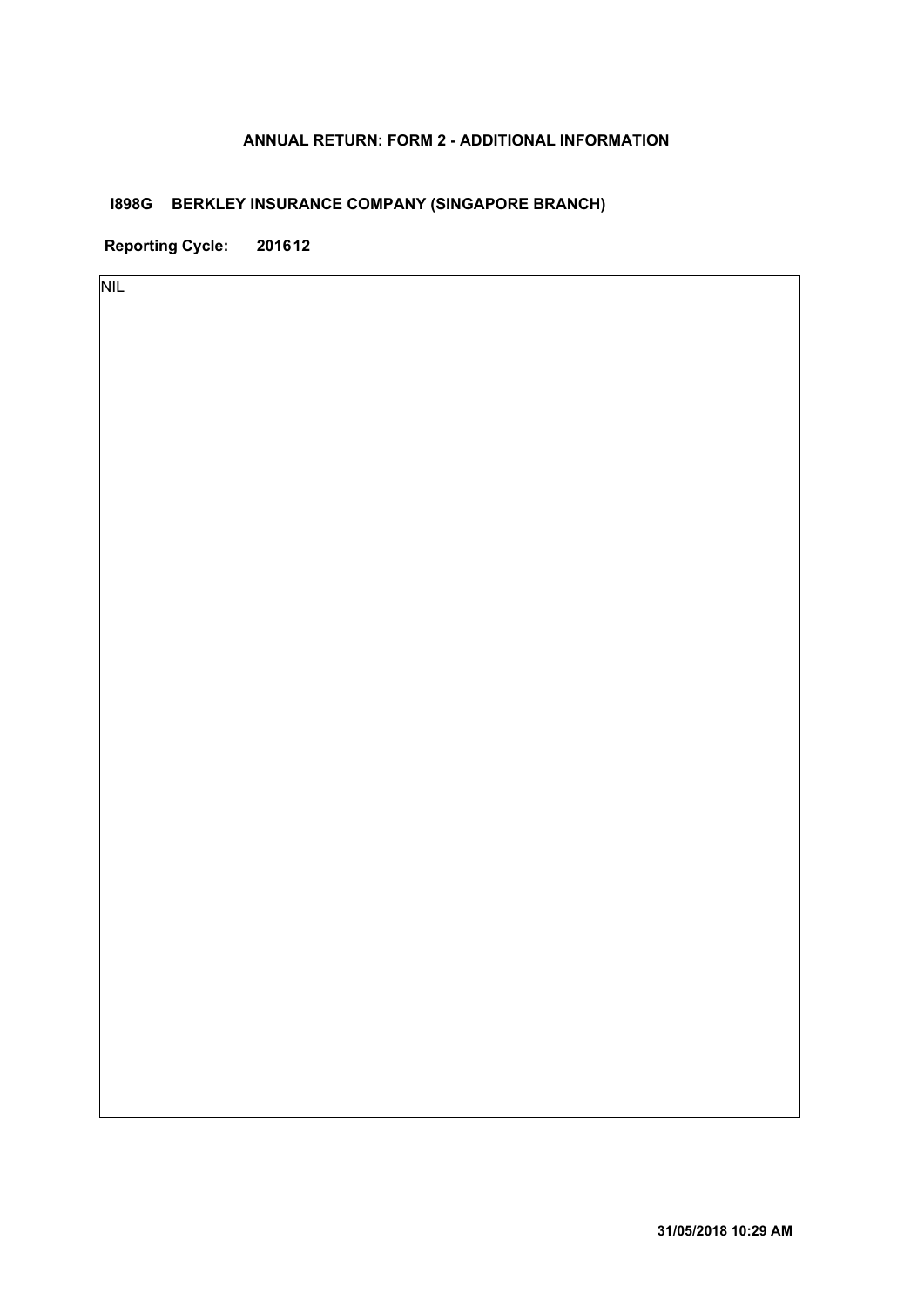## ANNUAL RETURN: FORM 2 - ADDITIONAL INFORMATION

**I898G BERKLEY INSURANCE COMPANY (SINGAPORE BRANCH)**

**Reporting Cycle: 201612**

NIL

**31/05/2018 10:29 AM**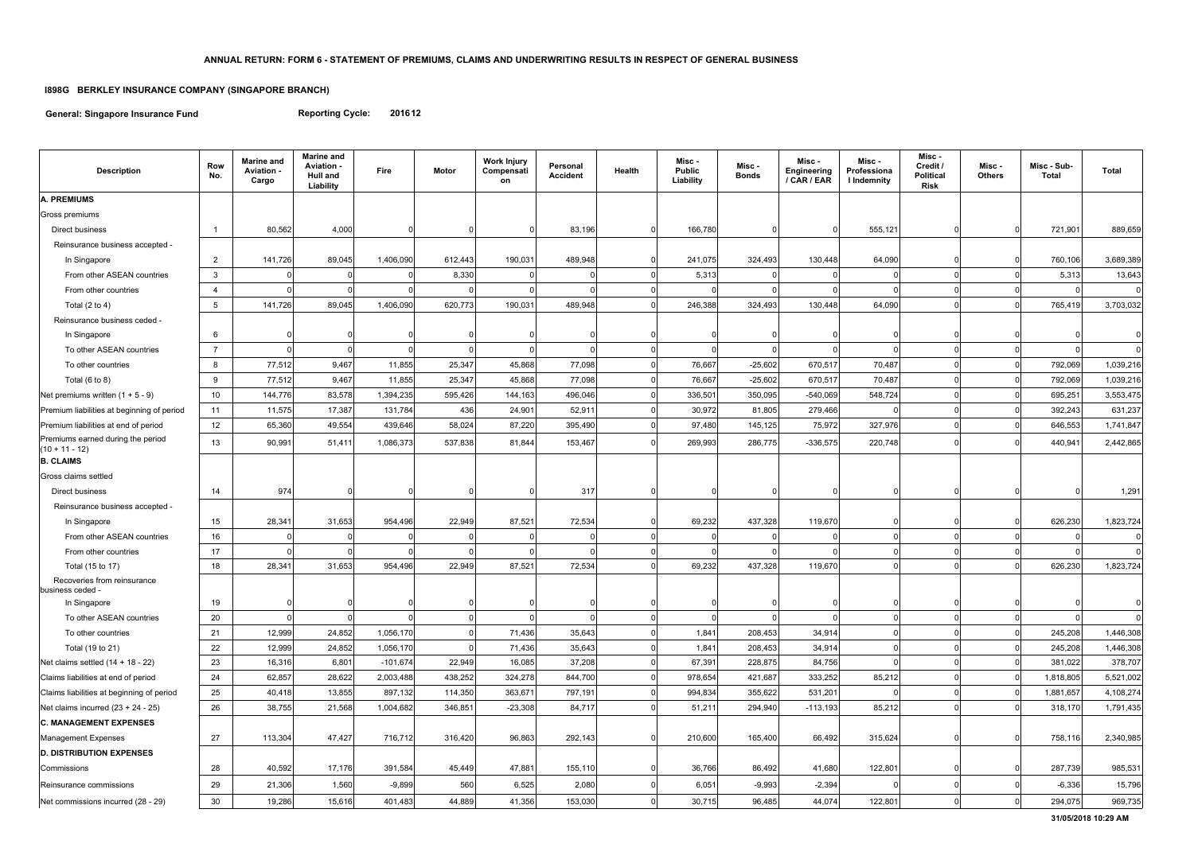**ANNUAL RETURN: FORM 6 - STATEMENT OF PREMIUMS, CLAIMS AND UNDERWRITING RESULTS IN RESPECT OF GENERAL BUSINESS**

**I898G BERKLEY INSURANCE COMPANY (SINGAPORE BRANCH)**

**General: Singapore Insurance Fund** **Reporting Cycle: 201612**

| Description | Row No. | Marine and Aviation - Cargo | Marine and Aviation - Hull and Liability | Fire | Motor | Work Injury Compensation | Personal Accident | Health | Misc - Public Liability | Misc - Bonds | Misc - Engineering / CAR / EAR | Misc - Professional Indemnity | Misc - Credit / Political Risk | Misc - Others | Misc - Sub-Total | Total |
|---|---|---|---|---|---|---|---|---|---|---|---|---|---|---|---|---|
| **A. PREMIUMS** | | | | | | | | | | | | | | | | |
| Gross premiums | | | | | | | | | | | | | | | | |
| Direct business | 1 | 80,562 | 4,000 | 0 | 0 | 0 | 83,196 | 0 | 166,780 | 0 | 0 | 555,121 | 0 | 0 | 721,901 | 889,659 |
| Reinsurance business accepted - | | | | | | | | | | | | | | | | |
| In Singapore | 2 | 141,726 | 89,045 | 1,406,090 | 612,443 | 190,031 | 489,948 | 0 | 241,075 | 324,493 | 130,448 | 64,090 | 0 | 0 | 760,106 | 3,689,389 |
| From other ASEAN countries | 3 | 0 | 0 | 0 | 8,330 | 0 | 0 | 0 | 5,313 | 0 | 0 | 0 | 0 | 0 | 5,313 | 13,643 |
| From other countries | 4 | 0 | 0 | 0 | 0 | 0 | 0 | 0 | 0 | 0 | 0 | 0 | 0 | 0 | 0 | 0 |
| Total (2 to 4) | 5 | 141,726 | 89,045 | 1,406,090 | 620,773 | 190,031 | 489,948 | 0 | 246,388 | 324,493 | 130,448 | 64,090 | 0 | 0 | 765,419 | 3,703,032 |
| Reinsurance business ceded - | | | | | | | | | | | | | | | | |
| In Singapore | 6 | 0 | 0 | 0 | 0 | 0 | 0 | 0 | 0 | 0 | 0 | 0 | 0 | 0 | 0 | 0 |
| To other ASEAN countries | 7 | 0 | 0 | 0 | 0 | 0 | 0 | 0 | 0 | 0 | 0 | 0 | 0 | 0 | 0 | 0 |
| To other countries | 8 | 77,512 | 9,467 | 11,855 | 25,347 | 45,868 | 77,098 | 0 | 76,667 | -25,602 | 670,517 | 70,487 | 0 | 0 | 792,069 | 1,039,216 |
| Total (6 to 8) | 9 | 77,512 | 9,467 | 11,855 | 25,347 | 45,868 | 77,098 | 0 | 76,667 | -25,602 | 670,517 | 70,487 | 0 | 0 | 792,069 | 1,039,216 |
| Net premiums written (1 + 5 - 9) | 10 | 144,776 | 83,578 | 1,394,235 | 595,426 | 144,163 | 496,046 | 0 | 336,501 | 350,095 | -540,069 | 548,724 | 0 | 0 | 695,251 | 3,553,475 |
| Premium liabilities at beginning of period | 11 | 11,575 | 17,387 | 131,784 | 436 | 24,901 | 52,911 | 0 | 30,972 | 81,805 | 279,466 | 0 | 0 | 0 | 392,243 | 631,237 |
| Premium liabilities at end of period | 12 | 65,360 | 49,554 | 439,646 | 58,024 | 87,220 | 395,490 | 0 | 97,480 | 145,125 | 75,972 | 327,976 | 0 | 0 | 646,553 | 1,741,847 |
| Premiums earned during the period (10 + 11 - 12) | 13 | 90,991 | 51,411 | 1,086,373 | 537,838 | 81,844 | 153,467 | 0 | 269,993 | 286,775 | -336,575 | 220,748 | 0 | 0 | 440,941 | 2,442,865 |
| **B. CLAIMS** | | | | | | | | | | | | | | | | |
| Gross claims settled | | | | | | | | | | | | | | | | |
| Direct business | 14 | 974 | 0 | 0 | 0 | 0 | 317 | 0 | 0 | 0 | 0 | 0 | 0 | 0 | 0 | 1,291 |
| Reinsurance business accepted - | | | | | | | | | | | | | | | | |
| In Singapore | 15 | 28,341 | 31,653 | 954,496 | 22,949 | 87,521 | 72,534 | 0 | 69,232 | 437,328 | 119,670 | 0 | 0 | 0 | 626,230 | 1,823,724 |
| From other ASEAN countries | 16 | 0 | 0 | 0 | 0 | 0 | 0 | 0 | 0 | 0 | 0 | 0 | 0 | 0 | 0 | 0 |
| From other countries | 17 | 0 | 0 | 0 | 0 | 0 | 0 | 0 | 0 | 0 | 0 | 0 | 0 | 0 | 0 | 0 |
| Total (15 to 17) | 18 | 28,341 | 31,653 | 954,496 | 22,949 | 87,521 | 72,534 | 0 | 69,232 | 437,328 | 119,670 | 0 | 0 | 0 | 626,230 | 1,823,724 |
| Recoveries from reinsurance business ceded - | | | | | | | | | | | | | | | | |
| In Singapore | 19 | 0 | 0 | 0 | 0 | 0 | 0 | 0 | 0 | 0 | 0 | 0 | 0 | 0 | 0 | 0 |
| To other ASEAN countries | 20 | 0 | 0 | 0 | 0 | 0 | 0 | 0 | 0 | 0 | 0 | 0 | 0 | 0 | 0 | 0 |
| To other countries | 21 | 12,999 | 24,852 | 1,056,170 | 0 | 71,436 | 35,643 | 0 | 1,841 | 208,453 | 34,914 | 0 | 0 | 0 | 245,208 | 1,446,308 |
| Total (19 to 21) | 22 | 12,999 | 24,852 | 1,056,170 | 0 | 71,436 | 35,643 | 0 | 1,841 | 208,453 | 34,914 | 0 | 0 | 0 | 245,208 | 1,446,308 |
| Net claims settled (14 + 18 - 22) | 23 | 16,316 | 6,801 | -101,674 | 22,949 | 16,085 | 37,208 | 0 | 67,391 | 228,875 | 84,756 | 0 | 0 | 0 | 381,022 | 378,707 |
| Claims liabilities at end of period | 24 | 62,857 | 28,622 | 2,003,488 | 438,252 | 324,278 | 844,700 | 0 | 978,654 | 421,687 | 333,252 | 85,212 | 0 | 0 | 1,818,805 | 5,521,002 |
| Claims liabilities at beginning of period | 25 | 40,418 | 13,855 | 897,132 | 114,350 | 363,671 | 797,191 | 0 | 994,834 | 355,622 | 531,201 | 0 | 0 | 0 | 1,881,657 | 4,108,274 |
| Net claims incurred (23 + 24 - 25) | 26 | 38,755 | 21,568 | 1,004,682 | 346,851 | -23,308 | 84,717 | 0 | 51,211 | 294,940 | -113,193 | 85,212 | 0 | 0 | 318,170 | 1,791,435 |
| **C. MANAGEMENT EXPENSES** | | | | | | | | | | | | | | | | |
| Management Expenses | 27 | 113,304 | 47,427 | 716,712 | 316,420 | 96,863 | 292,143 | 0 | 210,600 | 165,400 | 66,492 | 315,624 | 0 | 0 | 758,116 | 2,340,985 |
| **D. DISTRIBUTION EXPENSES** | | | | | | | | | | | | | | | | |
| Commissions | 28 | 40,592 | 17,176 | 391,584 | 45,449 | 47,881 | 155,110 | 0 | 36,766 | 86,492 | 41,680 | 122,801 | 0 | 0 | 287,739 | 985,531 |
| Reinsurance commissions | 29 | 21,306 | 1,560 | -9,899 | 560 | 6,525 | 2,080 | 0 | 6,051 | -9,993 | -2,394 | 0 | 0 | 0 | -6,336 | 15,796 |
| Net commissions incurred (28 - 29) | 30 | 19,286 | 15,616 | 401,483 | 44,889 | 41,356 | 153,030 | 0 | 30,715 | 96,485 | 44,074 | 122,801 | 0 | 0 | 294,075 | 969,735 |

**31/05/2018 10:29 AM**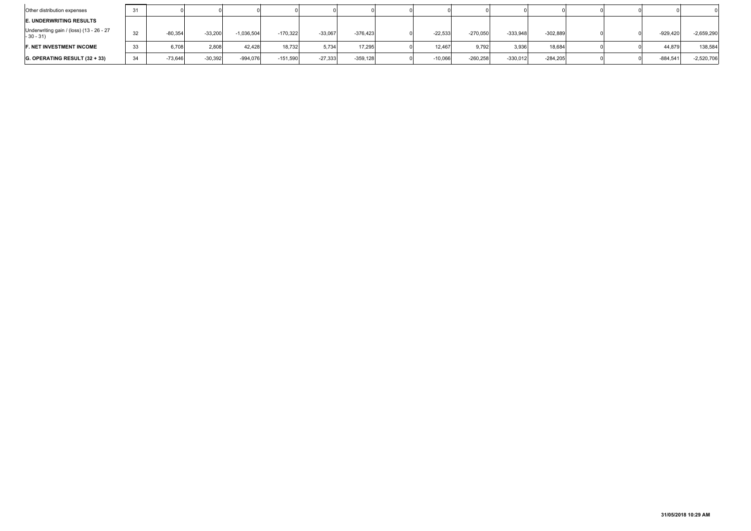| | | | | | | | | | | | | | | | | |
|---|---|---|---|---|---|---|---|---|---|---|---|---|---|---|---|---|
| Other distribution expenses | 31 | 0 | 0 | 0 | 0 | 0 | 0 | 0 | 0 | 0 | 0 | 0 | 0 | 0 | 0 | 0 |
| **E. UNDERWRITING RESULTS** | | | | | | | | | | | | | | | | |
| Underwriting gain / (loss) (13 - 26 - 27 - 30 - 31) | 32 | -80,354 | -33,200 | -1,036,504 | -170,322 | -33,067 | -376,423 | 0 | -22,533 | -270,050 | -333,948 | -302,889 | 0 | 0 | -929,420 | -2,659,290 |
| **F. NET INVESTMENT INCOME** | 33 | 6,708 | 2,808 | 42,428 | 18,732 | 5,734 | 17,295 | 0 | 12,467 | 9,792 | 3,936 | 18,684 | 0 | 0 | 44,879 | 138,584 |
| **G. OPERATING RESULT (32 + 33)** | 34 | -73,646 | -30,392 | -994,076 | -151,590 | -27,333 | -359,128 | 0 | -10,066 | -260,258 | -330,012 | -284,205 | 0 | 0 | -884,541 | -2,520,706 |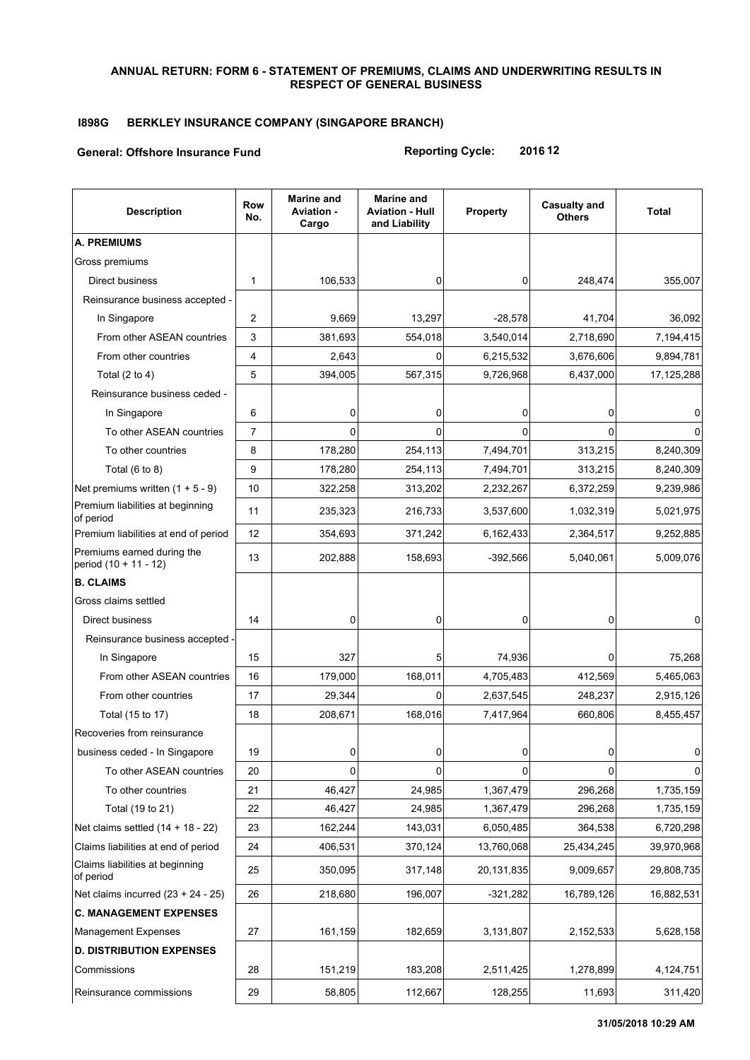**ANNUAL RETURN: FORM 6 - STATEMENT OF PREMIUMS, CLAIMS AND UNDERWRITING RESULTS IN RESPECT OF GENERAL BUSINESS**

**I898G BERKLEY INSURANCE COMPANY (SINGAPORE BRANCH)**

**General: Offshore Insurance Fund** **Reporting Cycle: 2016 12**

| Description | Row No. | Marine and Aviation - Cargo | Marine and Aviation - Hull and Liability | Property | Casualty and Others | Total |
|---|---|---|---|---|---|---|
| **A. PREMIUMS** | | | | | | |
| Gross premiums | | | | | | |
| Direct business | 1 | 106,533 | 0 | 0 | 248,474 | 355,007 |
| Reinsurance business accepted - | | | | | | |
| In Singapore | 2 | 9,669 | 13,297 | -28,578 | 41,704 | 36,092 |
| From other ASEAN countries | 3 | 381,693 | 554,018 | 3,540,014 | 2,718,690 | 7,194,415 |
| From other countries | 4 | 2,643 | 0 | 6,215,532 | 3,676,606 | 9,894,781 |
| Total (2 to 4) | 5 | 394,005 | 567,315 | 9,726,968 | 6,437,000 | 17,125,288 |
| Reinsurance business ceded - | | | | | | |
| In Singapore | 6 | 0 | 0 | 0 | 0 | 0 |
| To other ASEAN countries | 7 | 0 | 0 | 0 | 0 | 0 |
| To other countries | 8 | 178,280 | 254,113 | 7,494,701 | 313,215 | 8,240,309 |
| Total (6 to 8) | 9 | 178,280 | 254,113 | 7,494,701 | 313,215 | 8,240,309 |
| Net premiums written (1 + 5 - 9) | 10 | 322,258 | 313,202 | 2,232,267 | 6,372,259 | 9,239,986 |
| Premium liabilities at beginning of period | 11 | 235,323 | 216,733 | 3,537,600 | 1,032,319 | 5,021,975 |
| Premium liabilities at end of period | 12 | 354,693 | 371,242 | 6,162,433 | 2,364,517 | 9,252,885 |
| Premiums earned during the period (10 + 11 - 12) | 13 | 202,888 | 158,693 | -392,566 | 5,040,061 | 5,009,076 |
| **B. CLAIMS** | | | | | | |
| Gross claims settled | | | | | | |
| Direct business | 14 | 0 | 0 | 0 | 0 | 0 |
| Reinsurance business accepted - | | | | | | |
| In Singapore | 15 | 327 | 5 | 74,936 | 0 | 75,268 |
| From other ASEAN countries | 16 | 179,000 | 168,011 | 4,705,483 | 412,569 | 5,465,063 |
| From other countries | 17 | 29,344 | 0 | 2,637,545 | 248,237 | 2,915,126 |
| Total (15 to 17) | 18 | 208,671 | 168,016 | 7,417,964 | 660,806 | 8,455,457 |
| Recoveries from reinsurance | | | | | | |
| business ceded - In Singapore | 19 | 0 | 0 | 0 | 0 | 0 |
| To other ASEAN countries | 20 | 0 | 0 | 0 | 0 | 0 |
| To other countries | 21 | 46,427 | 24,985 | 1,367,479 | 296,268 | 1,735,159 |
| Total (19 to 21) | 22 | 46,427 | 24,985 | 1,367,479 | 296,268 | 1,735,159 |
| Net claims settled (14 + 18 - 22) | 23 | 162,244 | 143,031 | 6,050,485 | 364,538 | 6,720,298 |
| Claims liabilities at end of period | 24 | 406,531 | 370,124 | 13,760,068 | 25,434,245 | 39,970,968 |
| Claims liabilities at beginning of period | 25 | 350,095 | 317,148 | 20,131,835 | 9,009,657 | 29,808,735 |
| Net claims incurred (23 + 24 - 25) | 26 | 218,680 | 196,007 | -321,282 | 16,789,126 | 16,882,531 |
| **C. MANAGEMENT EXPENSES** | | | | | | |
| Management Expenses | 27 | 161,159 | 182,659 | 3,131,807 | 2,152,533 | 5,628,158 |
| **D. DISTRIBUTION EXPENSES** | | | | | | |
| Commissions | 28 | 151,219 | 183,208 | 2,511,425 | 1,278,899 | 4,124,751 |
| Reinsurance commissions | 29 | 58,805 | 112,667 | 128,255 | 11,693 | 311,420 |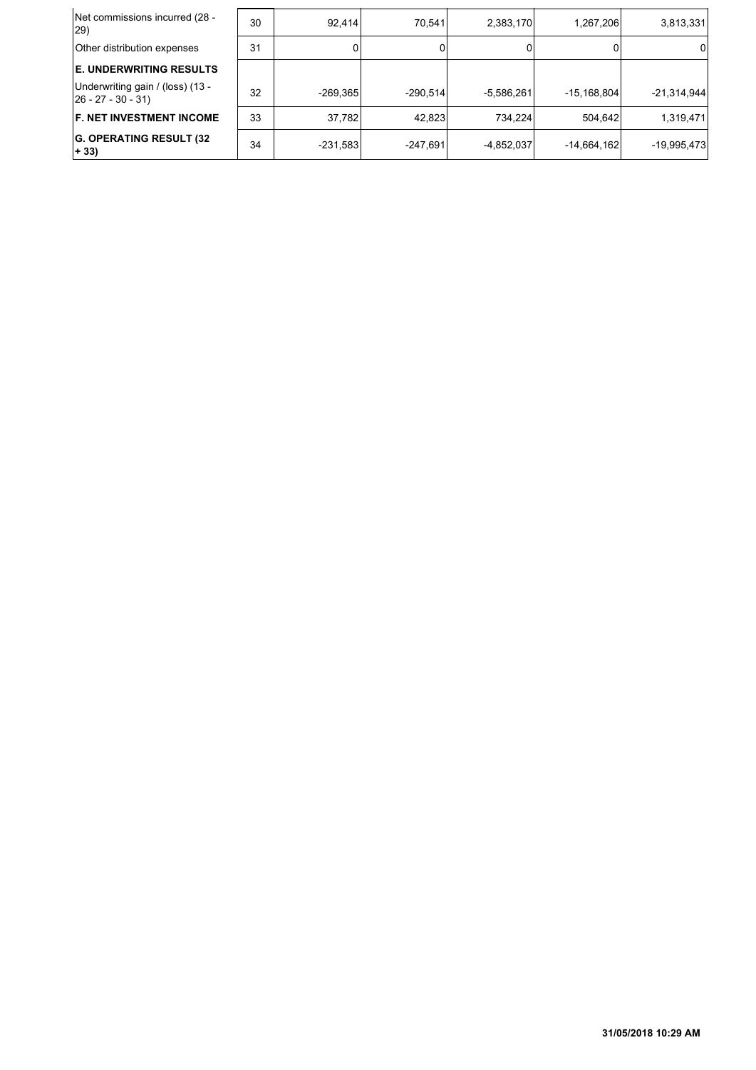| | | | | | | |
|---|---|---|---|---|---|---|
| Net commissions incurred (28 - 29) | 30 | 92,414 | 70,541 | 2,383,170 | 1,267,206 | 3,813,331 |
| Other distribution expenses | 31 | 0 | 0 | 0 | 0 | 0 |
| **E. UNDERWRITING RESULTS** | | | | | | |
| Underwriting gain / (loss) (13 - 26 - 27 - 30 - 31) | 32 | -269,365 | -290,514 | -5,586,261 | -15,168,804 | -21,314,944 |
| **F. NET INVESTMENT INCOME** | 33 | 37,782 | 42,823 | 734,224 | 504,642 | 1,319,471 |
| **G. OPERATING RESULT (32 + 33)** | 34 | -231,583 | -247,691 | -4,852,037 | -14,664,162 | -19,995,473 |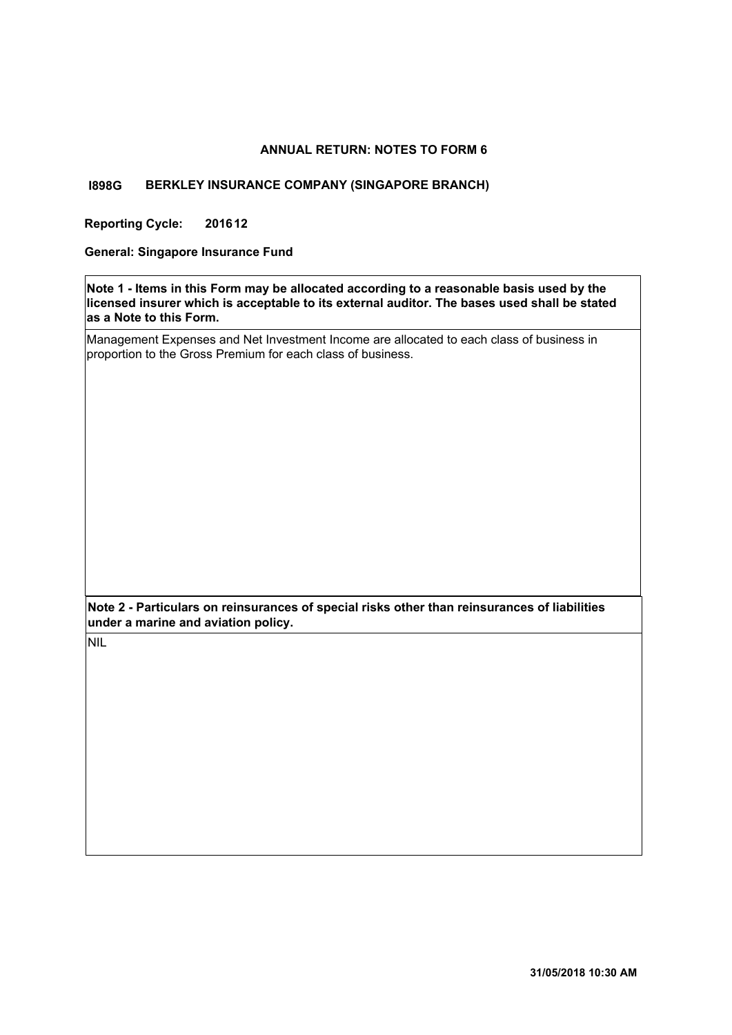# ANNUAL RETURN: NOTES TO FORM 6

**I898G BERKLEY INSURANCE COMPANY (SINGAPORE BRANCH)**

**Reporting Cycle: 201612**

**General: Singapore Insurance Fund**

| **Note 1 - Items in this Form may be allocated according to a reasonable basis used by the licensed insurer which is acceptable to its external auditor. The bases used shall be stated as a Note to this Form.** |
|---|
| Management Expenses and Net Investment Income are allocated to each class of business in proportion to the Gross Premium for each class of business. |

| **Note 2 - Particulars on reinsurances of special risks other than reinsurances of liabilities under a marine and aviation policy.** |
|---|
| NIL |

31/05/2018 10:30 AM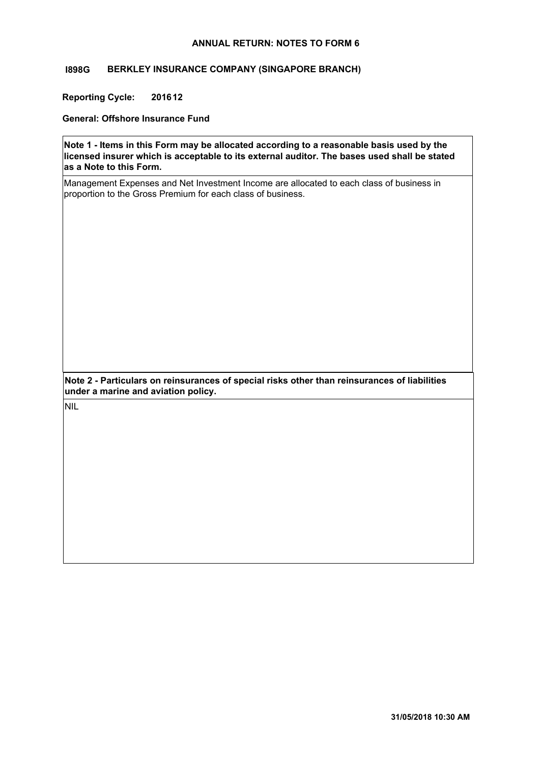**ANNUAL RETURN: NOTES TO FORM 6**

**I898G BERKLEY INSURANCE COMPANY (SINGAPORE BRANCH)**

**Reporting Cycle: 201612**

**General: Offshore Insurance Fund**

**Note 1 - Items in this Form may be allocated according to a reasonable basis used by the licensed insurer which is acceptable to its external auditor. The bases used shall be stated as a Note to this Form.**

Management Expenses and Net Investment Income are allocated to each class of business in proportion to the Gross Premium for each class of business.

**Note 2 - Particulars on reinsurances of special risks other than reinsurances of liabilities under a marine and aviation policy.**

NIL

**31/05/2018 10:30 AM**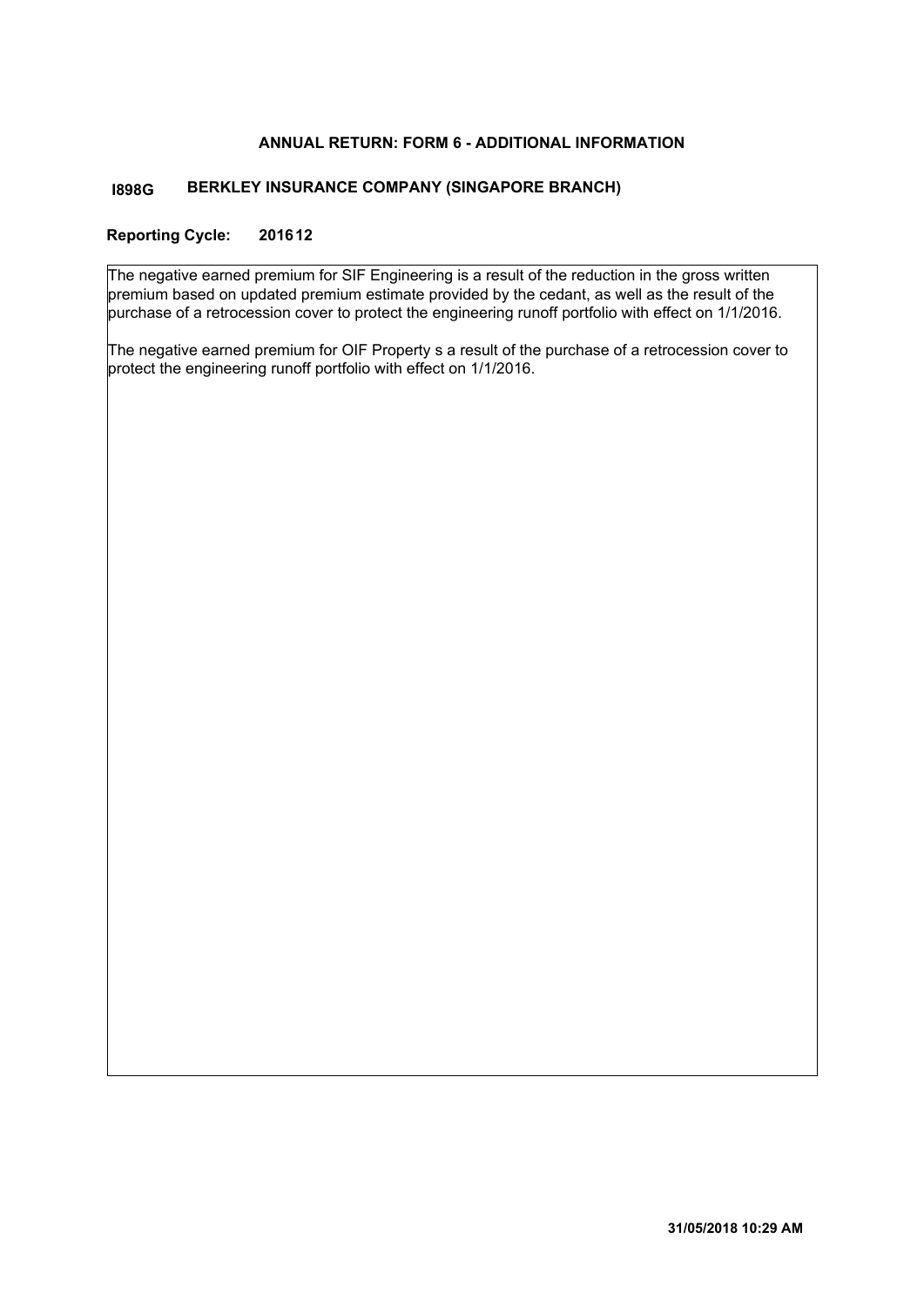## ANNUAL RETURN: FORM 6 - ADDITIONAL INFORMATION

**I898G BERKLEY INSURANCE COMPANY (SINGAPORE BRANCH)**

**Reporting Cycle: 2016 12**

The negative earned premium for SIF Engineering is a result of the reduction in the gross written premium based on updated premium estimate provided by the cedant, as well as the result of the purchase of a retrocession cover to protect the engineering runoff portfolio with effect on 1/1/2016.

The negative earned premium for OIF Property s a result of the purchase of a retrocession cover to protect the engineering runoff portfolio with effect on 1/1/2016.

**31/05/2018 10:29 AM**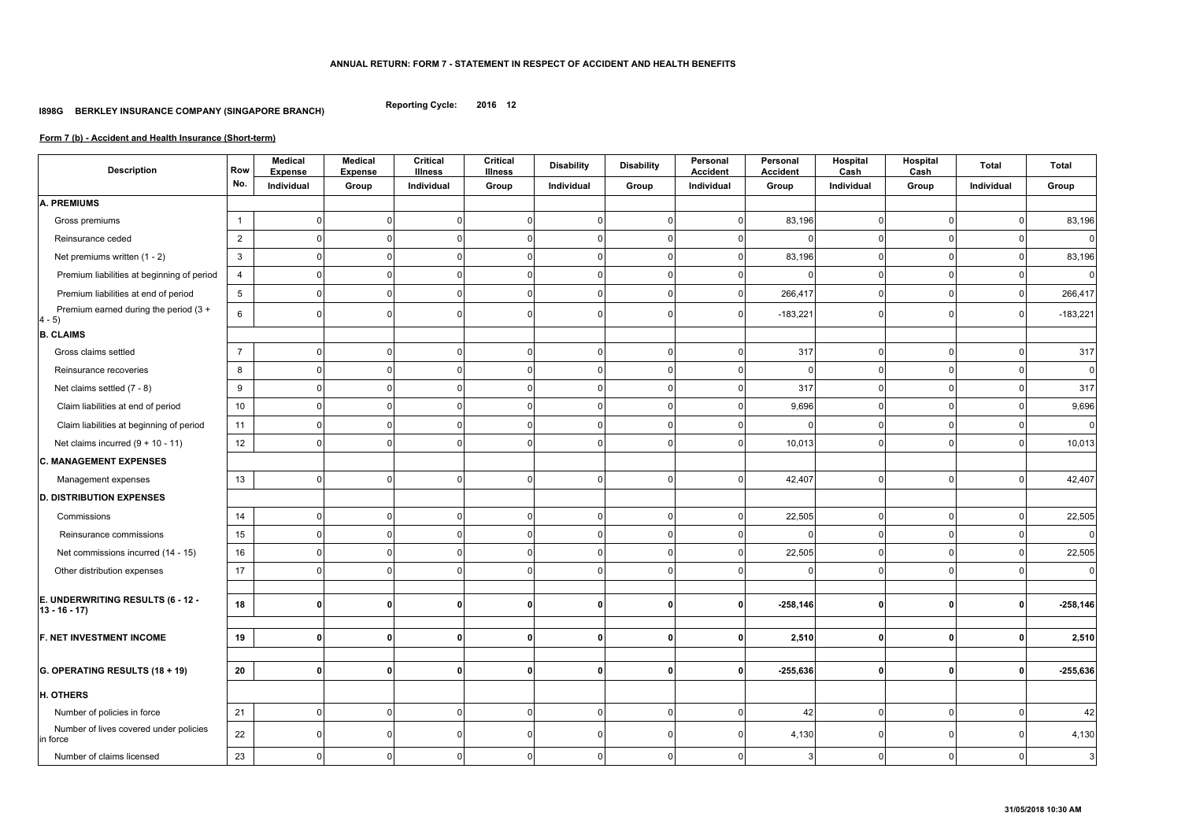# ANNUAL RETURN: FORM 7 - STATEMENT IN RESPECT OF ACCIDENT AND HEALTH BENEFITS

**I898G BERKLEY INSURANCE COMPANY (SINGAPORE BRANCH)**

**Reporting Cycle: 2016 12**

**Form 7 (b) - Accident and Health Insurance (Short-term)**

| Description | Row No. | Medical Expense Individual | Medical Expense Group | Critical Illness Individual | Critical Illness Group | Disability Individual | Disability Group | Personal Accident Individual | Personal Accident Group | Hospital Cash Individual | Hospital Cash Group | Total Individual | Total Group |
|---|---|---|---|---|---|---|---|---|---|---|---|---|---|
| **A. PREMIUMS** | | | | | | | | | | | | | |
| Gross premiums | 1 | 0 | 0 | 0 | 0 | 0 | 0 | 0 | 83,196 | 0 | 0 | 0 | 83,196 |
| Reinsurance ceded | 2 | 0 | 0 | 0 | 0 | 0 | 0 | 0 | 0 | 0 | 0 | 0 | 0 |
| Net premiums written (1 - 2) | 3 | 0 | 0 | 0 | 0 | 0 | 0 | 0 | 83,196 | 0 | 0 | 0 | 83,196 |
| Premium liabilities at beginning of period | 4 | 0 | 0 | 0 | 0 | 0 | 0 | 0 | 0 | 0 | 0 | 0 | 0 |
| Premium liabilities at end of period | 5 | 0 | 0 | 0 | 0 | 0 | 0 | 0 | 266,417 | 0 | 0 | 0 | 266,417 |
| Premium earned during the period (3 + 4 - 5) | 6 | 0 | 0 | 0 | 0 | 0 | 0 | 0 | -183,221 | 0 | 0 | 0 | -183,221 |
| **B. CLAIMS** | | | | | | | | | | | | | |
| Gross claims settled | 7 | 0 | 0 | 0 | 0 | 0 | 0 | 0 | 317 | 0 | 0 | 0 | 317 |
| Reinsurance recoveries | 8 | 0 | 0 | 0 | 0 | 0 | 0 | 0 | 0 | 0 | 0 | 0 | 0 |
| Net claims settled (7 - 8) | 9 | 0 | 0 | 0 | 0 | 0 | 0 | 0 | 317 | 0 | 0 | 0 | 317 |
| Claim liabilities at end of period | 10 | 0 | 0 | 0 | 0 | 0 | 0 | 0 | 9,696 | 0 | 0 | 0 | 9,696 |
| Claim liabilities at beginning of period | 11 | 0 | 0 | 0 | 0 | 0 | 0 | 0 | 0 | 0 | 0 | 0 | 0 |
| Net claims incurred (9 + 10 - 11) | 12 | 0 | 0 | 0 | 0 | 0 | 0 | 0 | 10,013 | 0 | 0 | 0 | 10,013 |
| **C. MANAGEMENT EXPENSES** | | | | | | | | | | | | | |
| Management expenses | 13 | 0 | 0 | 0 | 0 | 0 | 0 | 0 | 42,407 | 0 | 0 | 0 | 42,407 |
| **D. DISTRIBUTION EXPENSES** | | | | | | | | | | | | | |
| Commissions | 14 | 0 | 0 | 0 | 0 | 0 | 0 | 0 | 22,505 | 0 | 0 | 0 | 22,505 |
| Reinsurance commissions | 15 | 0 | 0 | 0 | 0 | 0 | 0 | 0 | 0 | 0 | 0 | 0 | 0 |
| Net commissions incurred (14 - 15) | 16 | 0 | 0 | 0 | 0 | 0 | 0 | 0 | 22,505 | 0 | 0 | 0 | 22,505 |
| Other distribution expenses | 17 | 0 | 0 | 0 | 0 | 0 | 0 | 0 | 0 | 0 | 0 | 0 | 0 |
| **E. UNDERWRITING RESULTS (6 - 12 - 13 - 16 - 17)** | **18** | **0** | **0** | **0** | **0** | **0** | **0** | **0** | **-258,146** | **0** | **0** | **0** | **-258,146** |
| **F. NET INVESTMENT INCOME** | **19** | **0** | **0** | **0** | **0** | **0** | **0** | **0** | **2,510** | **0** | **0** | **0** | **2,510** |
| **G. OPERATING RESULTS (18 + 19)** | **20** | **0** | **0** | **0** | **0** | **0** | **0** | **0** | **-255,636** | **0** | **0** | **0** | **-255,636** |
| **H. OTHERS** | | | | | | | | | | | | | |
| Number of policies in force | 21 | 0 | 0 | 0 | 0 | 0 | 0 | 0 | 42 | 0 | 0 | 0 | 42 |
| Number of lives covered under policies in force | 22 | 0 | 0 | 0 | 0 | 0 | 0 | 0 | 4,130 | 0 | 0 | 0 | 4,130 |
| Number of claims licensed | 23 | 0 | 0 | 0 | 0 | 0 | 0 | 0 | 3 | 0 | 0 | 0 | 3 |

31/05/2018 10:30 AM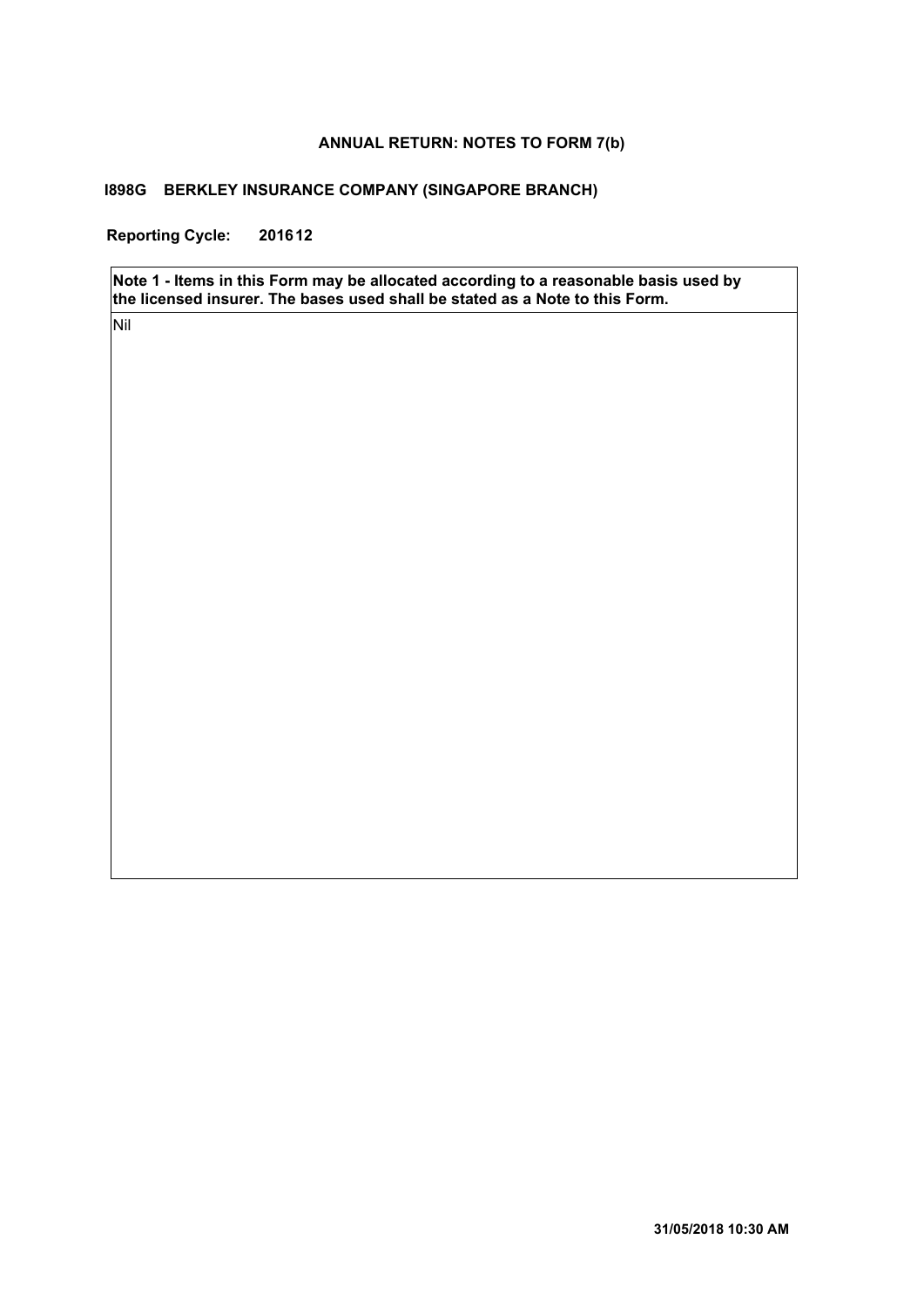**ANNUAL RETURN: NOTES TO FORM 7(b)**

**I898G BERKLEY INSURANCE COMPANY (SINGAPORE BRANCH)**

**Reporting Cycle: 201612**

| **Note 1 - Items in this Form may be allocated according to a reasonable basis used by the licensed insurer. The bases used shall be stated as a Note to this Form.** |
|---|
| Nil |

**31/05/2018 10:30 AM**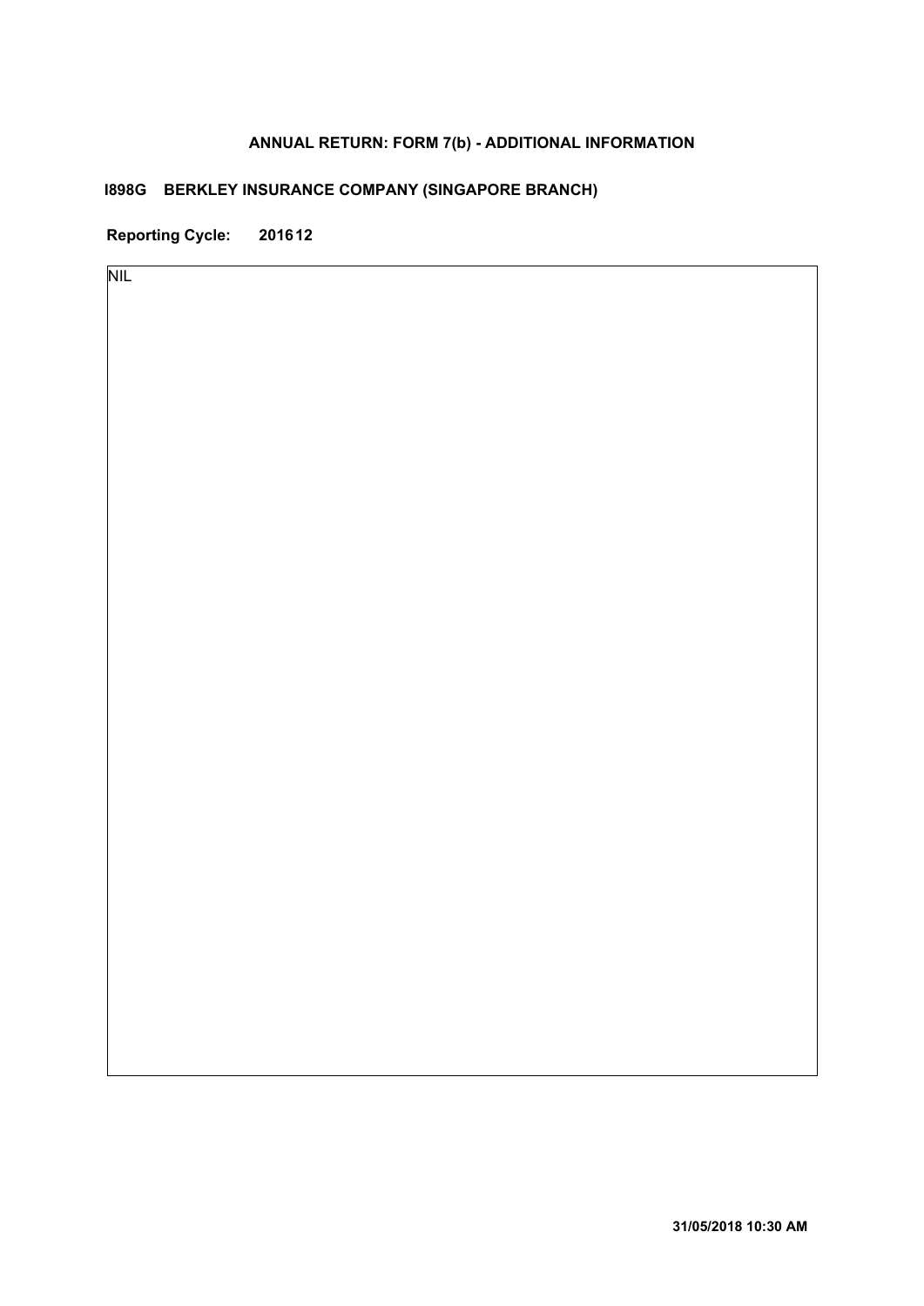**ANNUAL RETURN: FORM 7(b) - ADDITIONAL INFORMATION**

**I898G BERKLEY INSURANCE COMPANY (SINGAPORE BRANCH)**

**Reporting Cycle: 201612**

NIL

**31/05/2018 10:30 AM**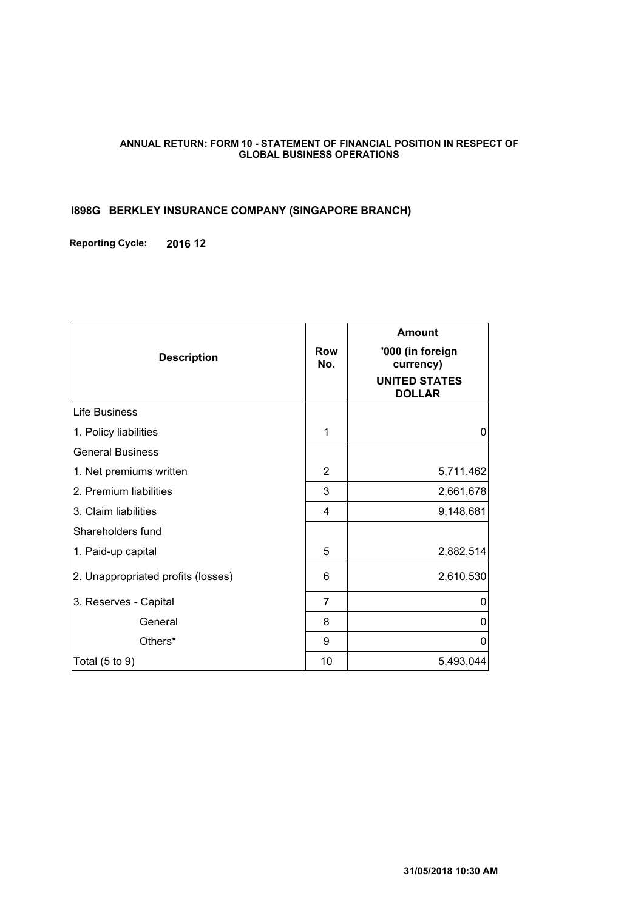**ANNUAL RETURN: FORM 10 - STATEMENT OF FINANCIAL POSITION IN RESPECT OF GLOBAL BUSINESS OPERATIONS**

**I898G BERKLEY INSURANCE COMPANY (SINGAPORE BRANCH)**

**Reporting Cycle:** **2016 12**

| Description | Row No. | Amount '000 (in foreign currency) UNITED STATES DOLLAR |
|---|---|---|
| Life Business | | |
| 1. Policy liabilities | 1 | 0 |
| General Business | | |
| 1. Net premiums written | 2 | 5,711,462 |
| 2. Premium liabilities | 3 | 2,661,678 |
| 3. Claim liabilities | 4 | 9,148,681 |
| Shareholders fund | | |
| 1. Paid-up capital | 5 | 2,882,514 |
| 2. Unappropriated profits (losses) | 6 | 2,610,530 |
| 3. Reserves - Capital | 7 | 0 |
| General | 8 | 0 |
| Others* | 9 | 0 |
| Total (5 to 9) | 10 | 5,493,044 |

**31/05/2018 10:30 AM**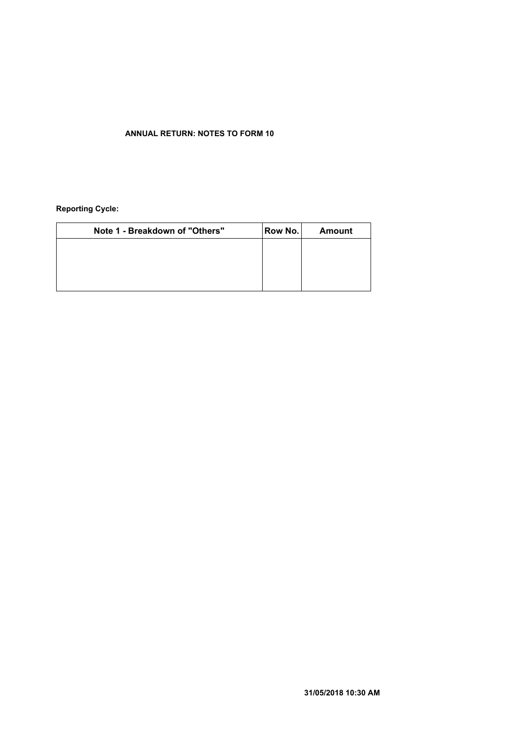**ANNUAL RETURN: NOTES TO FORM 10**

**Reporting Cycle:**

| Note 1 - Breakdown of "Others" | Row No. | Amount |
|---|---|---|
| | | |

31/05/2018 10:30 AM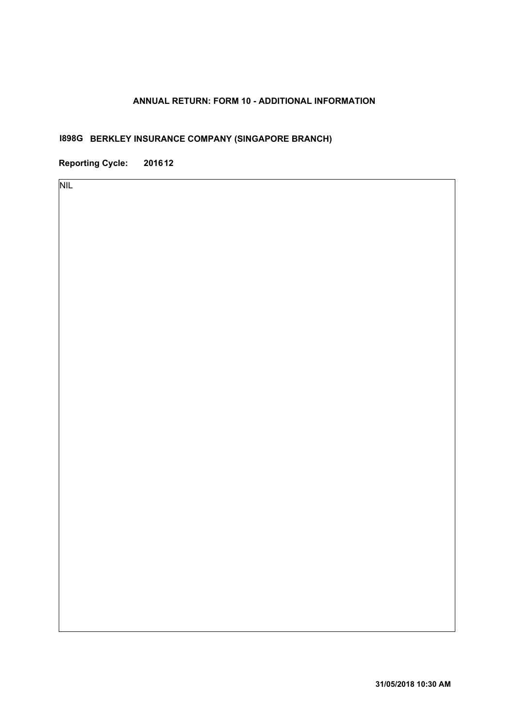**ANNUAL RETURN: FORM 10 - ADDITIONAL INFORMATION**

**I898G BERKLEY INSURANCE COMPANY (SINGAPORE BRANCH)**

**Reporting Cycle: 201612**

NIL

**31/05/2018 10:30 AM**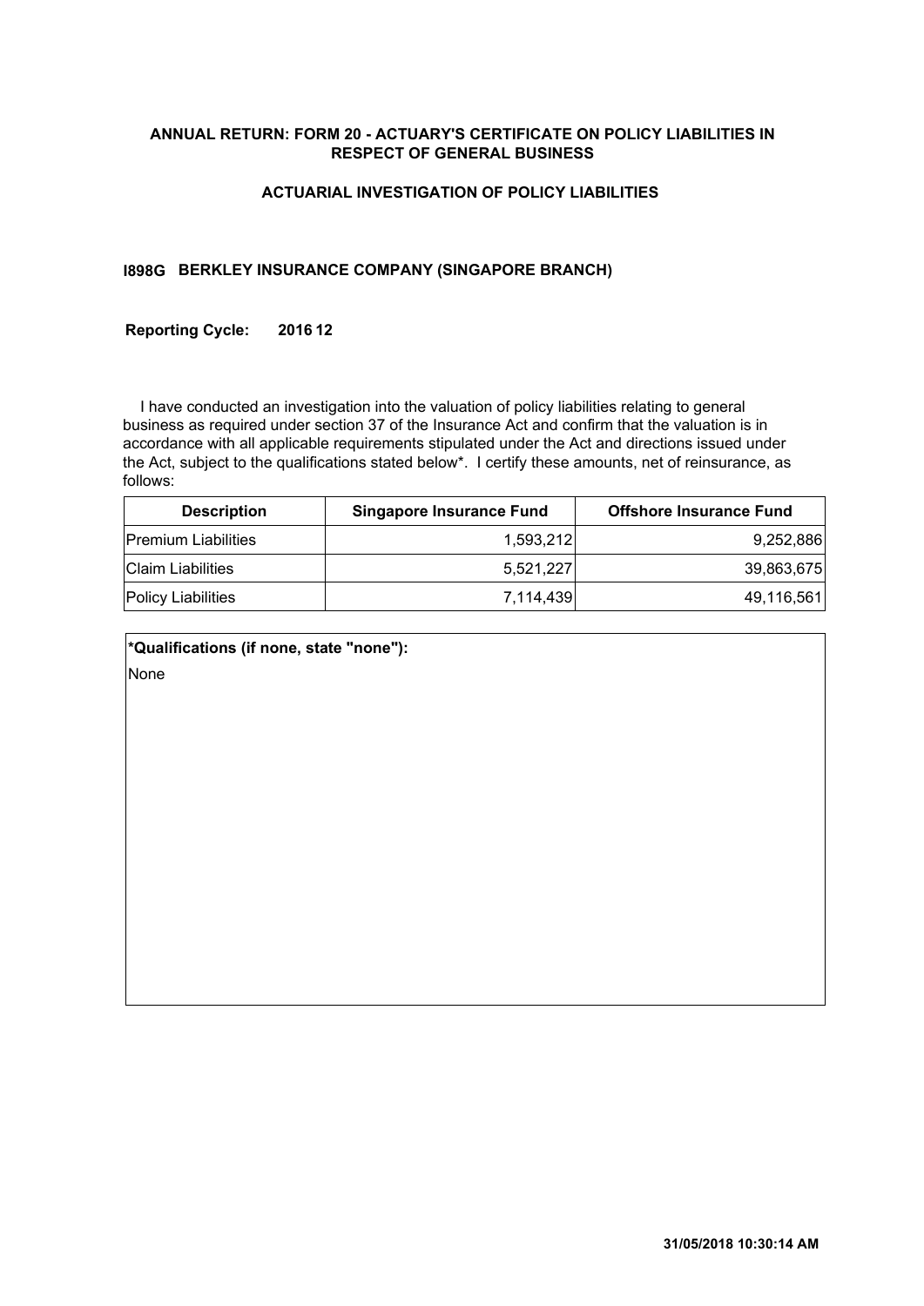**ANNUAL RETURN: FORM 20 - ACTUARY'S CERTIFICATE ON POLICY LIABILITIES IN RESPECT OF GENERAL BUSINESS**

**ACTUARIAL INVESTIGATION OF POLICY LIABILITIES**

**I898G BERKLEY INSURANCE COMPANY (SINGAPORE BRANCH)**

**Reporting Cycle: 2016 12**

I have conducted an investigation into the valuation of policy liabilities relating to general business as required under section 37 of the Insurance Act and confirm that the valuation is in accordance with all applicable requirements stipulated under the Act and directions issued under the Act, subject to the qualifications stated below*. I certify these amounts, net of reinsurance, as follows:

| Description | Singapore Insurance Fund | Offshore Insurance Fund |
|---|---|---|
| Premium Liabilities | 1,593,212 | 9,252,886 |
| Claim Liabilities | 5,521,227 | 39,863,675 |
| Policy Liabilities | 7,114,439 | 49,116,561 |

**\*Qualifications (if none, state "none"):**

None

**31/05/2018 10:30:14 AM**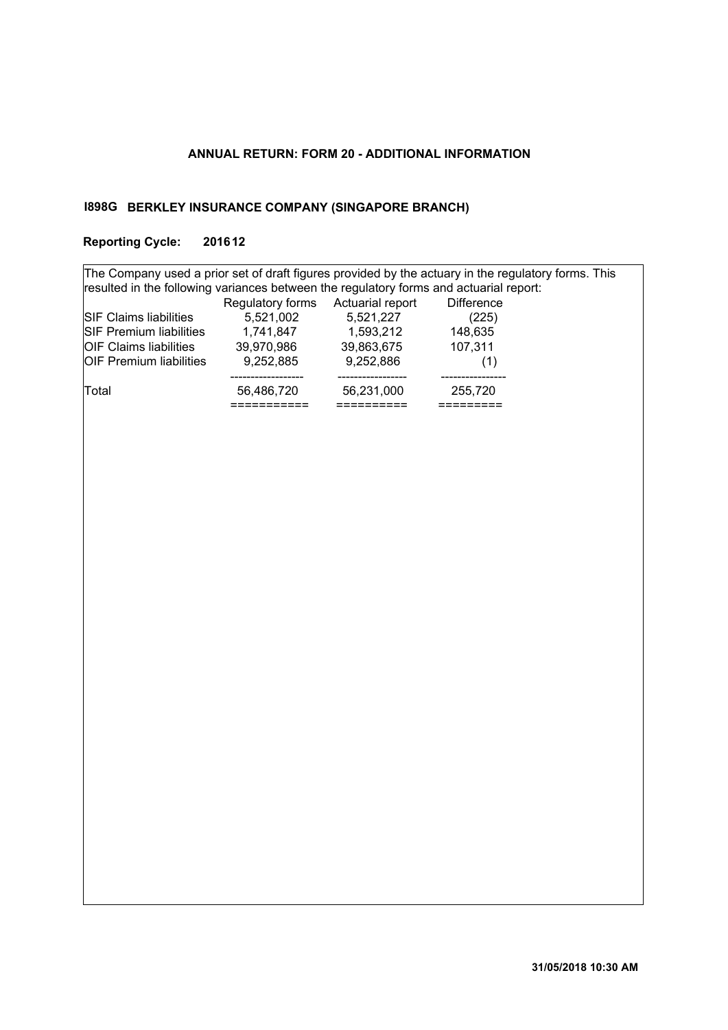**ANNUAL RETURN: FORM 20 - ADDITIONAL INFORMATION**

**I898G BERKLEY INSURANCE COMPANY (SINGAPORE BRANCH)**

**Reporting Cycle: 201612**

The Company used a prior set of draft figures provided by the actuary in the regulatory forms. This resulted in the following variances between the regulatory forms and actuarial report:

| | Regulatory forms | Actuarial report | Difference |
|---|---|---|---|
| SIF Claims liabilities | 5,521,002 | 5,521,227 | (225) |
| SIF Premium liabilities | 1,741,847 | 1,593,212 | 148,635 |
| OIF Claims liabilities | 39,970,986 | 39,863,675 | 107,311 |
| OIF Premium liabilities | 9,252,885 | 9,252,886 | (1) |
| Total | 56,486,720 | 56,231,000 | 255,720 |

31/05/2018 10:30 AM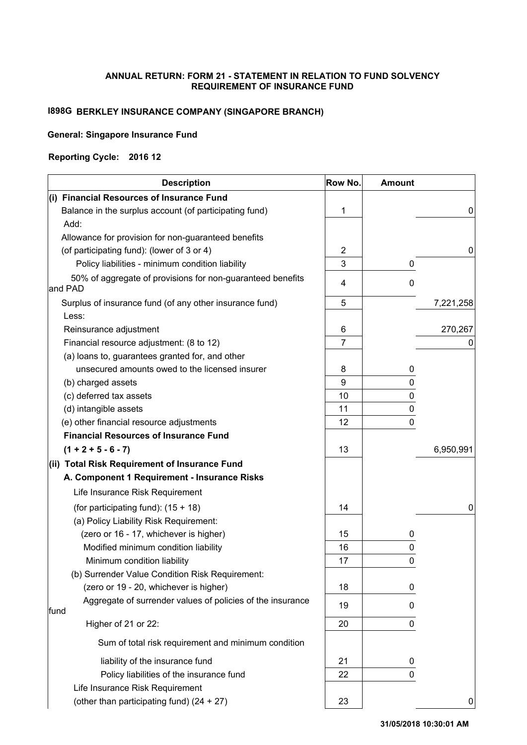**ANNUAL RETURN: FORM 21 - STATEMENT IN RELATION TO FUND SOLVENCY REQUIREMENT OF INSURANCE FUND**

**I898G BERKLEY INSURANCE COMPANY (SINGAPORE BRANCH)**

**General: Singapore Insurance Fund**

**Reporting Cycle: 2016 12**

| Description | Row No. | Amount | |
|---|---|---|---|
| **(i) Financial Resources of Insurance Fund** | | | |
| Balance in the surplus account (of participating fund) | 1 | | 0 |
| Add: | | | |
| Allowance for provision for non-guaranteed benefits (of participating fund): (lower of 3 or 4) | 2 | | 0 |
| Policy liabilities - minimum condition liability | 3 | 0 | |
| 50% of aggregate of provisions for non-guaranteed benefits and PAD | 4 | 0 | |
| Surplus of insurance fund (of any other insurance fund) | 5 | | 7,221,258 |
| Less: | | | |
| Reinsurance adjustment | 6 | | 270,267 |
| Financial resource adjustment: (8 to 12) | 7 | | 0 |
| (a) loans to, guarantees granted for, and other unsecured amounts owed to the licensed insurer | 8 | 0 | |
| (b) charged assets | 9 | 0 | |
| (c) deferred tax assets | 10 | 0 | |
| (d) intangible assets | 11 | 0 | |
| (e) other financial resource adjustments | 12 | 0 | |
| **Financial Resources of Insurance Fund (1 + 2 + 5 - 6 - 7)** | 13 | | 6,950,991 |
| **(ii) Total Risk Requirement of Insurance Fund** | | | |
| **A. Component 1 Requirement - Insurance Risks** | | | |
| Life Insurance Risk Requirement (for participating fund): (15 + 18) | 14 | | 0 |
| (a) Policy Liability Risk Requirement: (zero or 16 - 17, whichever is higher) | 15 | 0 | |
| Modified minimum condition liability | 16 | 0 | |
| Minimum condition liability | 17 | 0 | |
| (b) Surrender Value Condition Risk Requirement: (zero or 19 - 20, whichever is higher) | 18 | 0 | |
| Aggregate of surrender values of policies of the insurance fund | 19 | 0 | |
| Higher of 21 or 22: | 20 | 0 | |
| Sum of total risk requirement and minimum condition liability of the insurance fund | 21 | 0 | |
| Policy liabilities of the insurance fund | 22 | 0 | |
| Life Insurance Risk Requirement (other than participating fund) (24 + 27) | 23 | | 0 |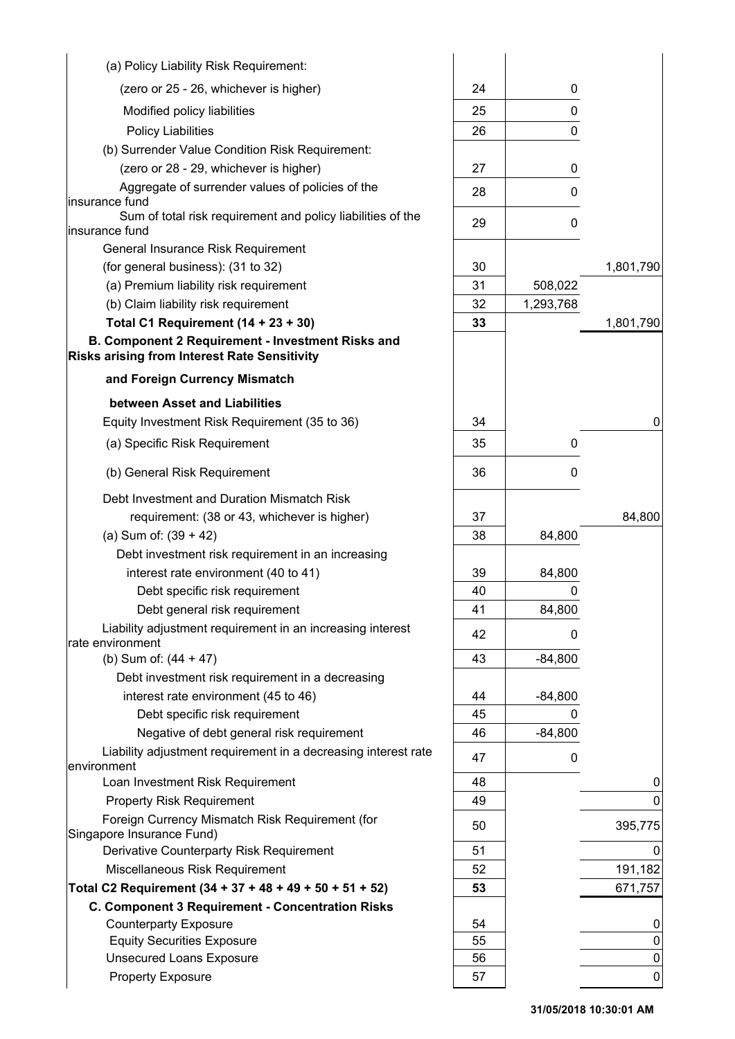| Description | Line | Sub-amount | Amount |
|---|---|---|---|
| (a) Policy Liability Risk Requirement: | | | |
| (zero or 25 - 26, whichever is higher) | 24 | 0 | |
| Modified policy liabilities | 25 | 0 | |
| Policy Liabilities | 26 | 0 | |
| (b) Surrender Value Condition Risk Requirement: | | | |
| (zero or 28 - 29, whichever is higher) | 27 | 0 | |
| Aggregate of surrender values of policies of the insurance fund | 28 | 0 | |
| Sum of total risk requirement and policy liabilities of the insurance fund | 29 | 0 | |
| General Insurance Risk Requirement | | | |
| (for general business): (31 to 32) | 30 | | 1,801,790 |
| (a) Premium liability risk requirement | 31 | 508,022 | |
| (b) Claim liability risk requirement | 32 | 1,293,768 | |
| **Total C1 Requirement (14 + 23 + 30)** | **33** | | 1,801,790 |
| **B. Component 2 Requirement - Investment Risks and Risks arising from Interest Rate Sensitivity** | | | |
| **and Foreign Currency Mismatch** | | | |
| **between Asset and Liabilities** | | | |
| Equity Investment Risk Requirement (35 to 36) | 34 | | 0 |
| (a) Specific Risk Requirement | 35 | 0 | |
| (b) General Risk Requirement | 36 | 0 | |
| Debt Investment and Duration Mismatch Risk | | | |
| requirement: (38 or 43, whichever is higher) | 37 | | 84,800 |
| (a) Sum of: (39 + 42) | 38 | 84,800 | |
| Debt investment risk requirement in an increasing | | | |
| interest rate environment (40 to 41) | 39 | 84,800 | |
| Debt specific risk requirement | 40 | 0 | |
| Debt general risk requirement | 41 | 84,800 | |
| Liability adjustment requirement in an increasing interest rate environment | 42 | 0 | |
| (b) Sum of: (44 + 47) | 43 | -84,800 | |
| Debt investment risk requirement in a decreasing | | | |
| interest rate environment (45 to 46) | 44 | -84,800 | |
| Debt specific risk requirement | 45 | 0 | |
| Negative of debt general risk requirement | 46 | -84,800 | |
| Liability adjustment requirement in a decreasing interest rate environment | 47 | 0 | |
| Loan Investment Risk Requirement | 48 | | 0 |
| Property Risk Requirement | 49 | | 0 |
| Foreign Currency Mismatch Risk Requirement (for Singapore Insurance Fund) | 50 | | 395,775 |
| Derivative Counterparty Risk Requirement | 51 | | 0 |
| Miscellaneous Risk Requirement | 52 | | 191,182 |
| **Total C2 Requirement (34 + 37 + 48 + 49 + 50 + 51 + 52)** | **53** | | 671,757 |
| **C. Component 3 Requirement - Concentration Risks** | | | |
| Counterparty Exposure | 54 | | 0 |
| Equity Securities Exposure | 55 | | 0 |
| Unsecured Loans Exposure | 56 | | 0 |
| Property Exposure | 57 | | 0 |

31/05/2018 10:30:01 AM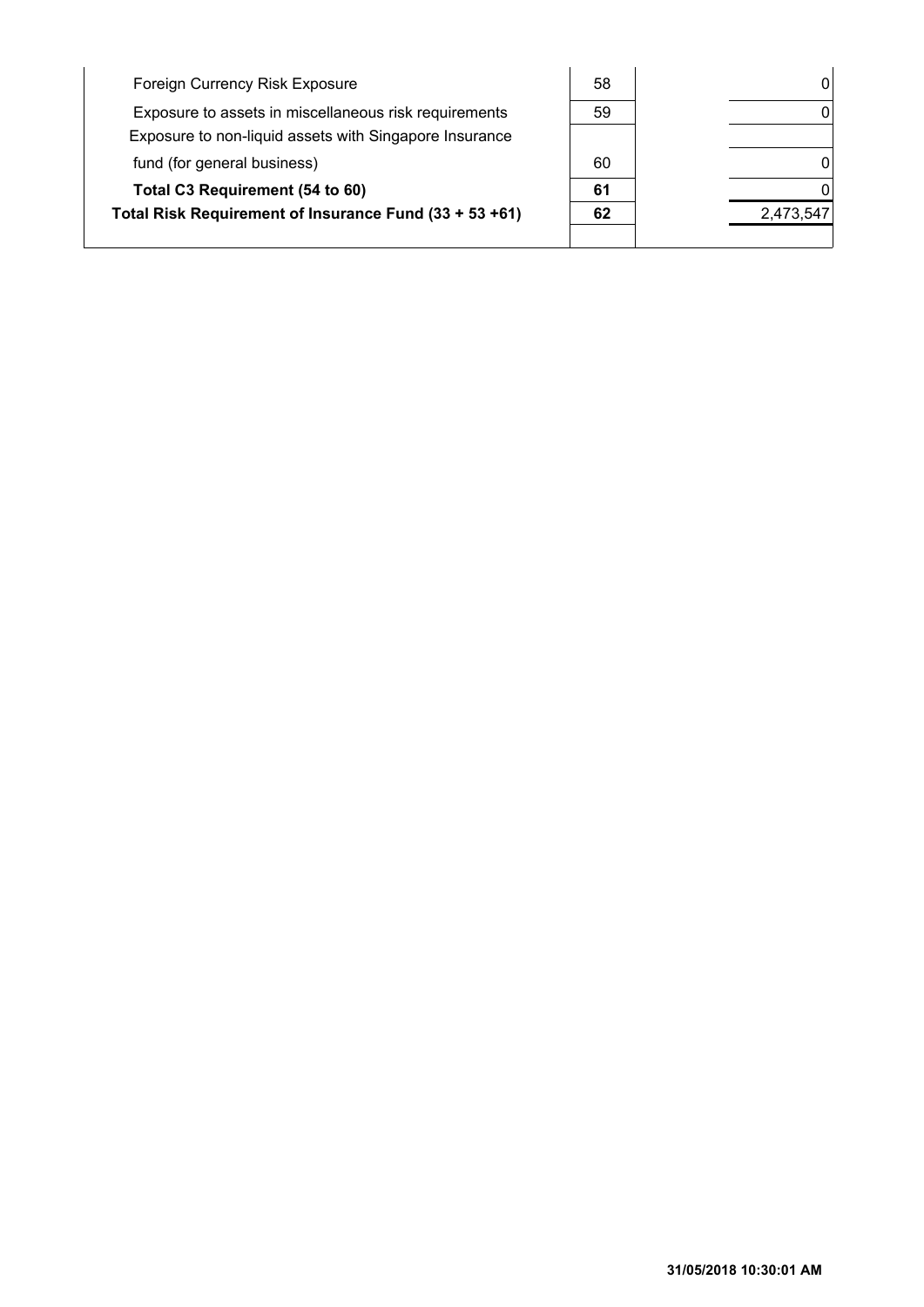| | | |
|---|---|---|
| Foreign Currency Risk Exposure | 58 | 0 |
| Exposure to assets in miscellaneous risk requirements | 59 | 0 |
| Exposure to non-liquid assets with Singapore Insurance fund (for general business) | 60 | 0 |
| **Total C3 Requirement (54 to 60)** | **61** | 0 |
| **Total Risk Requirement of Insurance Fund (33 + 53 +61)** | **62** | 2,473,547 |

**31/05/2018 10:30:01 AM**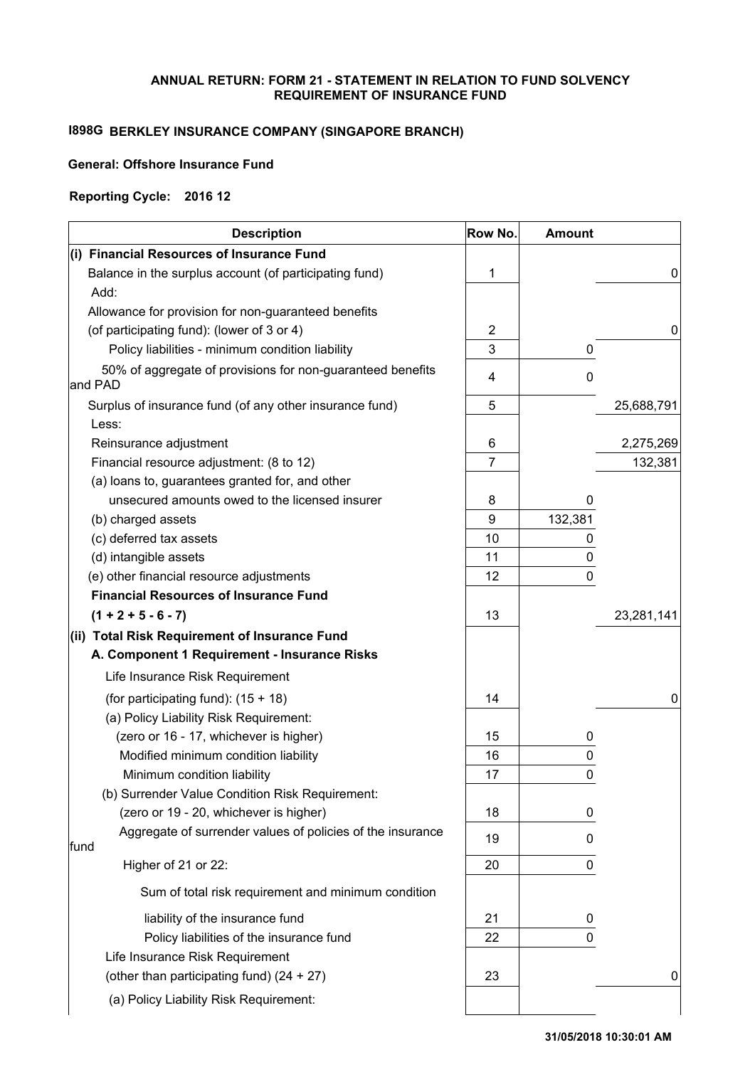**ANNUAL RETURN: FORM 21 - STATEMENT IN RELATION TO FUND SOLVENCY REQUIREMENT OF INSURANCE FUND**

**I898G BERKLEY INSURANCE COMPANY (SINGAPORE BRANCH)**

**General: Offshore Insurance Fund**

**Reporting Cycle: 2016 12**

| Description | Row No. | Amount | |
|---|---|---|---|
| **(i) Financial Resources of Insurance Fund** | | | |
| Balance in the surplus account (of participating fund) | 1 | | 0 |
| Add: | | | |
| Allowance for provision for non-guaranteed benefits | | | |
| (of participating fund): (lower of 3 or 4) | 2 | | 0 |
| Policy liabilities - minimum condition liability | 3 | 0 | |
| 50% of aggregate of provisions for non-guaranteed benefits and PAD | 4 | 0 | |
| Surplus of insurance fund (of any other insurance fund) | 5 | | 25,688,791 |
| Less: | | | |
| Reinsurance adjustment | 6 | | 2,275,269 |
| Financial resource adjustment: (8 to 12) | 7 | | 132,381 |
| (a) loans to, guarantees granted for, and other | | | |
| unsecured amounts owed to the licensed insurer | 8 | 0 | |
| (b) charged assets | 9 | 132,381 | |
| (c) deferred tax assets | 10 | 0 | |
| (d) intangible assets | 11 | 0 | |
| (e) other financial resource adjustments | 12 | 0 | |
| **Financial Resources of Insurance Fund** | | | |
| **(1 + 2 + 5 - 6 - 7)** | 13 | | 23,281,141 |
| **(ii) Total Risk Requirement of Insurance Fund** | | | |
| **A. Component 1 Requirement - Insurance Risks** | | | |
| Life Insurance Risk Requirement | | | |
| (for participating fund): (15 + 18) | 14 | | 0 |
| (a) Policy Liability Risk Requirement: | | | |
| (zero or 16 - 17, whichever is higher) | 15 | 0 | |
| Modified minimum condition liability | 16 | 0 | |
| Minimum condition liability | 17 | 0 | |
| (b) Surrender Value Condition Risk Requirement: | | | |
| (zero or 19 - 20, whichever is higher) | 18 | 0 | |
| Aggregate of surrender values of policies of the insurance fund | 19 | 0 | |
| Higher of 21 or 22: | 20 | 0 | |
| Sum of total risk requirement and minimum condition | | | |
| liability of the insurance fund | 21 | 0 | |
| Policy liabilities of the insurance fund | 22 | 0 | |
| Life Insurance Risk Requirement | | | |
| (other than participating fund) (24 + 27) | 23 | | 0 |
| (a) Policy Liability Risk Requirement: | | | |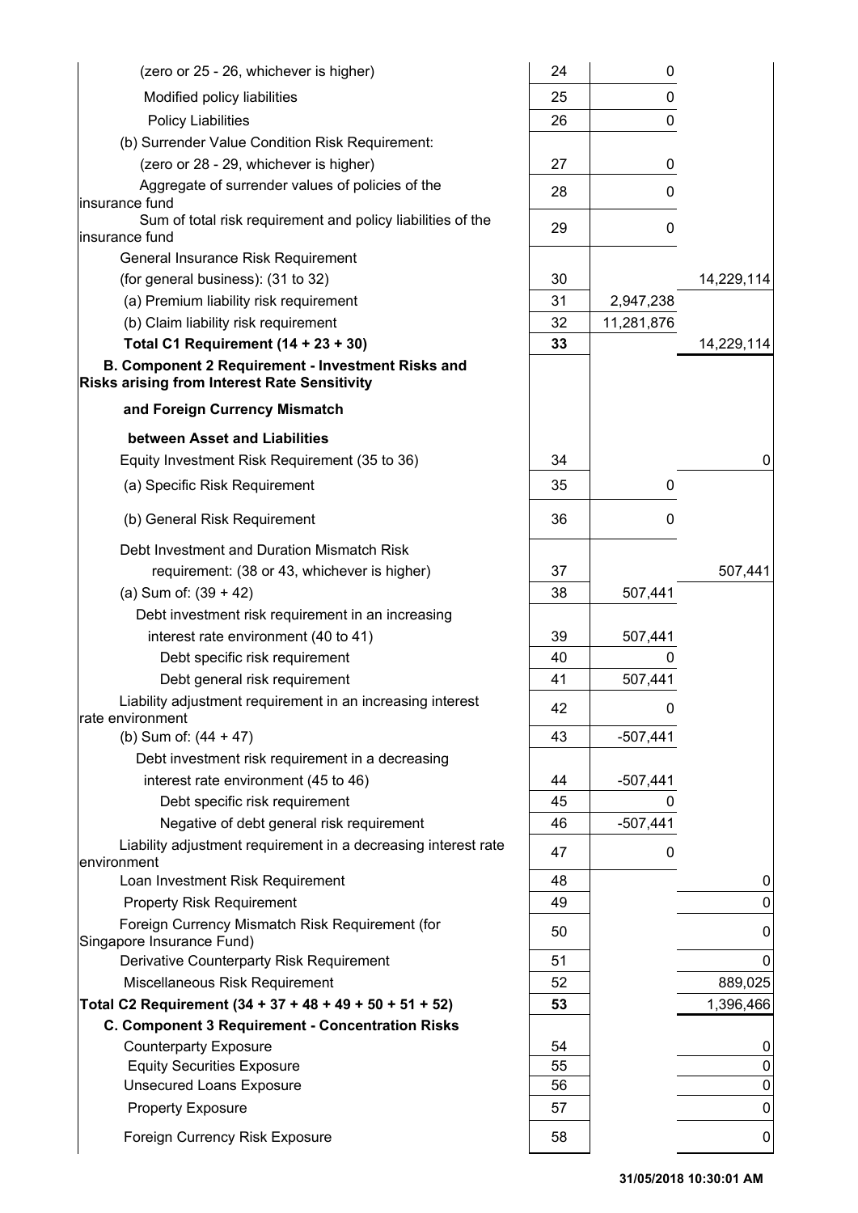| Description | Row | | |
|---|---|---|---|
| (zero or 25 - 26, whichever is higher) | 24 | 0 | |
| Modified policy liabilities | 25 | 0 | |
| Policy Liabilities | 26 | 0 | |
| (b) Surrender Value Condition Risk Requirement: | | | |
| (zero or 28 - 29, whichever is higher) | 27 | 0 | |
| Aggregate of surrender values of policies of the insurance fund | 28 | 0 | |
| Sum of total risk requirement and policy liabilities of the insurance fund | 29 | 0 | |
| General Insurance Risk Requirement | | | |
| (for general business): (31 to 32) | 30 | | 14,229,114 |
| (a) Premium liability risk requirement | 31 | 2,947,238 | |
| (b) Claim liability risk requirement | 32 | 11,281,876 | |
| **Total C1 Requirement (14 + 23 + 30)** | **33** | | 14,229,114 |
| **B. Component 2 Requirement - Investment Risks and Risks arising from Interest Rate Sensitivity** | | | |
| **and Foreign Currency Mismatch** | | | |
| **between Asset and Liabilities** | | | |
| Equity Investment Risk Requirement (35 to 36) | 34 | | 0 |
| (a) Specific Risk Requirement | 35 | 0 | |
| (b) General Risk Requirement | 36 | 0 | |
| Debt Investment and Duration Mismatch Risk | | | |
| requirement: (38 or 43, whichever is higher) | 37 | | 507,441 |
| (a) Sum of: (39 + 42) | 38 | 507,441 | |
| Debt investment risk requirement in an increasing | | | |
| interest rate environment (40 to 41) | 39 | 507,441 | |
| Debt specific risk requirement | 40 | 0 | |
| Debt general risk requirement | 41 | 507,441 | |
| Liability adjustment requirement in an increasing interest rate environment | 42 | 0 | |
| (b) Sum of: (44 + 47) | 43 | -507,441 | |
| Debt investment risk requirement in a decreasing | | | |
| interest rate environment (45 to 46) | 44 | -507,441 | |
| Debt specific risk requirement | 45 | 0 | |
| Negative of debt general risk requirement | 46 | -507,441 | |
| Liability adjustment requirement in a decreasing interest rate environment | 47 | 0 | |
| Loan Investment Risk Requirement | 48 | | 0 |
| Property Risk Requirement | 49 | | 0 |
| Foreign Currency Mismatch Risk Requirement (for Singapore Insurance Fund) | 50 | | 0 |
| Derivative Counterparty Risk Requirement | 51 | | 0 |
| Miscellaneous Risk Requirement | 52 | | 889,025 |
| **Total C2 Requirement (34 + 37 + 48 + 49 + 50 + 51 + 52)** | **53** | | 1,396,466 |
| **C. Component 3 Requirement - Concentration Risks** | | | |
| Counterparty Exposure | 54 | | 0 |
| Equity Securities Exposure | 55 | | 0 |
| Unsecured Loans Exposure | 56 | | 0 |
| Property Exposure | 57 | | 0 |
| Foreign Currency Risk Exposure | 58 | | 0 |

31/05/2018 10:30:01 AM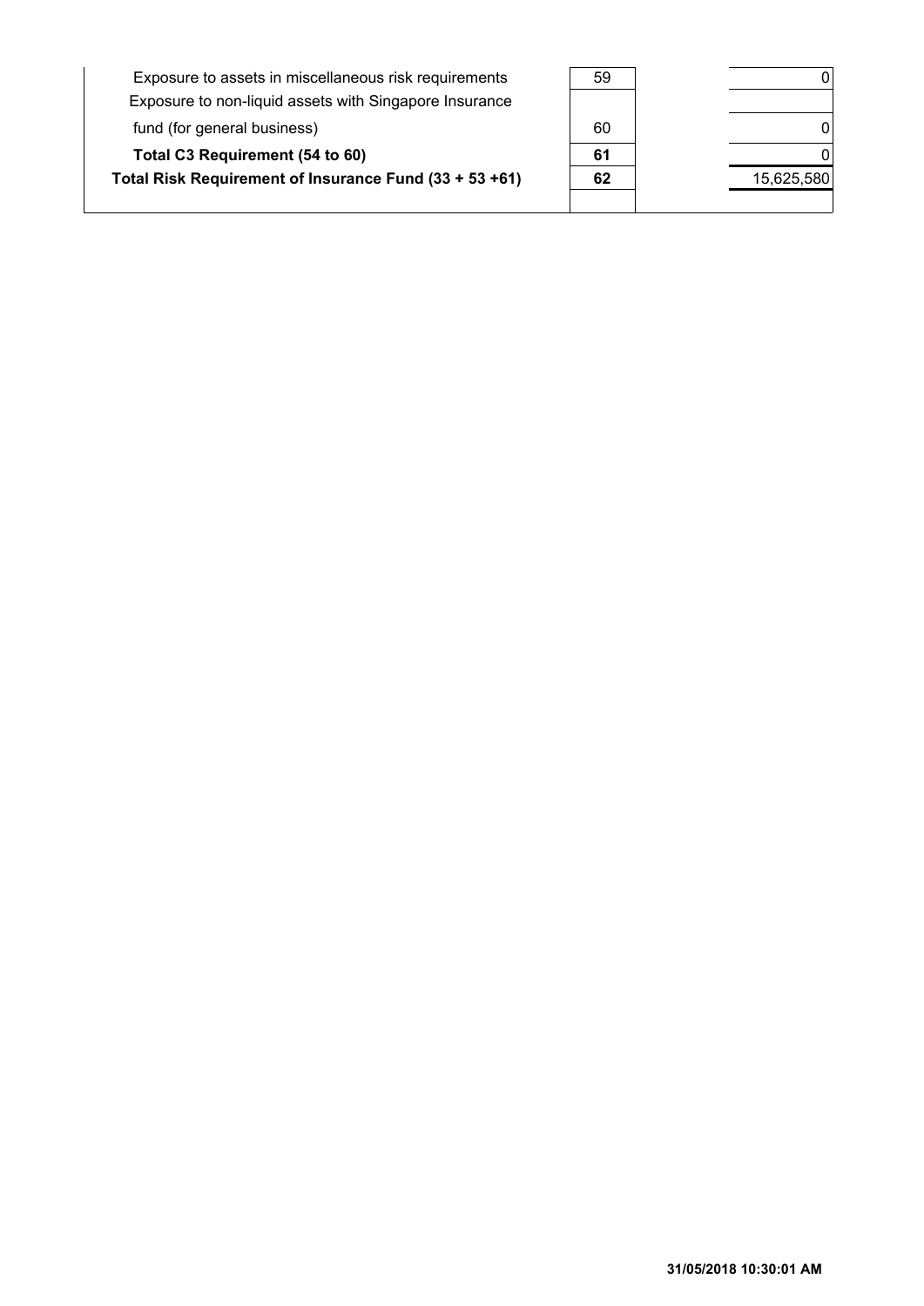| | | |
|---|---|---|
| Exposure to assets in miscellaneous risk requirements | 59 | 0 |
| Exposure to non-liquid assets with Singapore Insurance fund (for general business) | 60 | 0 |
| **Total C3 Requirement (54 to 60)** | **61** | 0 |
| **Total Risk Requirement of Insurance Fund (33 + 53 +61)** | **62** | 15,625,580 |

**31/05/2018 10:30:01 AM**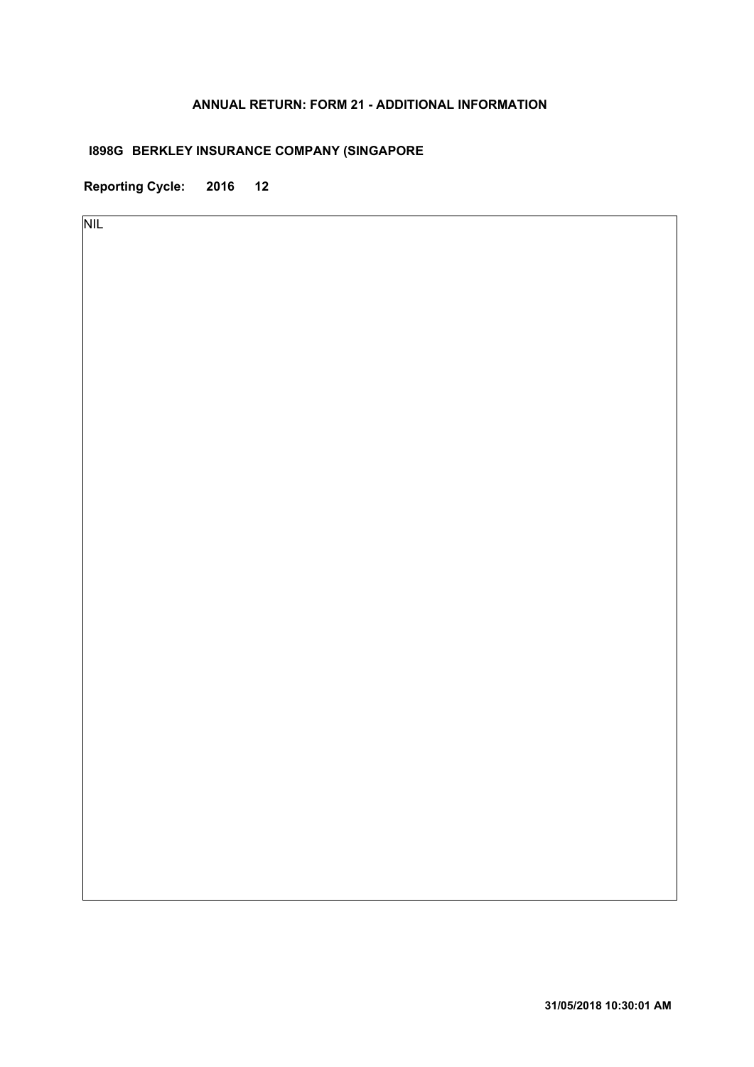**ANNUAL RETURN: FORM 21 - ADDITIONAL INFORMATION**

**I898G BERKLEY INSURANCE COMPANY (SINGAPORE**

**Reporting Cycle: 2016 12**

NIL

**31/05/2018 10:30:01 AM**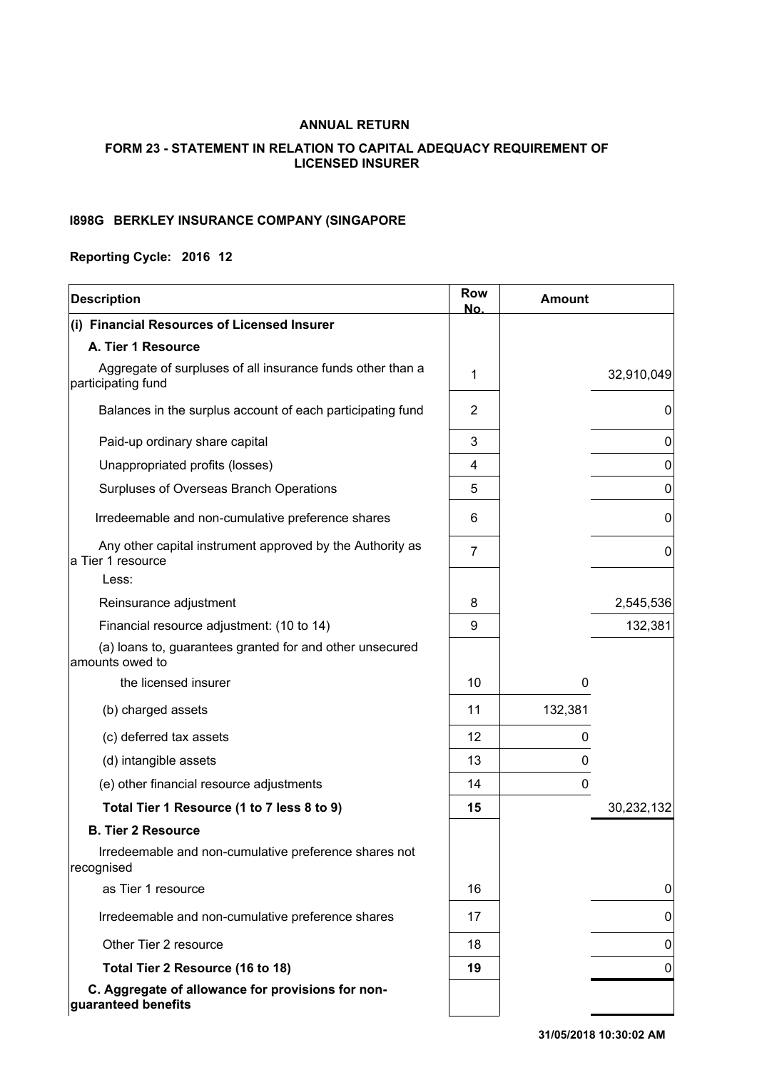**ANNUAL RETURN**

**FORM 23 - STATEMENT IN RELATION TO CAPITAL ADEQUACY REQUIREMENT OF LICENSED INSURER**

**I898G BERKLEY INSURANCE COMPANY (SINGAPORE**

**Reporting Cycle: 2016 12**

| Description | Row No. | Amount | |
|---|---|---|---|
| **(i) Financial Resources of Licensed Insurer** | | | |
| **A. Tier 1 Resource** | | | |
| Aggregate of surpluses of all insurance funds other than a participating fund | 1 | | 32,910,049 |
| Balances in the surplus account of each participating fund | 2 | | 0 |
| Paid-up ordinary share capital | 3 | | 0 |
| Unappropriated profits (losses) | 4 | | 0 |
| Surpluses of Overseas Branch Operations | 5 | | 0 |
| Irredeemable and non-cumulative preference shares | 6 | | 0 |
| Any other capital instrument approved by the Authority as a Tier 1 resource | 7 | | 0 |
| Less: | | | |
| Reinsurance adjustment | 8 | | 2,545,536 |
| Financial resource adjustment: (10 to 14) | 9 | | 132,381 |
| (a) loans to, guarantees granted for and other unsecured amounts owed to the licensed insurer | 10 | 0 | |
| (b) charged assets | 11 | 132,381 | |
| (c) deferred tax assets | 12 | 0 | |
| (d) intangible assets | 13 | 0 | |
| (e) other financial resource adjustments | 14 | 0 | |
| **Total Tier 1 Resource (1 to 7 less 8 to 9)** | **15** | | 30,232,132 |
| **B. Tier 2 Resource** | | | |
| Irredeemable and non-cumulative preference shares not recognised as Tier 1 resource | 16 | | 0 |
| Irredeemable and non-cumulative preference shares | 17 | | 0 |
| Other Tier 2 resource | 18 | | 0 |
| **Total Tier 2 Resource (16 to 18)** | **19** | | 0 |
| **C. Aggregate of allowance for provisions for non-guaranteed benefits** | | | |

31/05/2018 10:30:02 AM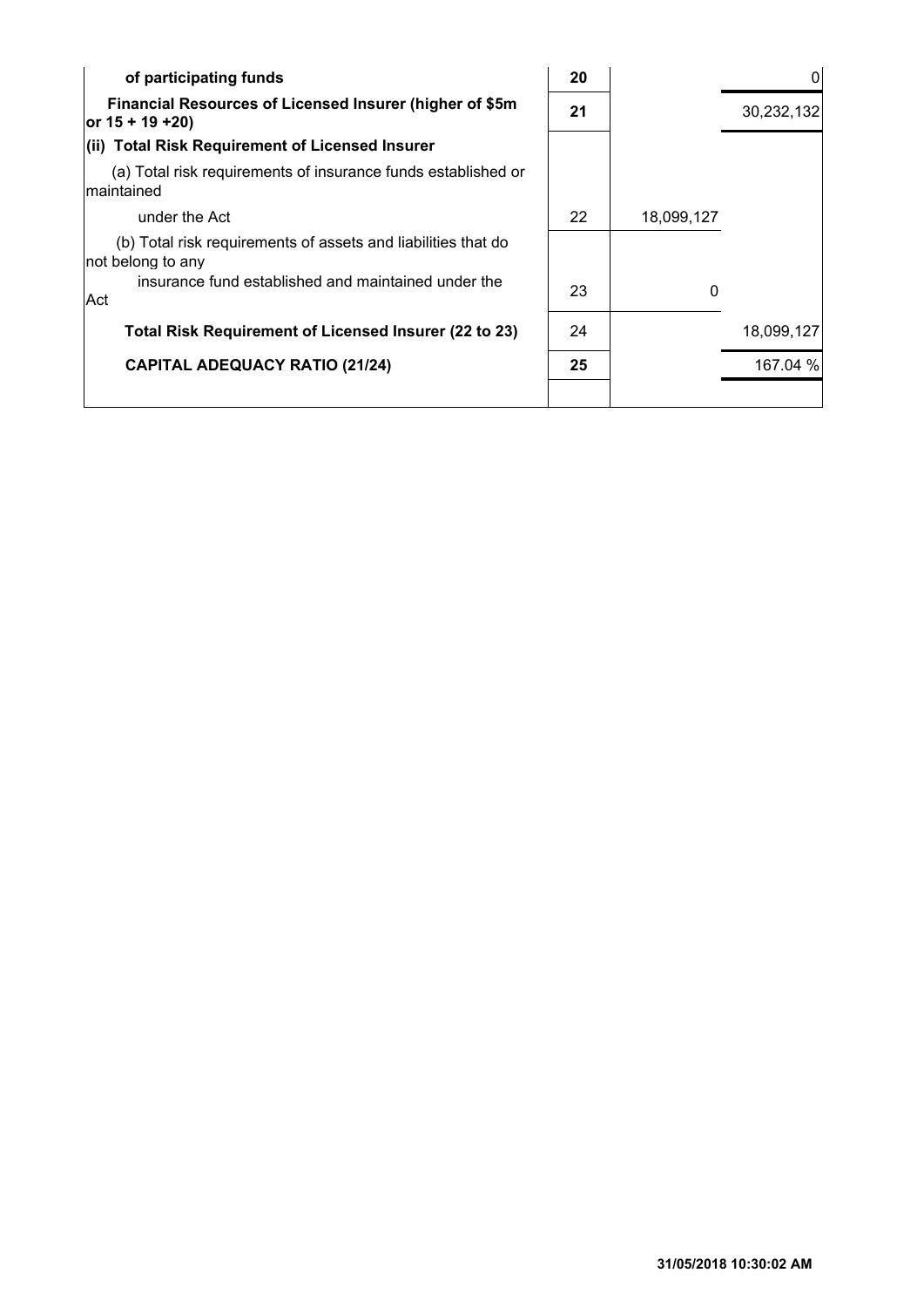| | | | |
|---|---|---|---|
| **of participating funds** | **20** | | 0 |
| **Financial Resources of Licensed Insurer (higher of $5m or 15 + 19 +20)** | **21** | | 30,232,132 |
| **(ii) Total Risk Requirement of Licensed Insurer** | | | |
| (a) Total risk requirements of insurance funds established or maintained under the Act | 22 | 18,099,127 | |
| (b) Total risk requirements of assets and liabilities that do not belong to any insurance fund established and maintained under the Act | 23 | 0 | |
| **Total Risk Requirement of Licensed Insurer (22 to 23)** | 24 | | 18,099,127 |
| **CAPITAL ADEQUACY RATIO (21/24)** | **25** | | 167.04 % |

**31/05/2018 10:30:02 AM**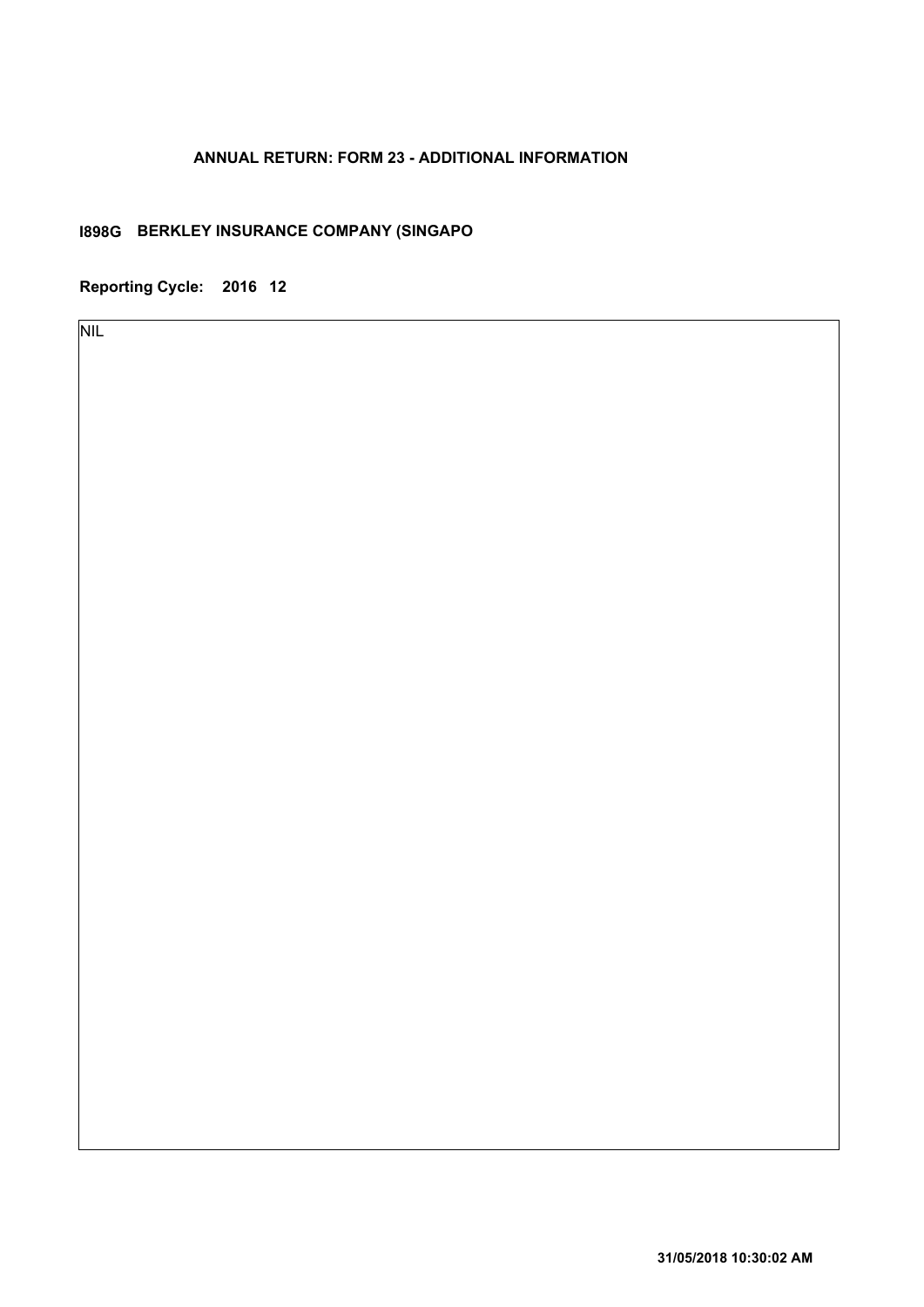## ANNUAL RETURN: FORM 23 - ADDITIONAL INFORMATION

**I898G BERKLEY INSURANCE COMPANY (SINGAPO**

**Reporting Cycle: 2016 12**

NIL

**31/05/2018 10:30:02 AM**